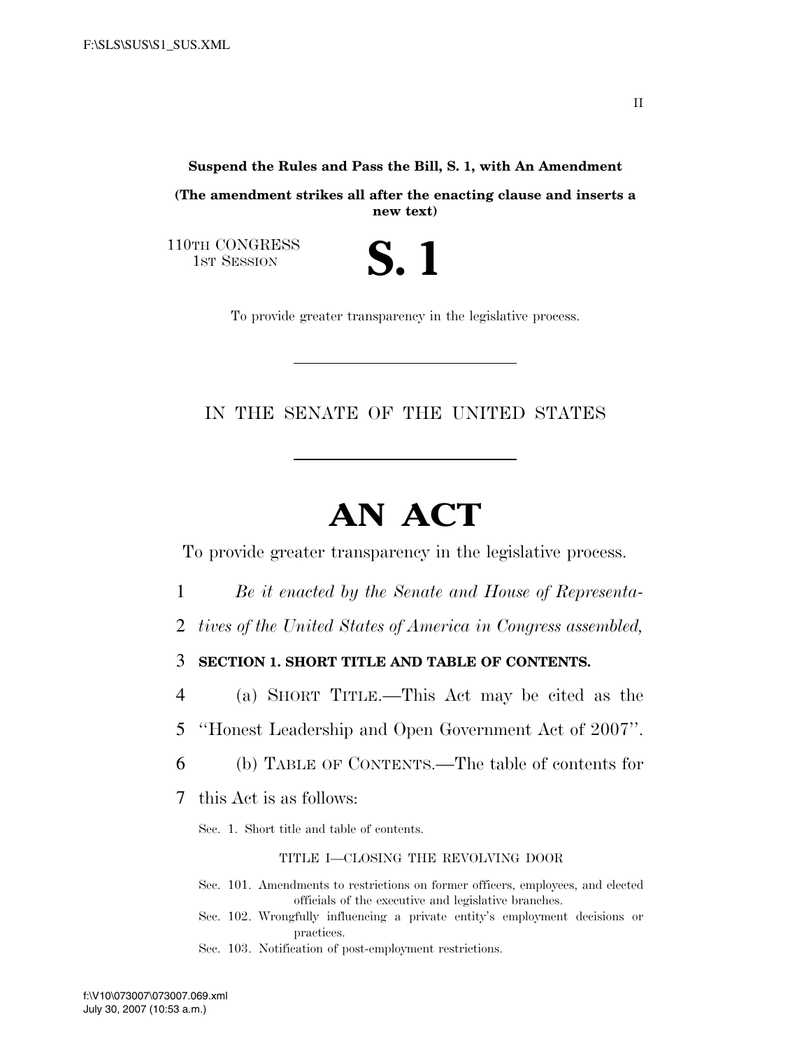**Suspend the Rules and Pass the Bill, S. 1, with An Amendment**

**(The amendment strikes all after the enacting clause and inserts a new text)**

110TH CONGRESS
1ST SESSION

# S. 1

To provide greater transparency in the legislative process.

---

IN THE SENATE OF THE UNITED STATES

---

# AN ACT

To provide greater transparency in the legislative process.

1 *Be it enacted by the Senate and House of Representa-*
2 *tives of the United States of America in Congress assembled,*

3 **SECTION 1. SHORT TITLE AND TABLE OF CONTENTS.**

4 (a) SHORT TITLE.—This Act may be cited as the
5 ''Honest Leadership and Open Government Act of 2007''.

6 (b) TABLE OF CONTENTS.—The table of contents for
7 this Act is as follows:

Sec. 1. Short title and table of contents.

TITLE I—CLOSING THE REVOLVING DOOR

Sec. 101. Amendments to restrictions on former officers, employees, and elected officials of the executive and legislative branches.
Sec. 102. Wrongfully influencing a private entity's employment decisions or practices.
Sec. 103. Notification of post-employment restrictions.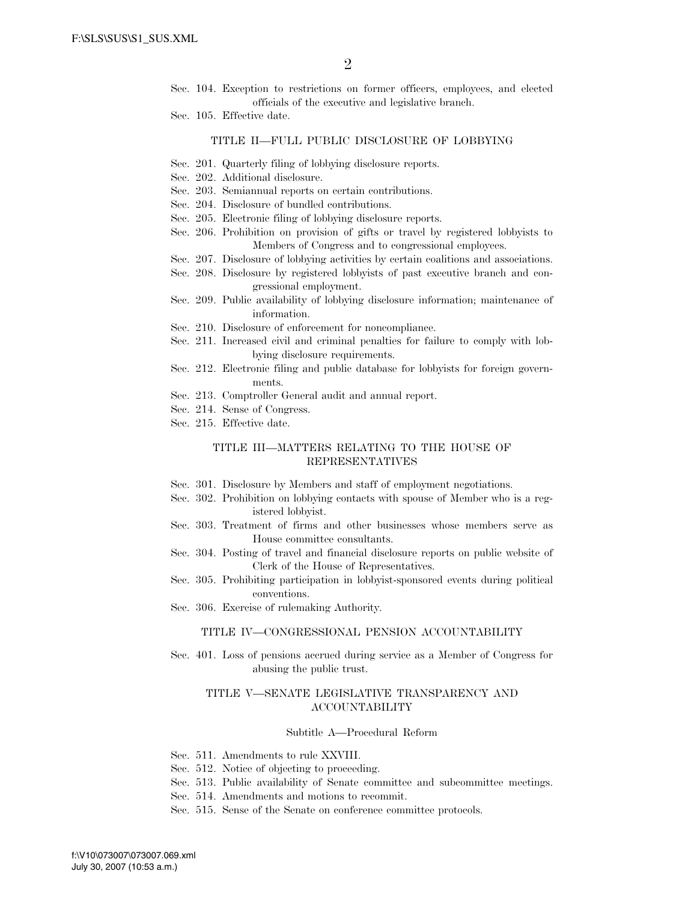Sec. 104. Exception to restrictions on former officers, employees, and elected officials of the executive and legislative branch.
Sec. 105. Effective date.

### TITLE II—FULL PUBLIC DISCLOSURE OF LOBBYING

Sec. 201. Quarterly filing of lobbying disclosure reports.
Sec. 202. Additional disclosure.
Sec. 203. Semiannual reports on certain contributions.
Sec. 204. Disclosure of bundled contributions.
Sec. 205. Electronic filing of lobbying disclosure reports.
Sec. 206. Prohibition on provision of gifts or travel by registered lobbyists to Members of Congress and to congressional employees.
Sec. 207. Disclosure of lobbying activities by certain coalitions and associations.
Sec. 208. Disclosure by registered lobbyists of past executive branch and congressional employment.
Sec. 209. Public availability of lobbying disclosure information; maintenance of information.
Sec. 210. Disclosure of enforcement for noncompliance.
Sec. 211. Increased civil and criminal penalties for failure to comply with lobbying disclosure requirements.
Sec. 212. Electronic filing and public database for lobbyists for foreign governments.
Sec. 213. Comptroller General audit and annual report.
Sec. 214. Sense of Congress.
Sec. 215. Effective date.

### TITLE III—MATTERS RELATING TO THE HOUSE OF REPRESENTATIVES

Sec. 301. Disclosure by Members and staff of employment negotiations.
Sec. 302. Prohibition on lobbying contacts with spouse of Member who is a registered lobbyist.
Sec. 303. Treatment of firms and other businesses whose members serve as House committee consultants.
Sec. 304. Posting of travel and financial disclosure reports on public website of Clerk of the House of Representatives.
Sec. 305. Prohibiting participation in lobbyist-sponsored events during political conventions.
Sec. 306. Exercise of rulemaking Authority.

### TITLE IV—CONGRESSIONAL PENSION ACCOUNTABILITY

Sec. 401. Loss of pensions accrued during service as a Member of Congress for abusing the public trust.

### TITLE V—SENATE LEGISLATIVE TRANSPARENCY AND ACCOUNTABILITY

#### Subtitle A—Procedural Reform

Sec. 511. Amendments to rule XXVIII.
Sec. 512. Notice of objecting to proceeding.
Sec. 513. Public availability of Senate committee and subcommittee meetings.
Sec. 514. Amendments and motions to recommit.
Sec. 515. Sense of the Senate on conference committee protocols.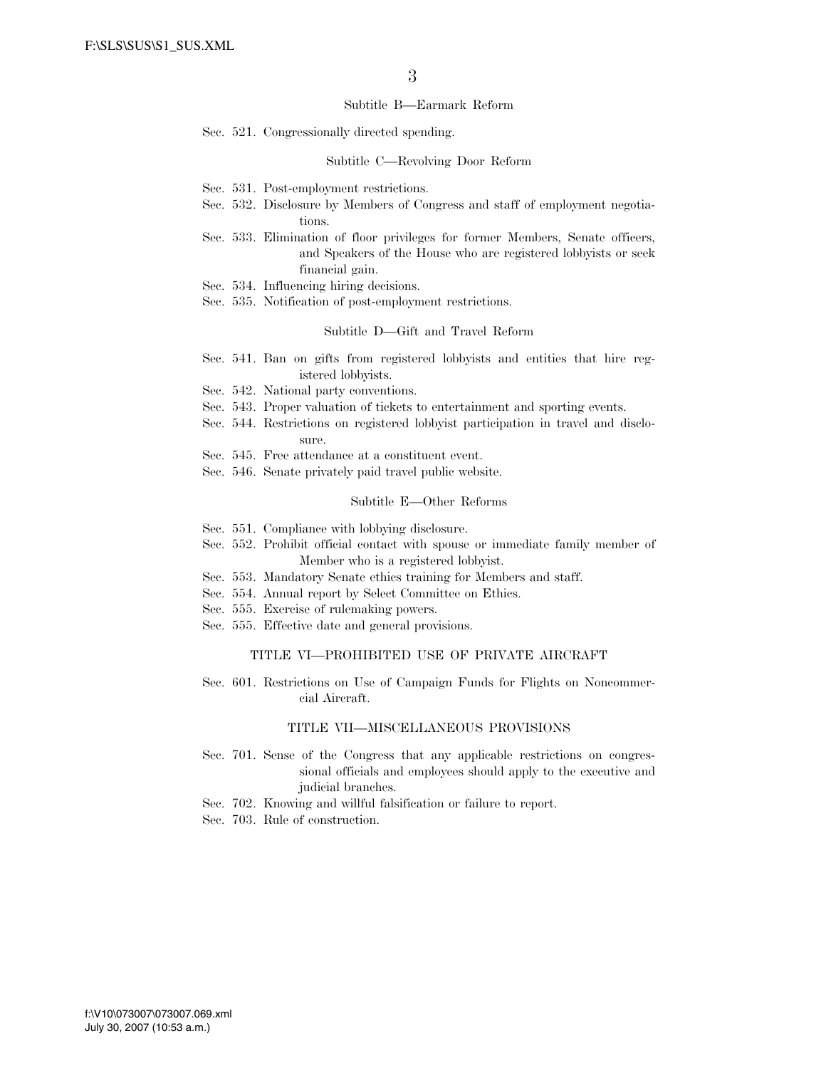### Subtitle B—Earmark Reform

Sec. 521. Congressionally directed spending.

### Subtitle C—Revolving Door Reform

Sec. 531. Post-employment restrictions.
Sec. 532. Disclosure by Members of Congress and staff of employment negotiations.
Sec. 533. Elimination of floor privileges for former Members, Senate officers, and Speakers of the House who are registered lobbyists or seek financial gain.
Sec. 534. Influencing hiring decisions.
Sec. 535. Notification of post-employment restrictions.

### Subtitle D—Gift and Travel Reform

Sec. 541. Ban on gifts from registered lobbyists and entities that hire registered lobbyists.
Sec. 542. National party conventions.
Sec. 543. Proper valuation of tickets to entertainment and sporting events.
Sec. 544. Restrictions on registered lobbyist participation in travel and disclosure.
Sec. 545. Free attendance at a constituent event.
Sec. 546. Senate privately paid travel public website.

### Subtitle E—Other Reforms

Sec. 551. Compliance with lobbying disclosure.
Sec. 552. Prohibit official contact with spouse or immediate family member of Member who is a registered lobbyist.
Sec. 553. Mandatory Senate ethics training for Members and staff.
Sec. 554. Annual report by Select Committee on Ethics.
Sec. 555. Exercise of rulemaking powers.
Sec. 555. Effective date and general provisions.

## TITLE VI—PROHIBITED USE OF PRIVATE AIRCRAFT

Sec. 601. Restrictions on Use of Campaign Funds for Flights on Noncommercial Aircraft.

## TITLE VII—MISCELLANEOUS PROVISIONS

Sec. 701. Sense of the Congress that any applicable restrictions on congressional officials and employees should apply to the executive and judicial branches.
Sec. 702. Knowing and willful falsification or failure to report.
Sec. 703. Rule of construction.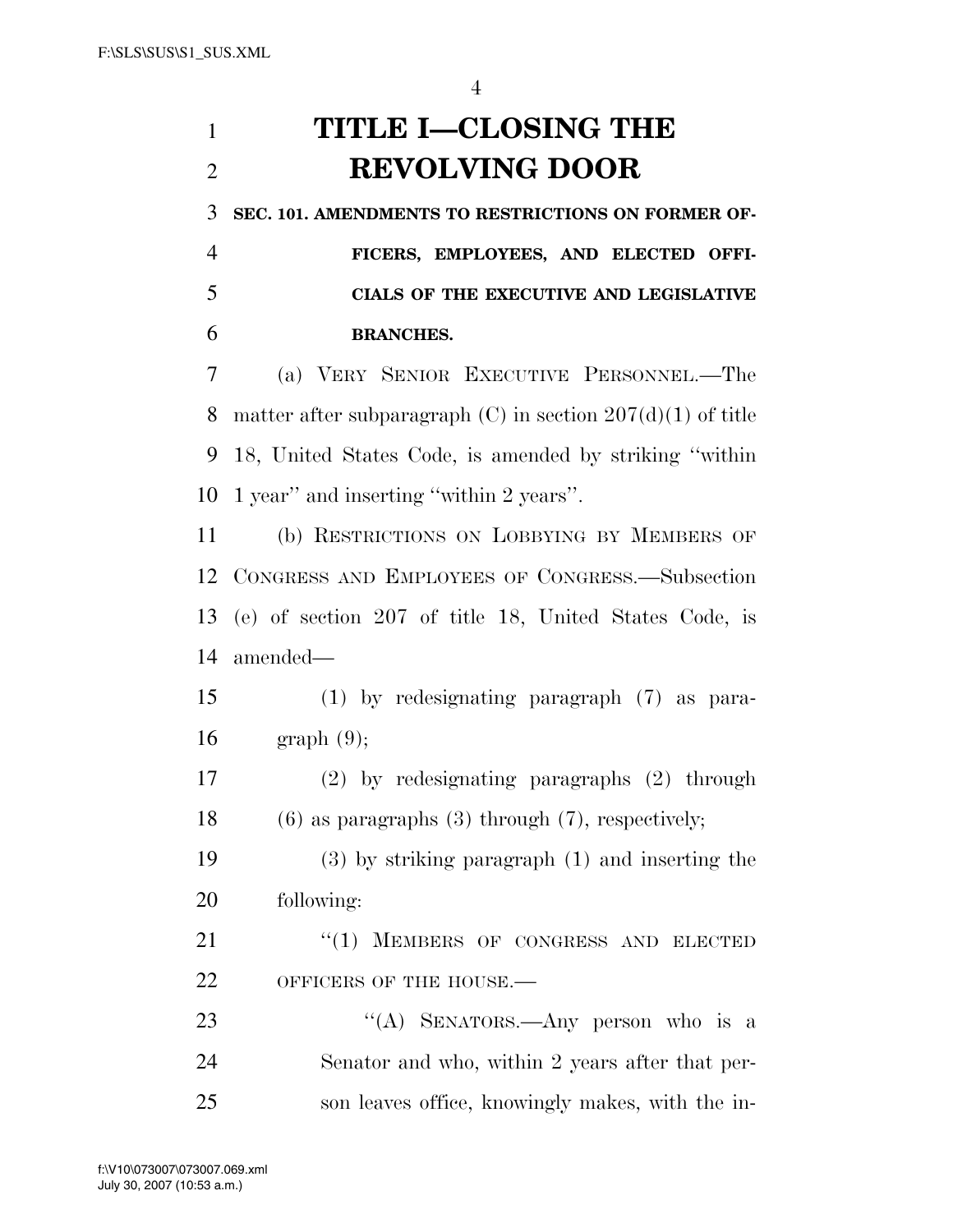# TITLE I—CLOSING THE REVOLVING DOOR

**SEC. 101. AMENDMENTS TO RESTRICTIONS ON FORMER OFFICERS, EMPLOYEES, AND ELECTED OFFICIALS OF THE EXECUTIVE AND LEGISLATIVE BRANCHES.**

(a) VERY SENIOR EXECUTIVE PERSONNEL.—The matter after subparagraph (C) in section 207(d)(1) of title 18, United States Code, is amended by striking "within 1 year" and inserting "within 2 years".

(b) RESTRICTIONS ON LOBBYING BY MEMBERS OF CONGRESS AND EMPLOYEES OF CONGRESS.—Subsection (e) of section 207 of title 18, United States Code, is amended—

(1) by redesignating paragraph (7) as paragraph (9);

(2) by redesignating paragraphs (2) through (6) as paragraphs (3) through (7), respectively;

(3) by striking paragraph (1) and inserting the following:

"(1) MEMBERS OF CONGRESS AND ELECTED OFFICERS OF THE HOUSE.—

"(A) SENATORS.—Any person who is a Senator and who, within 2 years after that person leaves office, knowingly makes, with the in-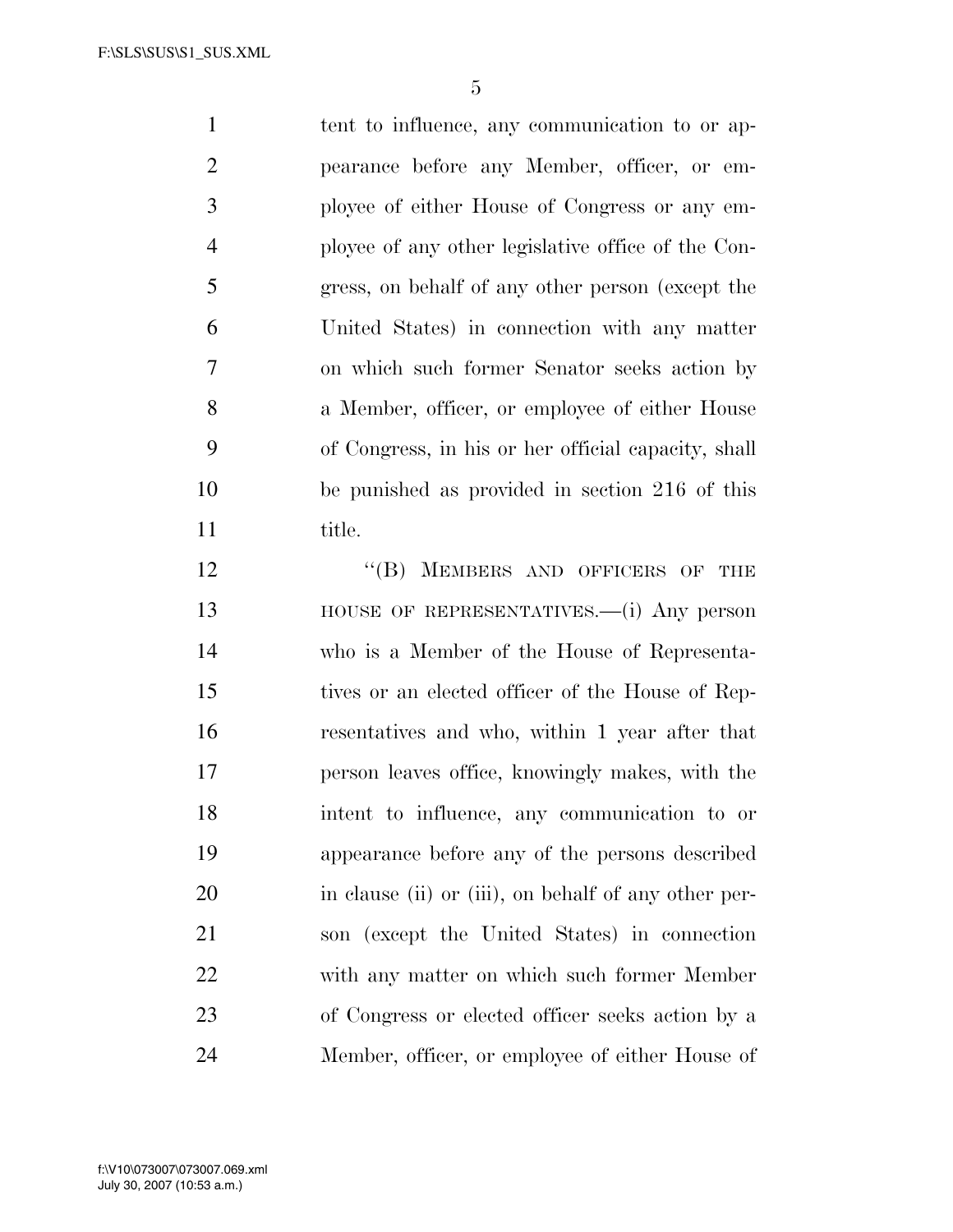tent to influence, any communication to or appearance before any Member, officer, or employee of either House of Congress or any employee of any other legislative office of the Congress, on behalf of any other person (except the United States) in connection with any matter on which such former Senator seeks action by a Member, officer, or employee of either House of Congress, in his or her official capacity, shall be punished as provided in section 216 of this title.

"(B) MEMBERS AND OFFICERS OF THE HOUSE OF REPRESENTATIVES.—(i) Any person who is a Member of the House of Representatives or an elected officer of the House of Representatives and who, within 1 year after that person leaves office, knowingly makes, with the intent to influence, any communication to or appearance before any of the persons described in clause (ii) or (iii), on behalf of any other person (except the United States) in connection with any matter on which such former Member of Congress or elected officer seeks action by a Member, officer, or employee of either House of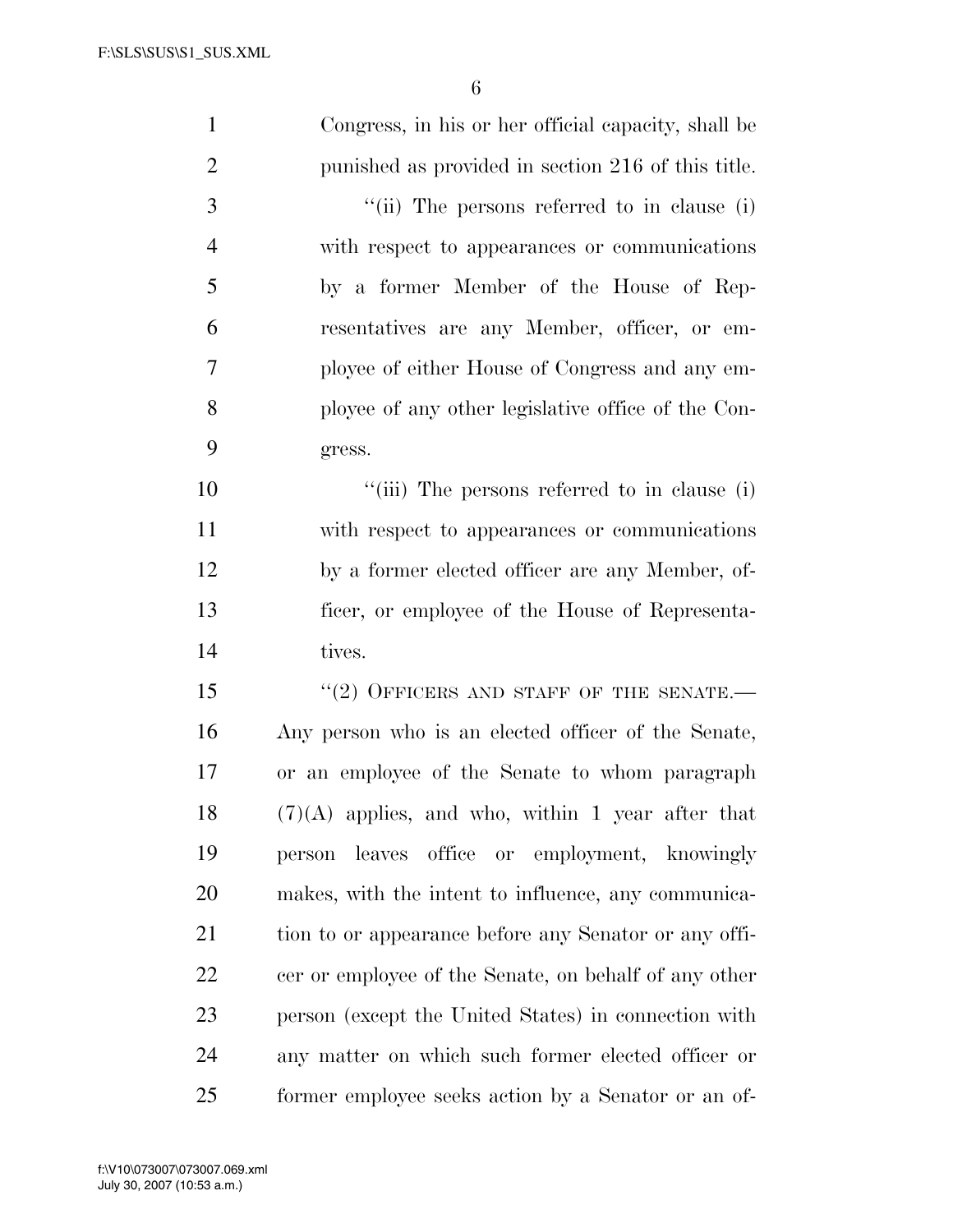Congress, in his or her official capacity, shall be punished as provided in section 216 of this title.

''(ii) The persons referred to in clause (i) with respect to appearances or communications by a former Member of the House of Representatives are any Member, officer, or employee of either House of Congress and any employee of any other legislative office of the Congress.

''(iii) The persons referred to in clause (i) with respect to appearances or communications by a former elected officer are any Member, officer, or employee of the House of Representatives.

''(2) OFFICERS AND STAFF OF THE SENATE.— Any person who is an elected officer of the Senate, or an employee of the Senate to whom paragraph (7)(A) applies, and who, within 1 year after that person leaves office or employment, knowingly makes, with the intent to influence, any communication to or appearance before any Senator or any officer or employee of the Senate, on behalf of any other person (except the United States) in connection with any matter on which such former elected officer or former employee seeks action by a Senator or an of-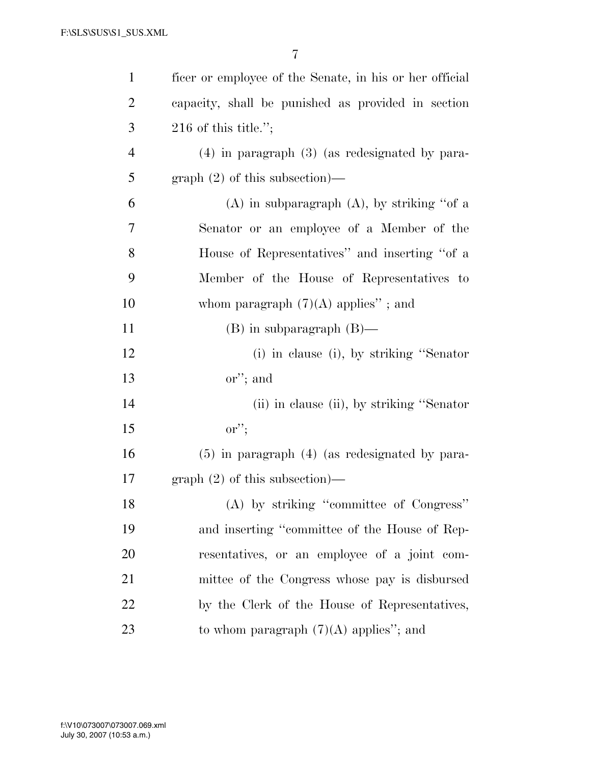ficer or employee of the Senate, in his or her official capacity, shall be punished as provided in section 216 of this title.'';

(4) in paragraph (3) (as redesignated by paragraph (2) of this subsection)—

(A) in subparagraph (A), by striking ''of a Senator or an employee of a Member of the House of Representatives'' and inserting ''of a Member of the House of Representatives to whom paragraph (7)(A) applies'' ; and

(B) in subparagraph (B)—

(i) in clause (i), by striking ''Senator or''; and

(ii) in clause (ii), by striking ''Senator or'';

(5) in paragraph (4) (as redesignated by paragraph (2) of this subsection)—

(A) by striking ''committee of Congress'' and inserting ''committee of the House of Representatives, or an employee of a joint committee of the Congress whose pay is disbursed by the Clerk of the House of Representatives, to whom paragraph (7)(A) applies''; and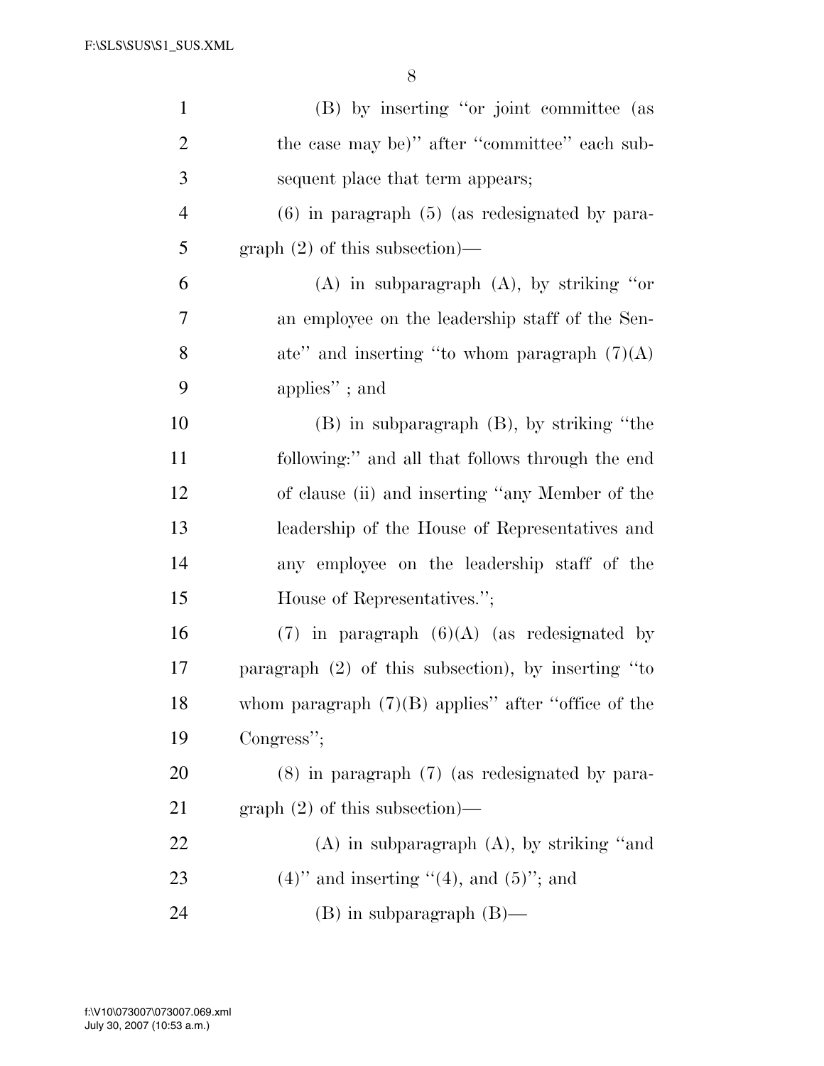(B) by inserting "or joint committee (as the case may be)" after "committee" each subsequent place that term appears;

(6) in paragraph (5) (as redesignated by paragraph (2) of this subsection)—

(A) in subparagraph (A), by striking "or an employee on the leadership staff of the Senate" and inserting "to whom paragraph (7)(A) applies" ; and

(B) in subparagraph (B), by striking "the following:" and all that follows through the end of clause (ii) and inserting "any Member of the leadership of the House of Representatives and any employee on the leadership staff of the House of Representatives.";

(7) in paragraph (6)(A) (as redesignated by paragraph (2) of this subsection), by inserting "to whom paragraph (7)(B) applies" after "office of the Congress";

(8) in paragraph (7) (as redesignated by paragraph (2) of this subsection)—

(A) in subparagraph (A), by striking "and (4)" and inserting "(4), and (5)"; and

(B) in subparagraph (B)—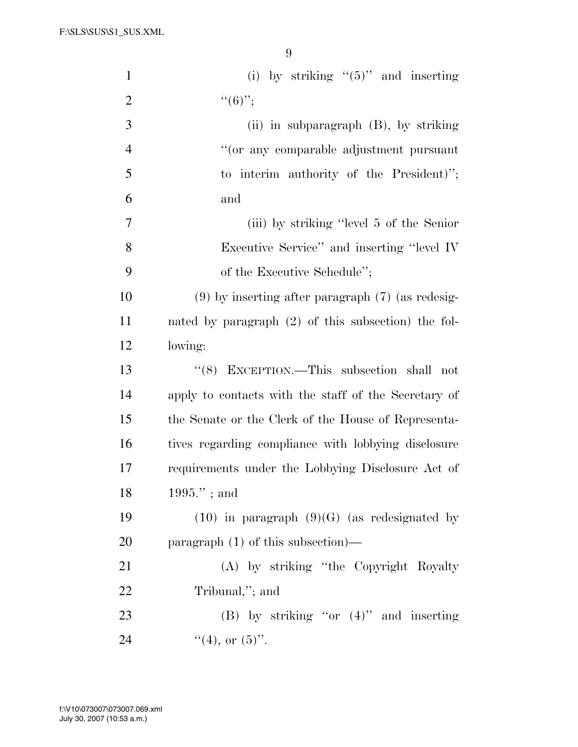(i) by striking "(5)" and inserting "(6)";

(ii) in subparagraph (B), by striking "(or any comparable adjustment pursuant to interim authority of the President)"; and

(iii) by striking "level 5 of the Senior Executive Service" and inserting "level IV of the Executive Schedule";

(9) by inserting after paragraph (7) (as redesignated by paragraph (2) of this subsection) the following:

"(8) EXCEPTION.—This subsection shall not apply to contacts with the staff of the Secretary of the Senate or the Clerk of the House of Representatives regarding compliance with lobbying disclosure requirements under the Lobbying Disclosure Act of 1995." ; and

(10) in paragraph (9)(G) (as redesignated by paragraph (1) of this subsection)—

(A) by striking "the Copyright Royalty Tribunal,"; and

(B) by striking "or (4)" and inserting "(4), or (5)".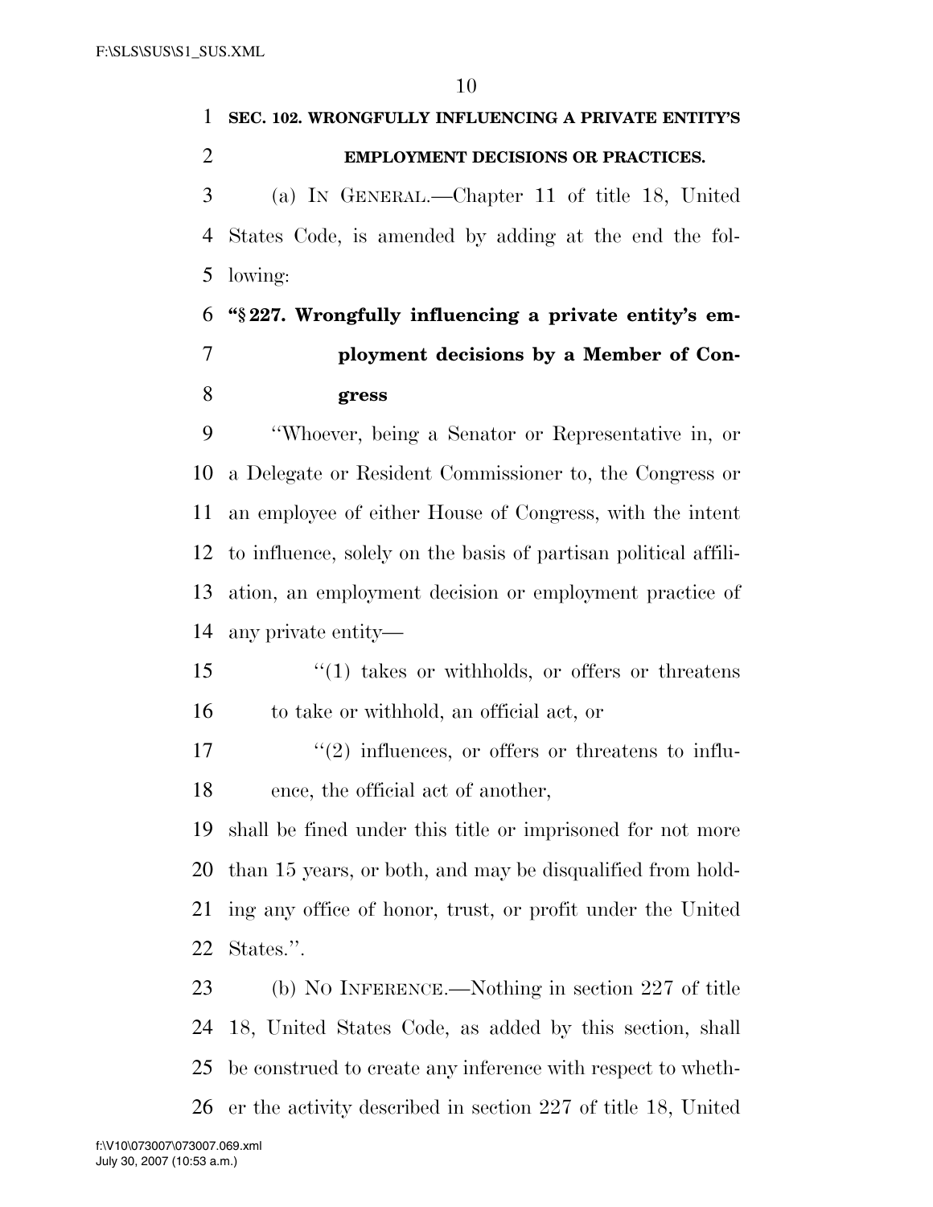**SEC. 102. WRONGFULLY INFLUENCING A PRIVATE ENTITY'S EMPLOYMENT DECISIONS OR PRACTICES.**

(a) IN GENERAL.—Chapter 11 of title 18, United States Code, is amended by adding at the end the following:

**"§ 227. Wrongfully influencing a private entity's employment decisions by a Member of Congress**

"Whoever, being a Senator or Representative in, or a Delegate or Resident Commissioner to, the Congress or an employee of either House of Congress, with the intent to influence, solely on the basis of partisan political affiliation, an employment decision or employment practice of any private entity—

"(1) takes or withholds, or offers or threatens to take or withhold, an official act, or

"(2) influences, or offers or threatens to influence, the official act of another,

shall be fined under this title or imprisoned for not more than 15 years, or both, and may be disqualified from holding any office of honor, trust, or profit under the United States.".

(b) NO INFERENCE.—Nothing in section 227 of title 18, United States Code, as added by this section, shall be construed to create any inference with respect to whether the activity described in section 227 of title 18, United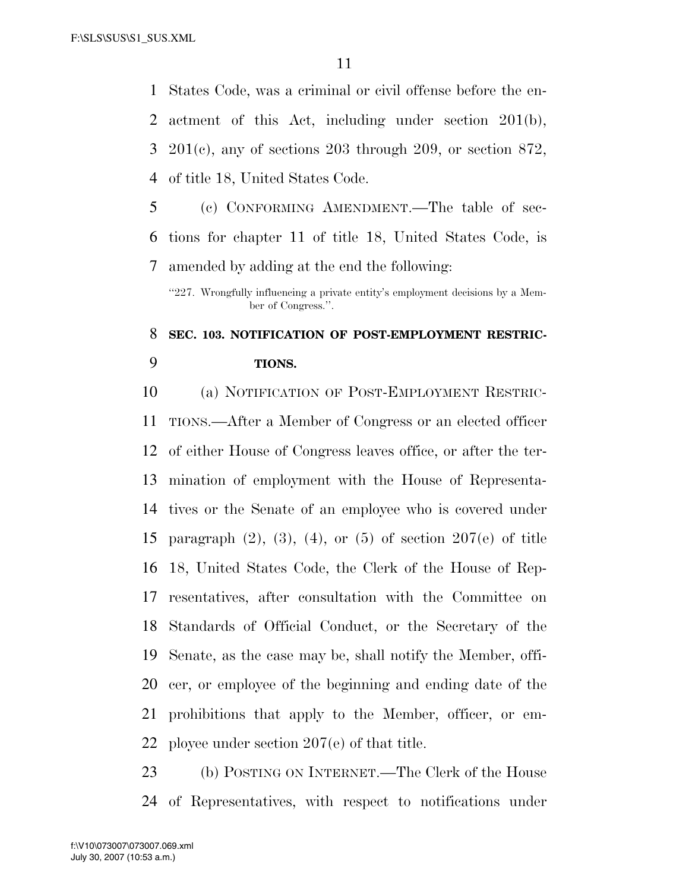States Code, was a criminal or civil offense before the enactment of this Act, including under section 201(b), 201(c), any of sections 203 through 209, or section 872, of title 18, United States Code.

(c) CONFORMING AMENDMENT.—The table of sections for chapter 11 of title 18, United States Code, is amended by adding at the end the following:

"227. Wrongfully influencing a private entity's employment decisions by a Member of Congress.".

## SEC. 103. NOTIFICATION OF POST-EMPLOYMENT RESTRICTIONS.

(a) NOTIFICATION OF POST-EMPLOYMENT RESTRICTIONS.—After a Member of Congress or an elected officer of either House of Congress leaves office, or after the termination of employment with the House of Representatives or the Senate of an employee who is covered under paragraph (2), (3), (4), or (5) of section 207(e) of title 18, United States Code, the Clerk of the House of Representatives, after consultation with the Committee on Standards of Official Conduct, or the Secretary of the Senate, as the case may be, shall notify the Member, officer, or employee of the beginning and ending date of the prohibitions that apply to the Member, officer, or employee under section 207(e) of that title.

(b) POSTING ON INTERNET.—The Clerk of the House of Representatives, with respect to notifications under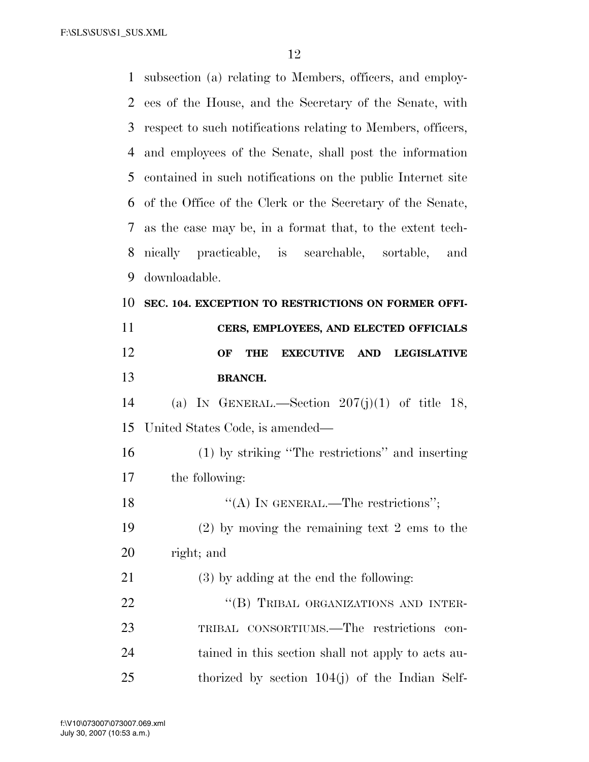subsection (a) relating to Members, officers, and employees of the House, and the Secretary of the Senate, with respect to such notifications relating to Members, officers, and employees of the Senate, shall post the information contained in such notifications on the public Internet site of the Office of the Clerk or the Secretary of the Senate, as the case may be, in a format that, to the extent technically practicable, is searchable, sortable, and downloadable.

**SEC. 104. EXCEPTION TO RESTRICTIONS ON FORMER OFFICERS, EMPLOYEES, AND ELECTED OFFICIALS OF THE EXECUTIVE AND LEGISLATIVE BRANCH.**

(a) IN GENERAL.—Section 207(j)(1) of title 18, United States Code, is amended—

(1) by striking ''The restrictions'' and inserting the following:

''(A) IN GENERAL.—The restrictions'';

(2) by moving the remaining text 2 ems to the right; and

(3) by adding at the end the following:

''(B) TRIBAL ORGANIZATIONS AND INTERTRIBAL CONSORTIUMS.—The restrictions contained in this section shall not apply to acts authorized by section 104(j) of the Indian Self-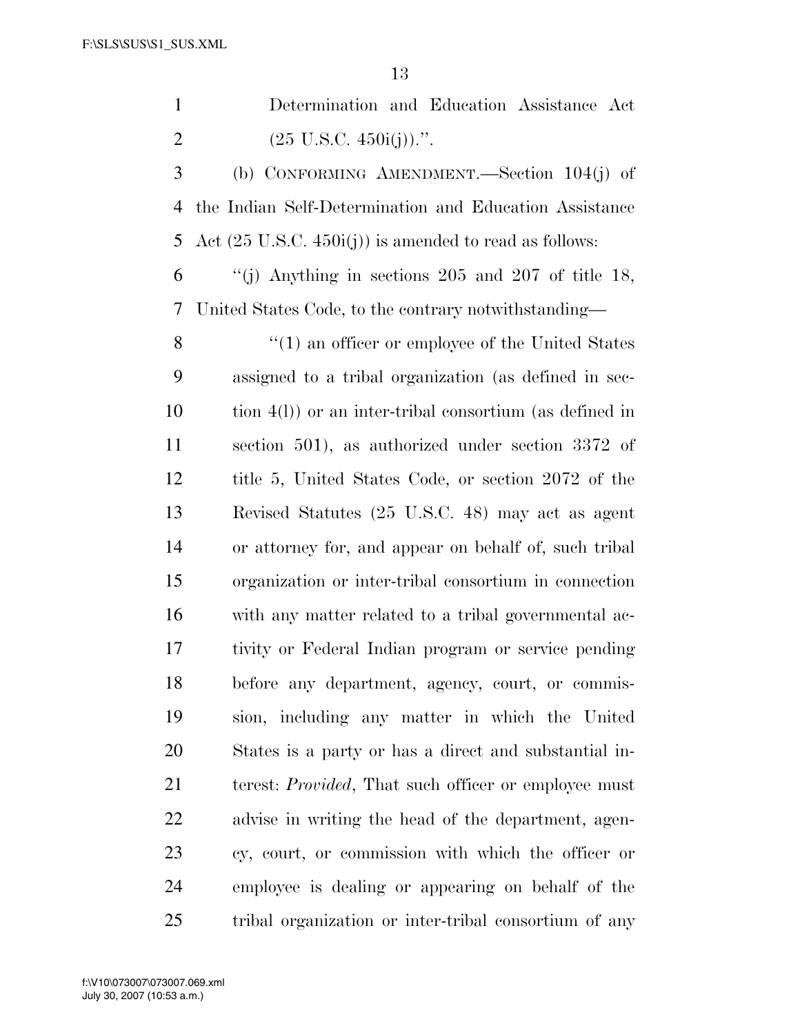Determination and Education Assistance Act (25 U.S.C. 450i(j)).''.

(b) CONFORMING AMENDMENT.—Section 104(j) of the Indian Self-Determination and Education Assistance Act (25 U.S.C. 450i(j)) is amended to read as follows:

''(j) Anything in sections 205 and 207 of title 18, United States Code, to the contrary notwithstanding—

''(1) an officer or employee of the United States assigned to a tribal organization (as defined in section 4(l)) or an inter-tribal consortium (as defined in section 501), as authorized under section 3372 of title 5, United States Code, or section 2072 of the Revised Statutes (25 U.S.C. 48) may act as agent or attorney for, and appear on behalf of, such tribal organization or inter-tribal consortium in connection with any matter related to a tribal governmental activity or Federal Indian program or service pending before any department, agency, court, or commission, including any matter in which the United States is a party or has a direct and substantial interest: *Provided*, That such officer or employee must advise in writing the head of the department, agency, court, or commission with which the officer or employee is dealing or appearing on behalf of the tribal organization or inter-tribal consortium of any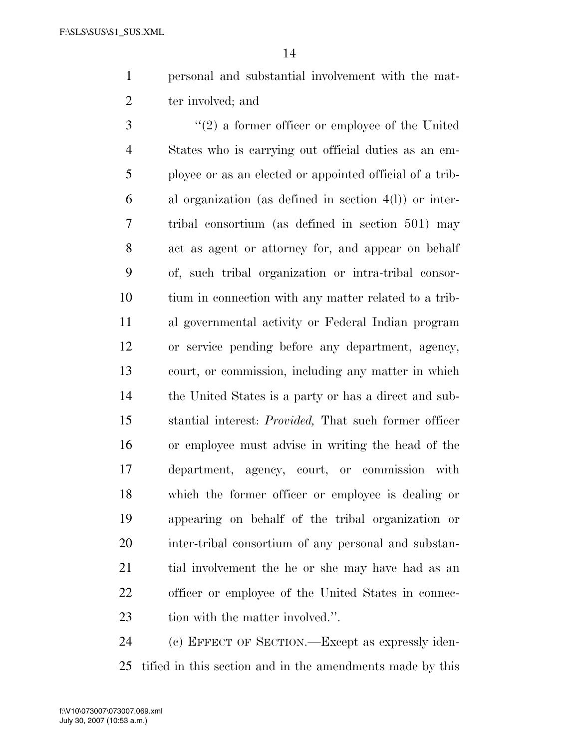personal and substantial involvement with the matter involved; and

"(2) a former officer or employee of the United States who is carrying out official duties as an employee or as an elected or appointed official of a tribal organization (as defined in section 4(l)) or inter-tribal consortium (as defined in section 501) may act as agent or attorney for, and appear on behalf of, such tribal organization or intra-tribal consortium in connection with any matter related to a tribal governmental activity or Federal Indian program or service pending before any department, agency, court, or commission, including any matter in which the United States is a party or has a direct and substantial interest: *Provided,* That such former officer or employee must advise in writing the head of the department, agency, court, or commission with which the former officer or employee is dealing or appearing on behalf of the tribal organization or inter-tribal consortium of any personal and substantial involvement the he or she may have had as an officer or employee of the United States in connection with the matter involved.".

(c) EFFECT OF SECTION.—Except as expressly identified in this section and in the amendments made by this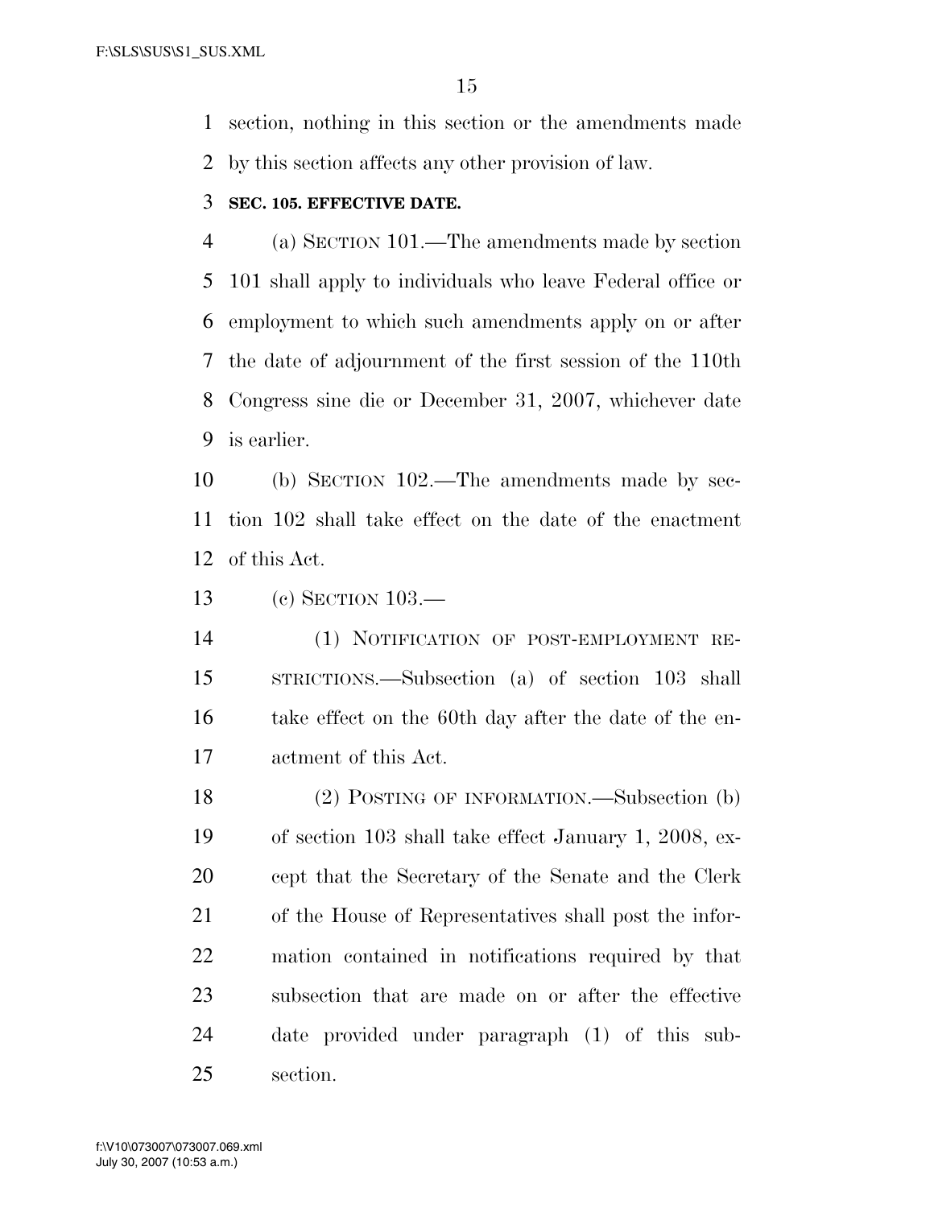section, nothing in this section or the amendments made by this section affects any other provision of law.

**SEC. 105. EFFECTIVE DATE.**

(a) SECTION 101.—The amendments made by section 101 shall apply to individuals who leave Federal office or employment to which such amendments apply on or after the date of adjournment of the first session of the 110th Congress sine die or December 31, 2007, whichever date is earlier.

(b) SECTION 102.—The amendments made by section 102 shall take effect on the date of the enactment of this Act.

(c) SECTION 103.—

(1) NOTIFICATION OF POST-EMPLOYMENT RESTRICTIONS.—Subsection (a) of section 103 shall take effect on the 60th day after the date of the enactment of this Act.

(2) POSTING OF INFORMATION.—Subsection (b) of section 103 shall take effect January 1, 2008, except that the Secretary of the Senate and the Clerk of the House of Representatives shall post the information contained in notifications required by that subsection that are made on or after the effective date provided under paragraph (1) of this subsection.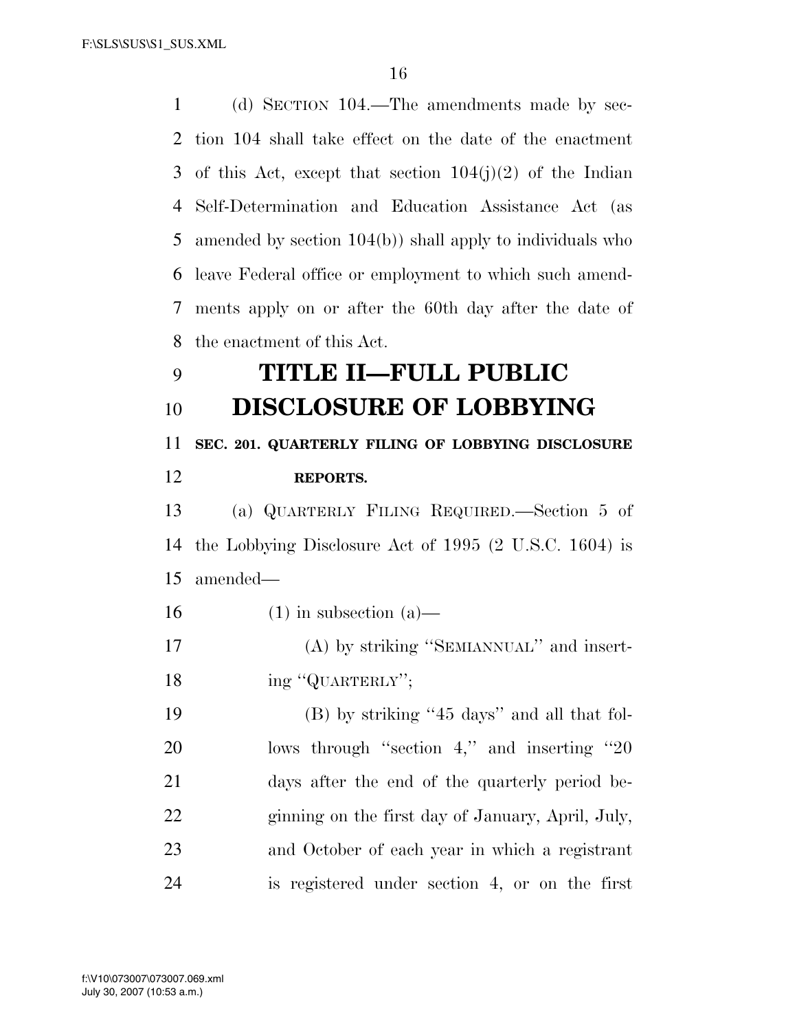(d) SECTION 104.—The amendments made by section 104 shall take effect on the date of the enactment of this Act, except that section 104(j)(2) of the Indian Self-Determination and Education Assistance Act (as amended by section 104(b)) shall apply to individuals who leave Federal office or employment to which such amendments apply on or after the 60th day after the date of the enactment of this Act.

# TITLE II—FULL PUBLIC DISCLOSURE OF LOBBYING

## SEC. 201. QUARTERLY FILING OF LOBBYING DISCLOSURE REPORTS.

(a) QUARTERLY FILING REQUIRED.—Section 5 of the Lobbying Disclosure Act of 1995 (2 U.S.C. 1604) is amended—

(1) in subsection (a)—

(A) by striking ''SEMIANNUAL'' and inserting ''QUARTERLY'';

(B) by striking ''45 days'' and all that follows through ''section 4,'' and inserting ''20 days after the end of the quarterly period beginning on the first day of January, April, July, and October of each year in which a registrant is registered under section 4, or on the first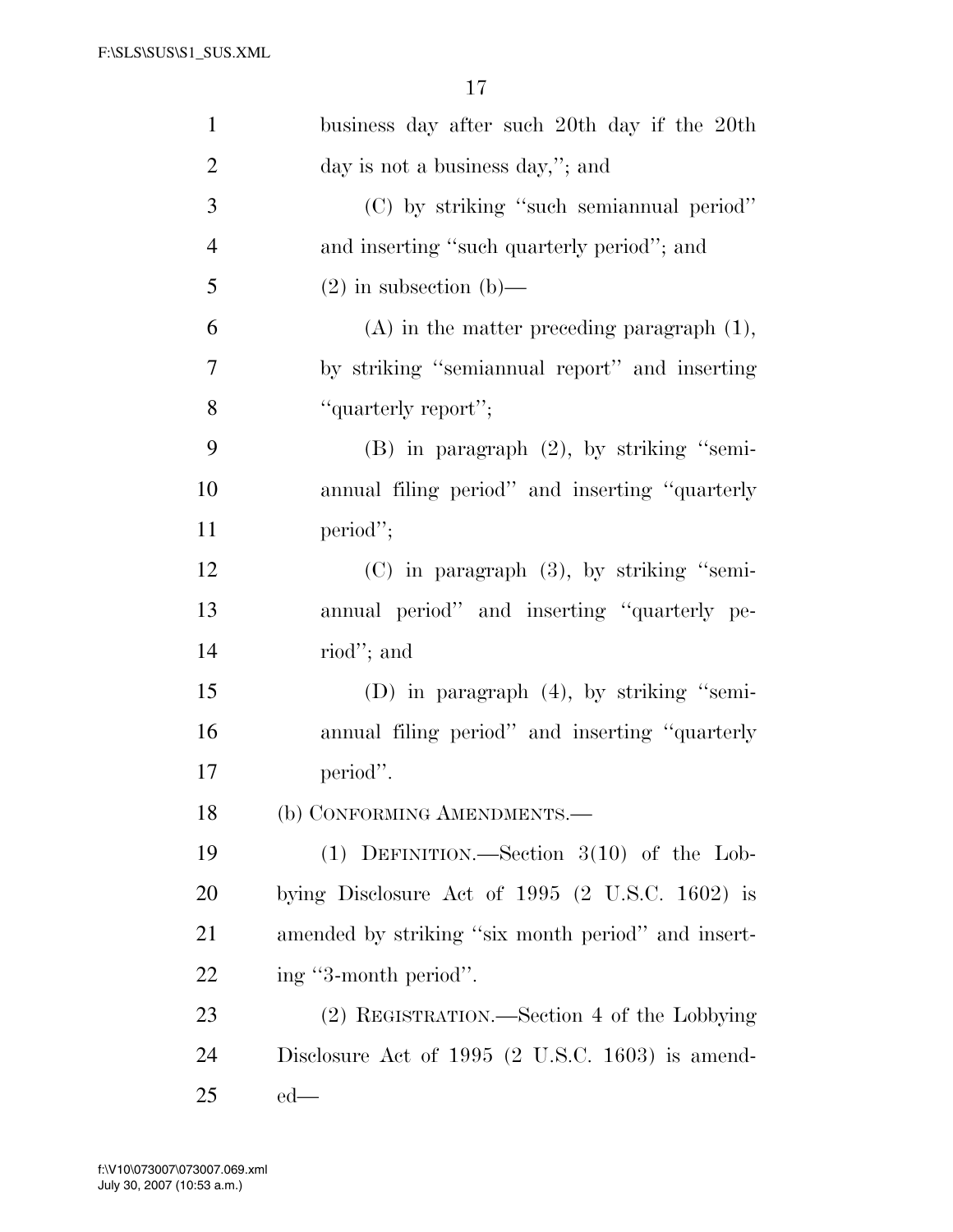business day after such 20th day if the 20th day is not a business day,''; and

(C) by striking ''such semiannual period'' and inserting ''such quarterly period''; and

(2) in subsection (b)—

(A) in the matter preceding paragraph (1), by striking ''semiannual report'' and inserting ''quarterly report'';

(B) in paragraph (2), by striking ''semiannual filing period'' and inserting ''quarterly period'';

(C) in paragraph (3), by striking ''semiannual period'' and inserting ''quarterly period''; and

(D) in paragraph (4), by striking ''semiannual filing period'' and inserting ''quarterly period''.

(b) CONFORMING AMENDMENTS.—

(1) DEFINITION.—Section 3(10) of the Lobbying Disclosure Act of 1995 (2 U.S.C. 1602) is amended by striking ''six month period'' and inserting ''3-month period''.

(2) REGISTRATION.—Section 4 of the Lobbying Disclosure Act of 1995 (2 U.S.C. 1603) is amended—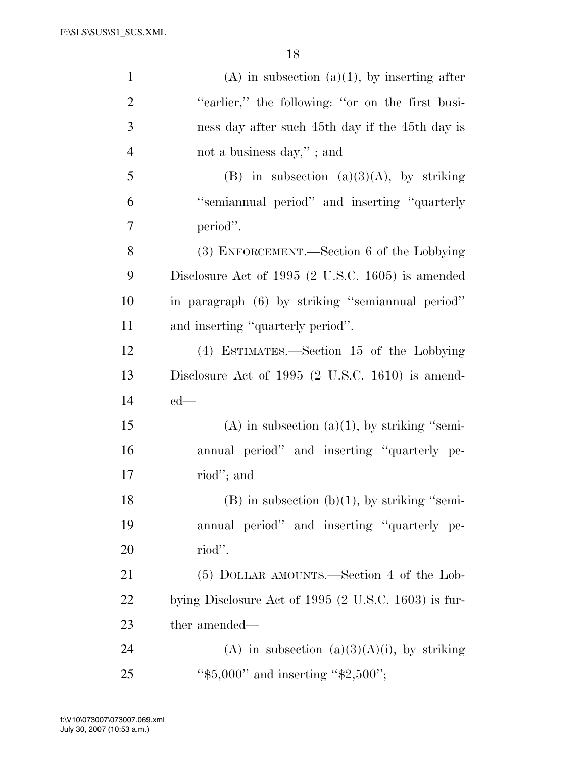(A) in subsection (a)(1), by inserting after "earlier," the following: "or on the first business day after such 45th day if the 45th day is not a business day," ; and

(B) in subsection (a)(3)(A), by striking "semiannual period" and inserting "quarterly period".

(3) ENFORCEMENT.—Section 6 of the Lobbying Disclosure Act of 1995 (2 U.S.C. 1605) is amended in paragraph (6) by striking "semiannual period" and inserting "quarterly period".

(4) ESTIMATES.—Section 15 of the Lobbying Disclosure Act of 1995 (2 U.S.C. 1610) is amended—

(A) in subsection (a)(1), by striking "semiannual period" and inserting "quarterly period"; and

(B) in subsection (b)(1), by striking "semiannual period" and inserting "quarterly period".

(5) DOLLAR AMOUNTS.—Section 4 of the Lobbying Disclosure Act of 1995 (2 U.S.C. 1603) is further amended—

(A) in subsection (a)(3)(A)(i), by striking "$5,000" and inserting "$2,500";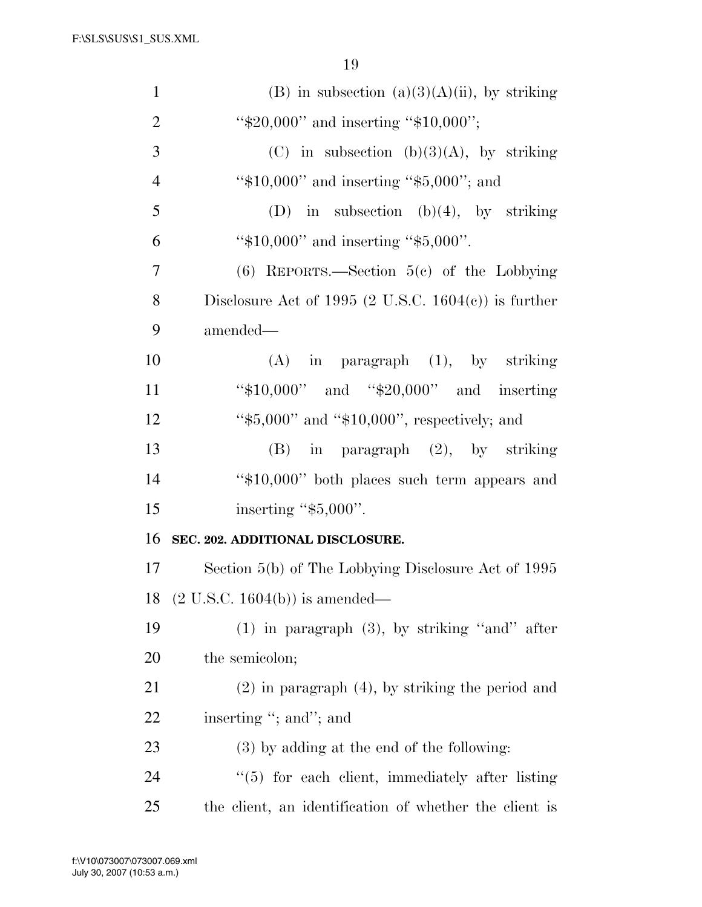(B) in subsection (a)(3)(A)(ii), by striking "$20,000" and inserting "$10,000";

(C) in subsection (b)(3)(A), by striking "$10,000" and inserting "$5,000"; and

(D) in subsection (b)(4), by striking "$10,000" and inserting "$5,000".

(6) REPORTS.—Section 5(c) of the Lobbying Disclosure Act of 1995 (2 U.S.C. 1604(c)) is further amended—

(A) in paragraph (1), by striking "$10,000" and "$20,000" and inserting "$5,000" and "$10,000", respectively; and

(B) in paragraph (2), by striking "$10,000" both places such term appears and inserting "$5,000".

**SEC. 202. ADDITIONAL DISCLOSURE.**

Section 5(b) of The Lobbying Disclosure Act of 1995 (2 U.S.C. 1604(b)) is amended—

(1) in paragraph (3), by striking "and" after the semicolon;

(2) in paragraph (4), by striking the period and inserting "; and"; and

(3) by adding at the end of the following:

"(5) for each client, immediately after listing the client, an identification of whether the client is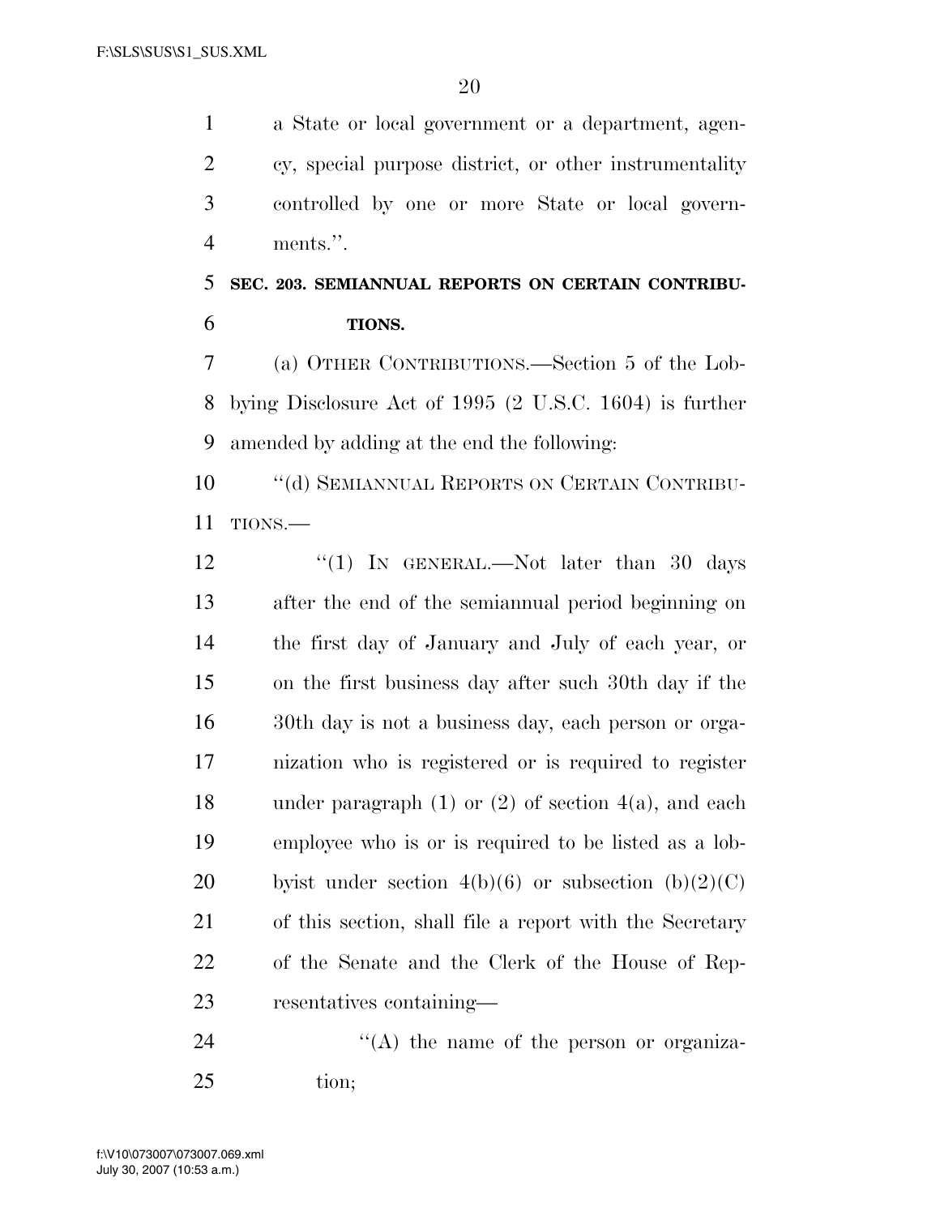a State or local government or a department, agency, special purpose district, or other instrumentality controlled by one or more State or local governments.''.

**SEC. 203. SEMIANNUAL REPORTS ON CERTAIN CONTRIBUTIONS.**

(a) OTHER CONTRIBUTIONS.—Section 5 of the Lobbying Disclosure Act of 1995 (2 U.S.C. 1604) is further amended by adding at the end the following:

''(d) SEMIANNUAL REPORTS ON CERTAIN CONTRIBUTIONS.—

''(1) IN GENERAL.—Not later than 30 days after the end of the semiannual period beginning on the first day of January and July of each year, or on the first business day after such 30th day if the 30th day is not a business day, each person or organization who is registered or is required to register under paragraph (1) or (2) of section 4(a), and each employee who is or is required to be listed as a lobbyist under section 4(b)(6) or subsection (b)(2)(C) of this section, shall file a report with the Secretary of the Senate and the Clerk of the House of Representatives containing—

''(A) the name of the person or organization;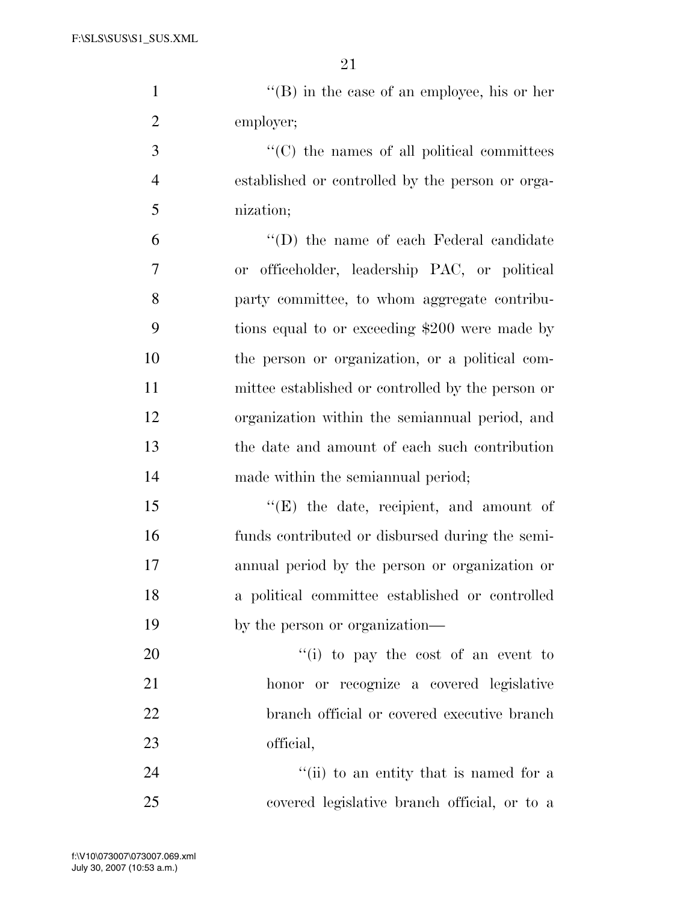''(B) in the case of an employee, his or her employer;

''(C) the names of all political committees established or controlled by the person or organization;

''(D) the name of each Federal candidate or officeholder, leadership PAC, or political party committee, to whom aggregate contributions equal to or exceeding $200 were made by the person or organization, or a political committee established or controlled by the person or organization within the semiannual period, and the date and amount of each such contribution made within the semiannual period;

''(E) the date, recipient, and amount of funds contributed or disbursed during the semiannual period by the person or organization or a political committee established or controlled by the person or organization—

''(i) to pay the cost of an event to honor or recognize a covered legislative branch official or covered executive branch official,

''(ii) to an entity that is named for a covered legislative branch official, or to a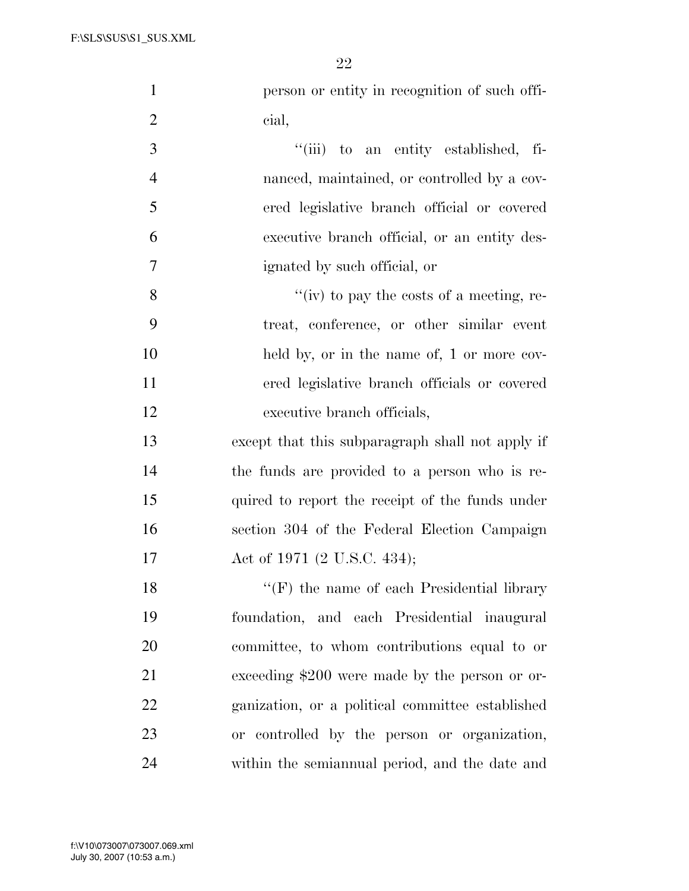person or entity in recognition of such official,

''(iii) to an entity established, financed, maintained, or controlled by a covered legislative branch official or covered executive branch official, or an entity designated by such official, or

''(iv) to pay the costs of a meeting, retreat, conference, or other similar event held by, or in the name of, 1 or more covered legislative branch officials or covered executive branch officials,

except that this subparagraph shall not apply if the funds are provided to a person who is required to report the receipt of the funds under section 304 of the Federal Election Campaign Act of 1971 (2 U.S.C. 434);

''(F) the name of each Presidential library foundation, and each Presidential inaugural committee, to whom contributions equal to or exceeding $200 were made by the person or organization, or a political committee established or controlled by the person or organization, within the semiannual period, and the date and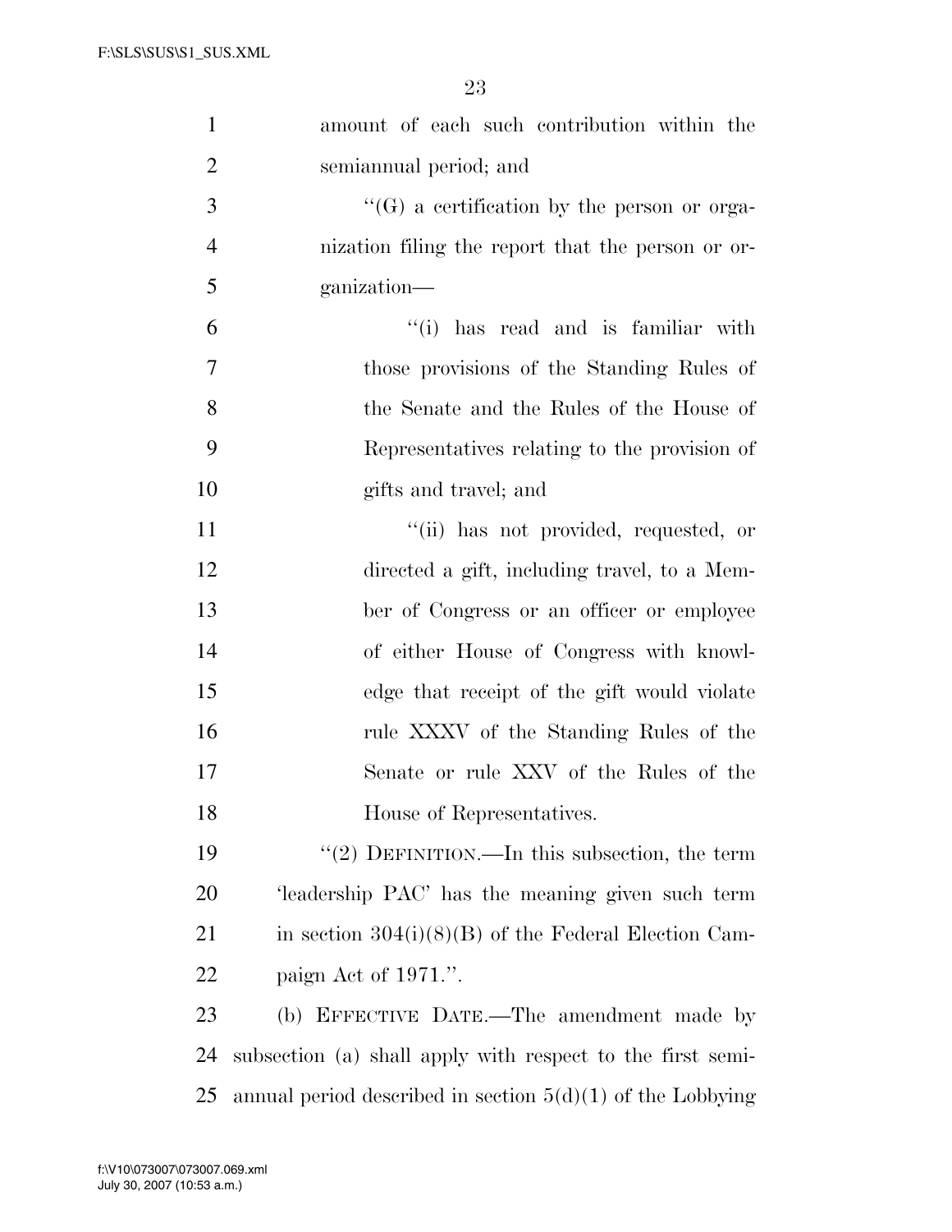amount of each such contribution within the semiannual period; and

''(G) a certification by the person or organization filing the report that the person or organization—

''(i) has read and is familiar with those provisions of the Standing Rules of the Senate and the Rules of the House of Representatives relating to the provision of gifts and travel; and

''(ii) has not provided, requested, or directed a gift, including travel, to a Member of Congress or an officer or employee of either House of Congress with knowledge that receipt of the gift would violate rule XXXV of the Standing Rules of the Senate or rule XXV of the Rules of the House of Representatives.

''(2) DEFINITION.—In this subsection, the term 'leadership PAC' has the meaning given such term in section 304(i)(8)(B) of the Federal Election Campaign Act of 1971.''.

(b) EFFECTIVE DATE.—The amendment made by subsection (a) shall apply with respect to the first semiannual period described in section 5(d)(1) of the Lobbying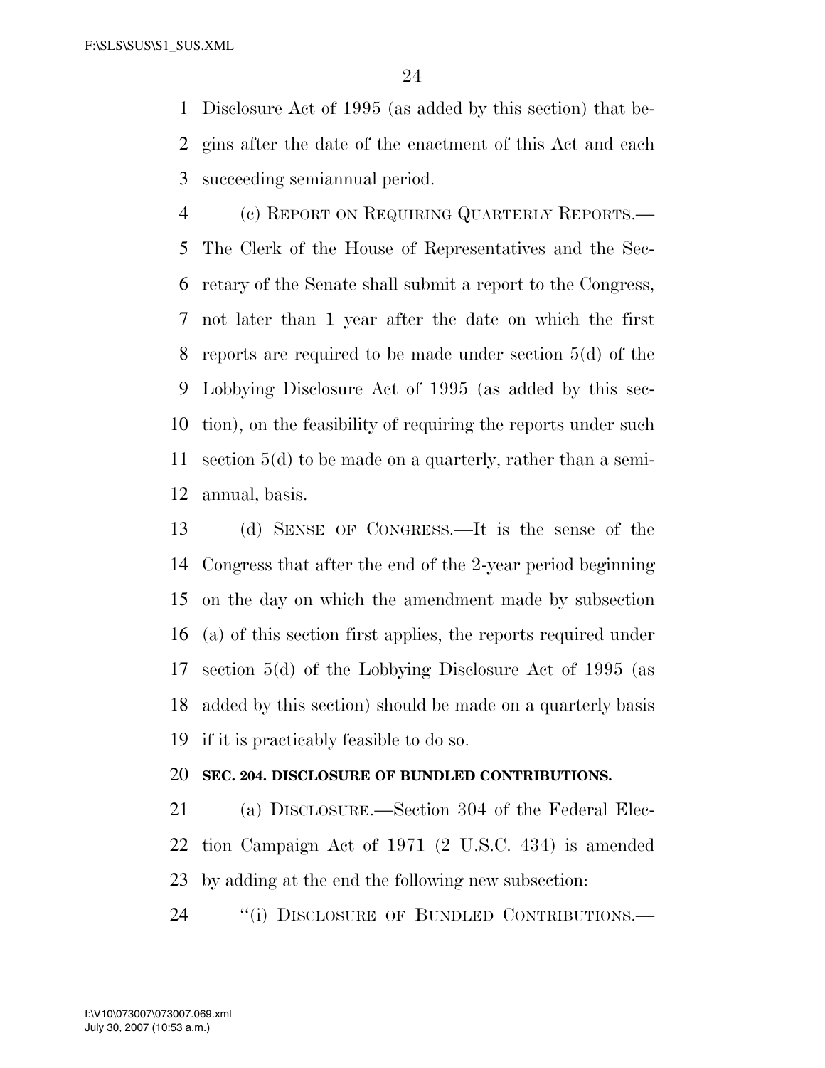Disclosure Act of 1995 (as added by this section) that begins after the date of the enactment of this Act and each succeeding semiannual period.

(c) REPORT ON REQUIRING QUARTERLY REPORTS.—The Clerk of the House of Representatives and the Secretary of the Senate shall submit a report to the Congress, not later than 1 year after the date on which the first reports are required to be made under section 5(d) of the Lobbying Disclosure Act of 1995 (as added by this section), on the feasibility of requiring the reports under such section 5(d) to be made on a quarterly, rather than a semiannual, basis.

(d) SENSE OF CONGRESS.—It is the sense of the Congress that after the end of the 2-year period beginning on the day on which the amendment made by subsection (a) of this section first applies, the reports required under section 5(d) of the Lobbying Disclosure Act of 1995 (as added by this section) should be made on a quarterly basis if it is practicably feasible to do so.

**SEC. 204. DISCLOSURE OF BUNDLED CONTRIBUTIONS.**

(a) DISCLOSURE.—Section 304 of the Federal Election Campaign Act of 1971 (2 U.S.C. 434) is amended by adding at the end the following new subsection:

"(i) DISCLOSURE OF BUNDLED CONTRIBUTIONS.—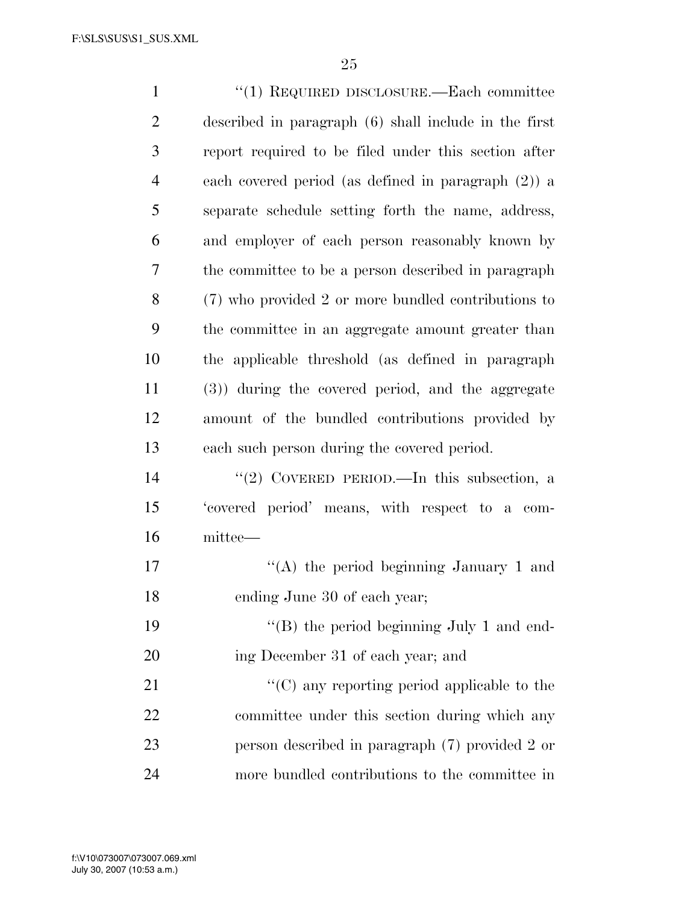"(1) REQUIRED DISCLOSURE.—Each committee described in paragraph (6) shall include in the first report required to be filed under this section after each covered period (as defined in paragraph (2)) a separate schedule setting forth the name, address, and employer of each person reasonably known by the committee to be a person described in paragraph (7) who provided 2 or more bundled contributions to the committee in an aggregate amount greater than the applicable threshold (as defined in paragraph (3)) during the covered period, and the aggregate amount of the bundled contributions provided by each such person during the covered period.

"(2) COVERED PERIOD.—In this subsection, a 'covered period' means, with respect to a committee—

"(A) the period beginning January 1 and ending June 30 of each year;

"(B) the period beginning July 1 and ending December 31 of each year; and

"(C) any reporting period applicable to the committee under this section during which any person described in paragraph (7) provided 2 or more bundled contributions to the committee in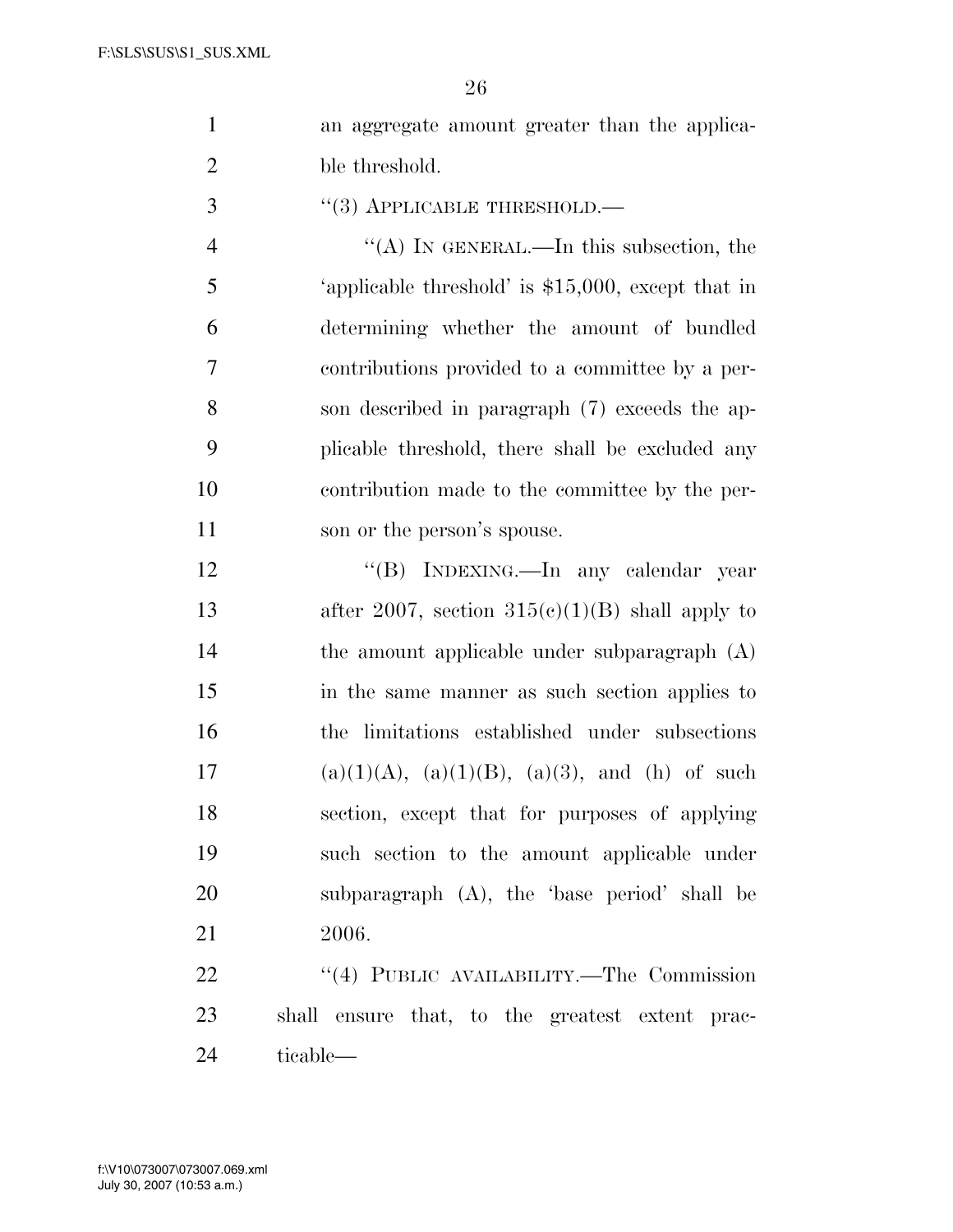an aggregate amount greater than the applicable threshold.

"(3) APPLICABLE THRESHOLD.—

"(A) IN GENERAL.—In this subsection, the 'applicable threshold' is $15,000, except that in determining whether the amount of bundled contributions provided to a committee by a person described in paragraph (7) exceeds the applicable threshold, there shall be excluded any contribution made to the committee by the person or the person's spouse.

"(B) INDEXING.—In any calendar year after 2007, section 315(c)(1)(B) shall apply to the amount applicable under subparagraph (A) in the same manner as such section applies to the limitations established under subsections (a)(1)(A), (a)(1)(B), (a)(3), and (h) of such section, except that for purposes of applying such section to the amount applicable under subparagraph (A), the 'base period' shall be 2006.

"(4) PUBLIC AVAILABILITY.—The Commission shall ensure that, to the greatest extent practicable—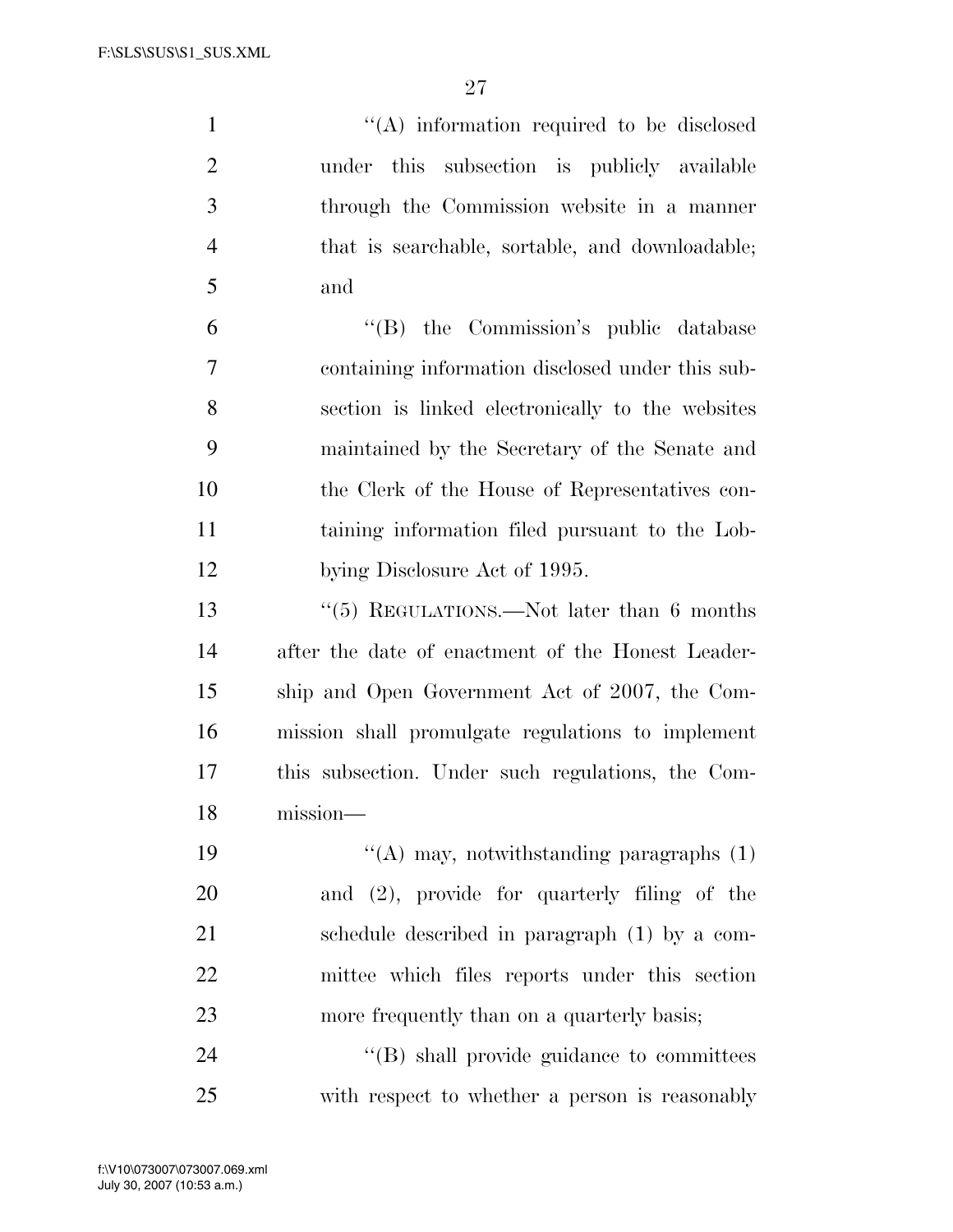''(A) information required to be disclosed under this subsection is publicly available through the Commission website in a manner that is searchable, sortable, and downloadable; and

''(B) the Commission's public database containing information disclosed under this subsection is linked electronically to the websites maintained by the Secretary of the Senate and the Clerk of the House of Representatives containing information filed pursuant to the Lobbying Disclosure Act of 1995.

''(5) REGULATIONS.—Not later than 6 months after the date of enactment of the Honest Leadership and Open Government Act of 2007, the Commission shall promulgate regulations to implement this subsection. Under such regulations, the Commission—

''(A) may, notwithstanding paragraphs (1) and (2), provide for quarterly filing of the schedule described in paragraph (1) by a committee which files reports under this section more frequently than on a quarterly basis;

''(B) shall provide guidance to committees with respect to whether a person is reasonably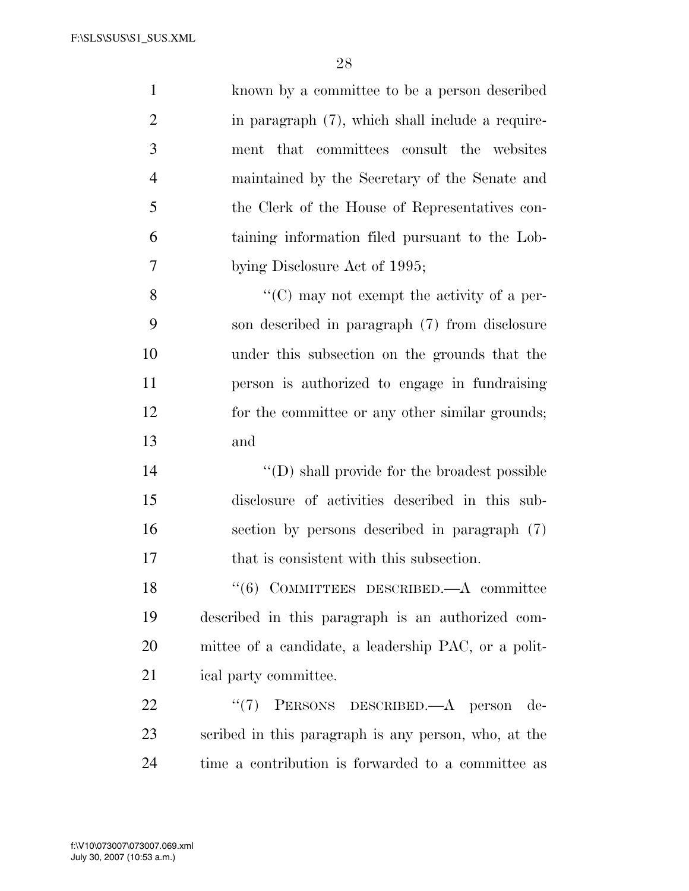known by a committee to be a person described in paragraph (7), which shall include a requirement that committees consult the websites maintained by the Secretary of the Senate and the Clerk of the House of Representatives containing information filed pursuant to the Lobbying Disclosure Act of 1995;

''(C) may not exempt the activity of a person described in paragraph (7) from disclosure under this subsection on the grounds that the person is authorized to engage in fundraising for the committee or any other similar grounds; and

''(D) shall provide for the broadest possible disclosure of activities described in this subsection by persons described in paragraph (7) that is consistent with this subsection.

''(6) COMMITTEES DESCRIBED.—A committee described in this paragraph is an authorized committee of a candidate, a leadership PAC, or a political party committee.

''(7) PERSONS DESCRIBED.—A person described in this paragraph is any person, who, at the time a contribution is forwarded to a committee as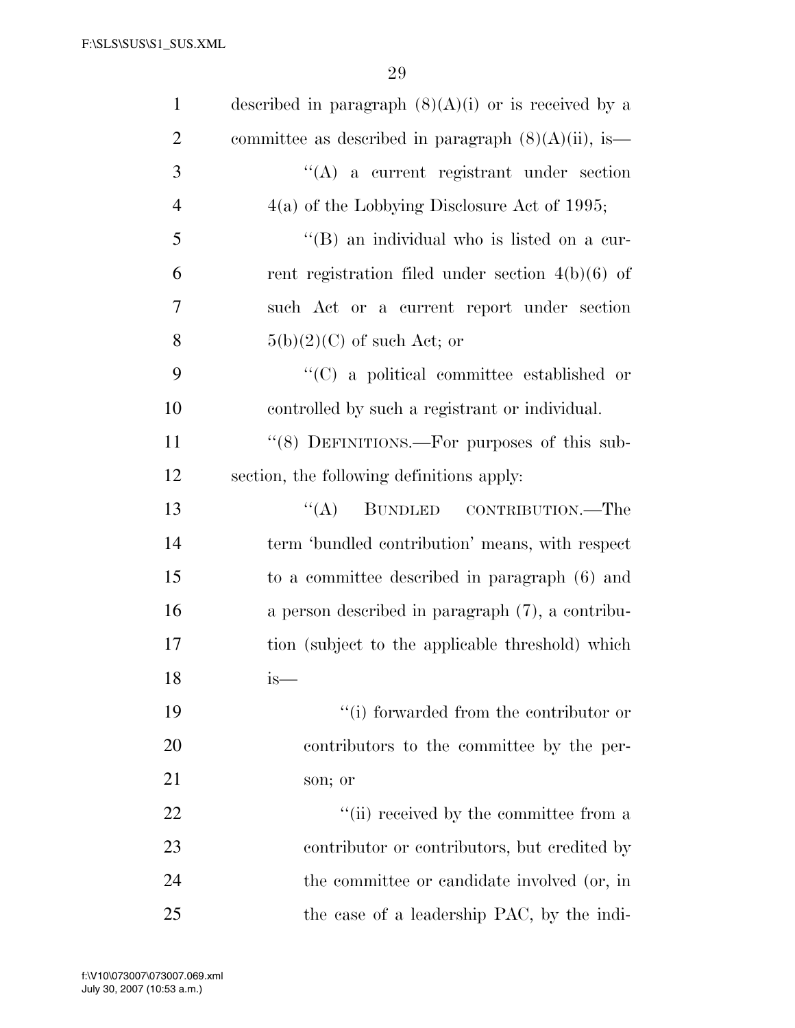described in paragraph (8)(A)(i) or is received by a committee as described in paragraph (8)(A)(ii), is—

"(A) a current registrant under section 4(a) of the Lobbying Disclosure Act of 1995;

"(B) an individual who is listed on a current registration filed under section 4(b)(6) of such Act or a current report under section 5(b)(2)(C) of such Act; or

"(C) a political committee established or controlled by such a registrant or individual.

"(8) DEFINITIONS.—For purposes of this subsection, the following definitions apply:

"(A) BUNDLED CONTRIBUTION.—The term 'bundled contribution' means, with respect to a committee described in paragraph (6) and a person described in paragraph (7), a contribution (subject to the applicable threshold) which is—

"(i) forwarded from the contributor or contributors to the committee by the person; or

"(ii) received by the committee from a contributor or contributors, but credited by the committee or candidate involved (or, in the case of a leadership PAC, by the indi-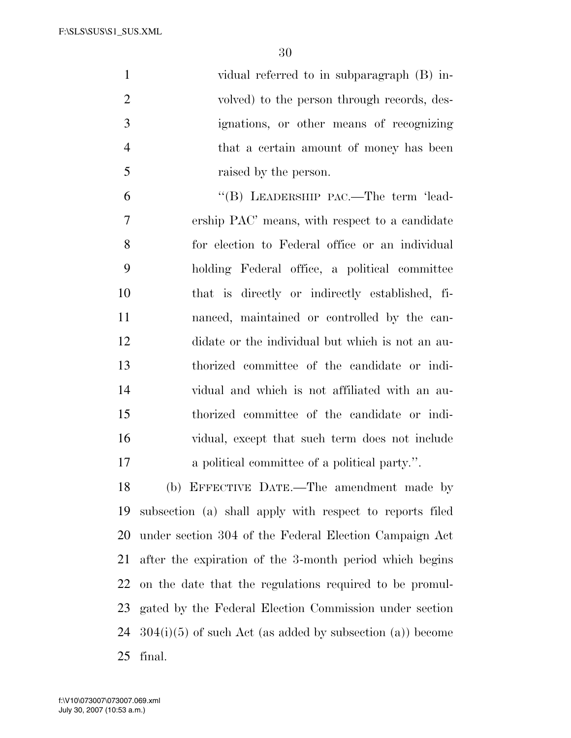vidual referred to in subparagraph (B) involved) to the person through records, designations, or other means of recognizing that a certain amount of money has been raised by the person.

"(B) LEADERSHIP PAC.—The term 'leadership PAC' means, with respect to a candidate for election to Federal office or an individual holding Federal office, a political committee that is directly or indirectly established, financed, maintained or controlled by the candidate or the individual but which is not an authorized committee of the candidate or individual and which is not affiliated with an authorized committee of the candidate or individual, except that such term does not include a political committee of a political party.".

(b) EFFECTIVE DATE.—The amendment made by subsection (a) shall apply with respect to reports filed under section 304 of the Federal Election Campaign Act after the expiration of the 3-month period which begins on the date that the regulations required to be promulgated by the Federal Election Commission under section 304(i)(5) of such Act (as added by subsection (a)) become final.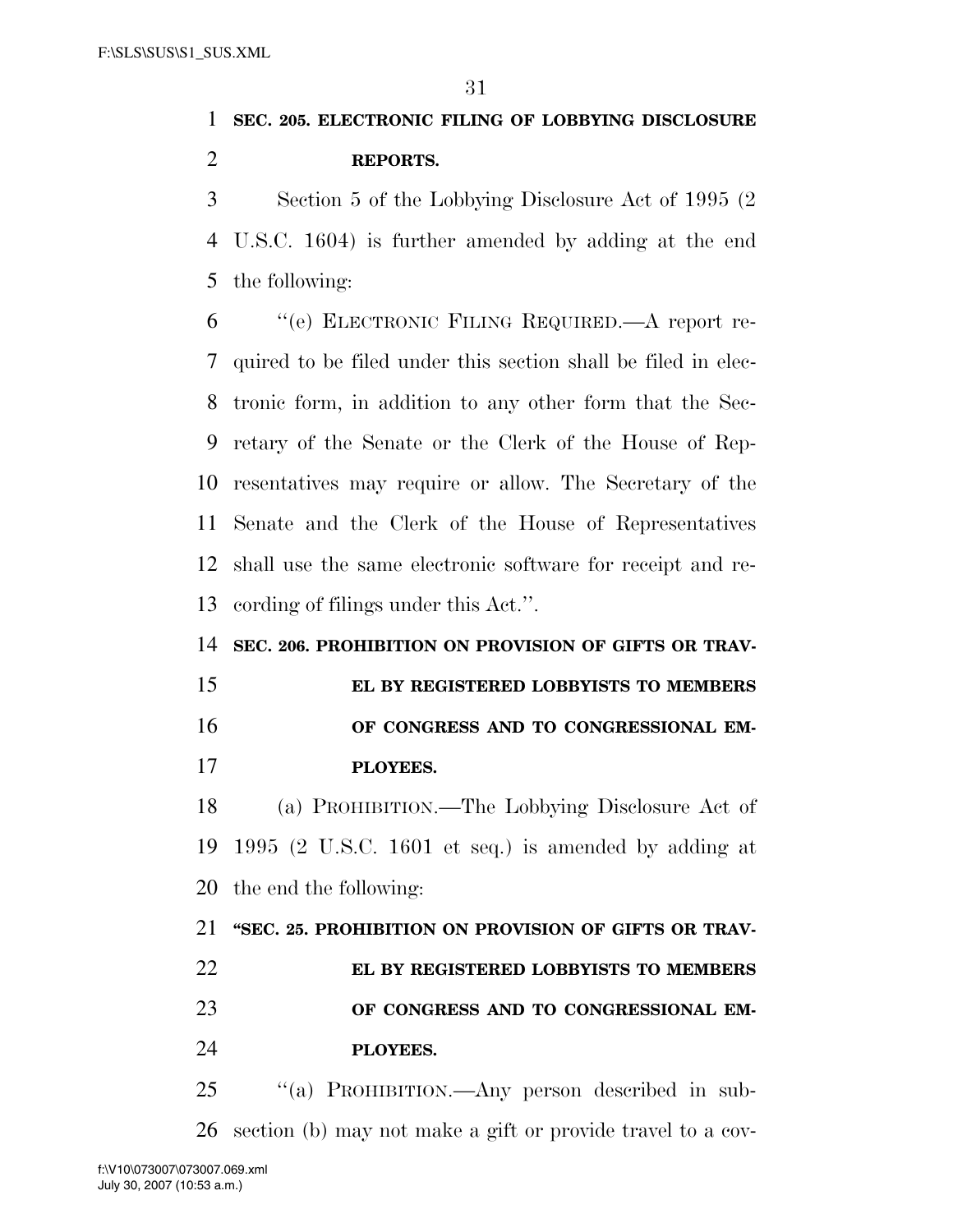**SEC. 205. ELECTRONIC FILING OF LOBBYING DISCLOSURE REPORTS.**

Section 5 of the Lobbying Disclosure Act of 1995 (2 U.S.C. 1604) is further amended by adding at the end the following:

"(e) ELECTRONIC FILING REQUIRED.—A report required to be filed under this section shall be filed in electronic form, in addition to any other form that the Secretary of the Senate or the Clerk of the House of Representatives may require or allow. The Secretary of the Senate and the Clerk of the House of Representatives shall use the same electronic software for receipt and recording of filings under this Act.".

**SEC. 206. PROHIBITION ON PROVISION OF GIFTS OR TRAVEL BY REGISTERED LOBBYISTS TO MEMBERS OF CONGRESS AND TO CONGRESSIONAL EMPLOYEES.**

(a) PROHIBITION.—The Lobbying Disclosure Act of 1995 (2 U.S.C. 1601 et seq.) is amended by adding at the end the following:

**"SEC. 25. PROHIBITION ON PROVISION OF GIFTS OR TRAVEL BY REGISTERED LOBBYISTS TO MEMBERS OF CONGRESS AND TO CONGRESSIONAL EMPLOYEES.**

"(a) PROHIBITION.—Any person described in subsection (b) may not make a gift or provide travel to a cov-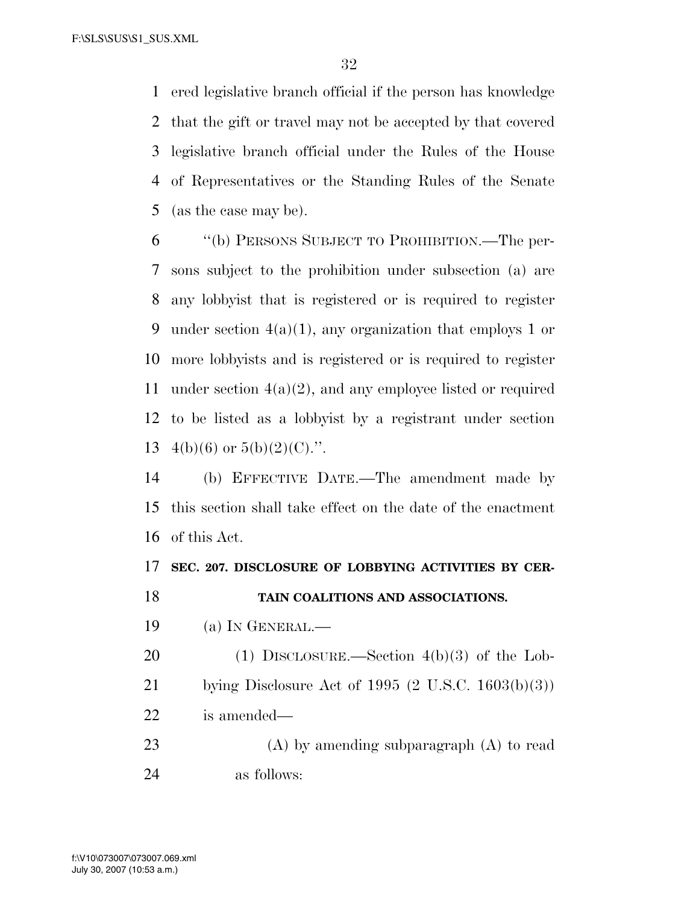ered legislative branch official if the person has knowledge that the gift or travel may not be accepted by that covered legislative branch official under the Rules of the House of Representatives or the Standing Rules of the Senate (as the case may be).

"(b) PERSONS SUBJECT TO PROHIBITION.—The persons subject to the prohibition under subsection (a) are any lobbyist that is registered or is required to register under section 4(a)(1), any organization that employs 1 or more lobbyists and is registered or is required to register under section 4(a)(2), and any employee listed or required to be listed as a lobbyist by a registrant under section 4(b)(6) or 5(b)(2)(C).".

(b) EFFECTIVE DATE.—The amendment made by this section shall take effect on the date of the enactment of this Act.

**SEC. 207. DISCLOSURE OF LOBBYING ACTIVITIES BY CERTAIN COALITIONS AND ASSOCIATIONS.**

(a) IN GENERAL.—

(1) DISCLOSURE.—Section 4(b)(3) of the Lobbying Disclosure Act of 1995 (2 U.S.C. 1603(b)(3)) is amended—

(A) by amending subparagraph (A) to read as follows: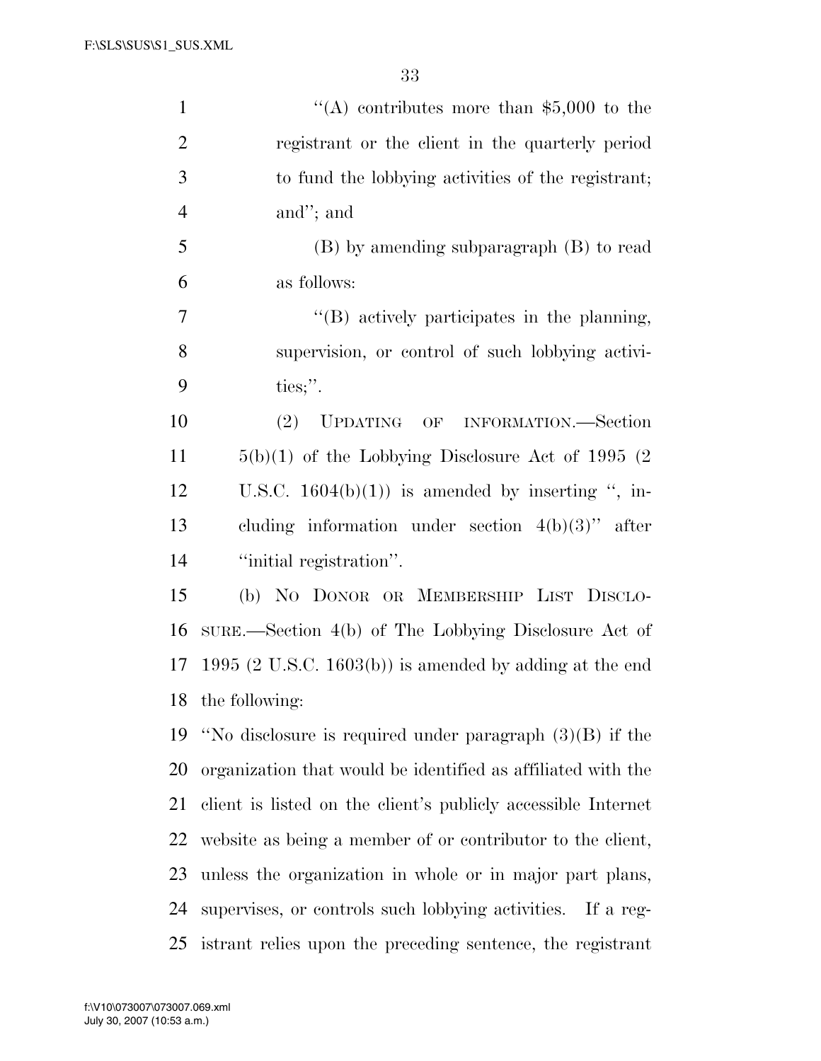"(A) contributes more than $5,000 to the registrant or the client in the quarterly period to fund the lobbying activities of the registrant; and"; and

(B) by amending subparagraph (B) to read as follows:

"(B) actively participates in the planning, supervision, or control of such lobbying activities;".

(2) UPDATING OF INFORMATION.—Section 5(b)(1) of the Lobbying Disclosure Act of 1995 (2 U.S.C. 1604(b)(1)) is amended by inserting ", including information under section 4(b)(3)" after "initial registration".

(b) NO DONOR OR MEMBERSHIP LIST DISCLOSURE.—Section 4(b) of The Lobbying Disclosure Act of 1995 (2 U.S.C. 1603(b)) is amended by adding at the end the following:

"No disclosure is required under paragraph (3)(B) if the organization that would be identified as affiliated with the client is listed on the client's publicly accessible Internet website as being a member of or contributor to the client, unless the organization in whole or in major part plans, supervises, or controls such lobbying activities. If a registrant relies upon the preceding sentence, the registrant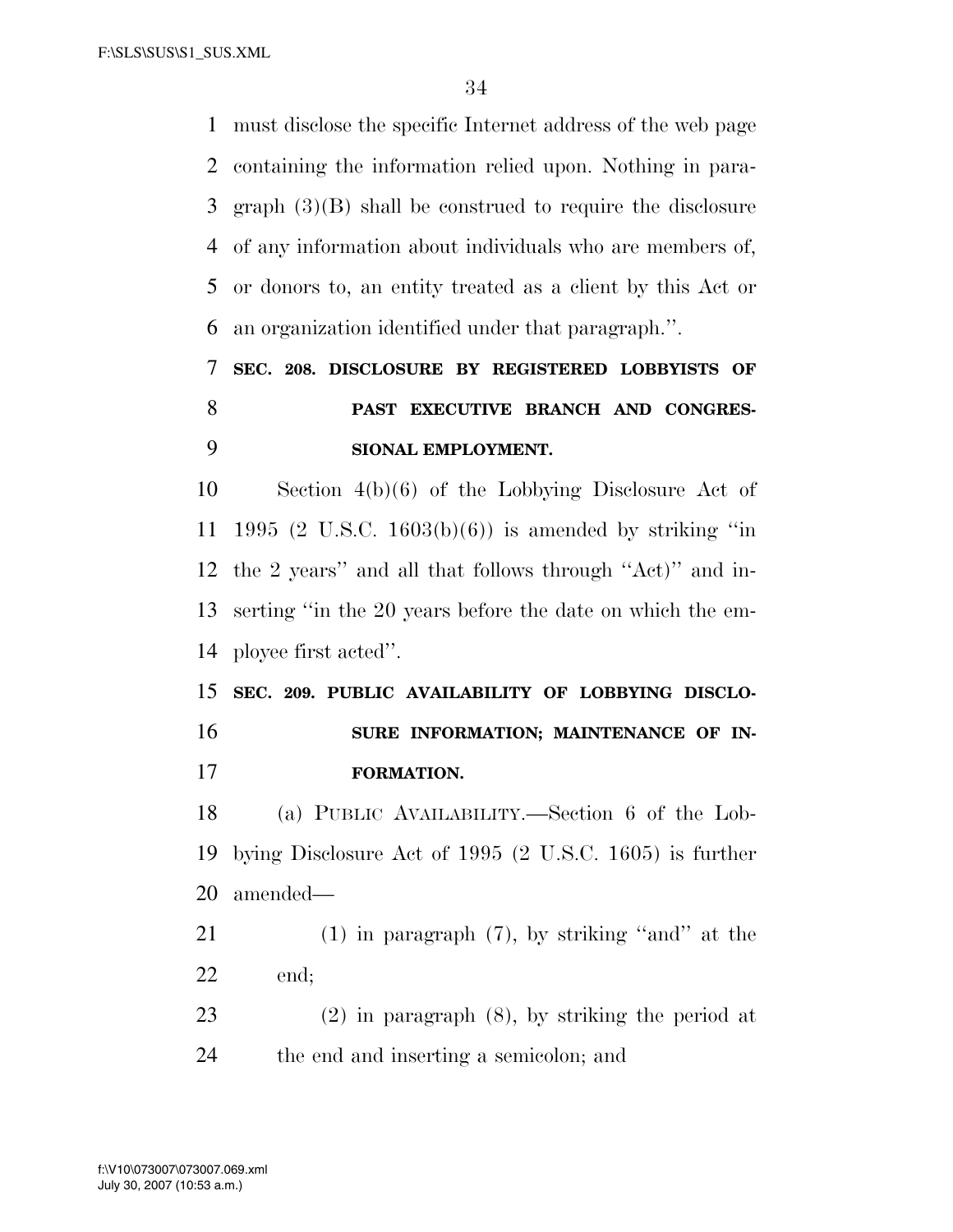must disclose the specific Internet address of the web page containing the information relied upon. Nothing in paragraph (3)(B) shall be construed to require the disclosure of any information about individuals who are members of, or donors to, an entity treated as a client by this Act or an organization identified under that paragraph.''.

**SEC. 208. DISCLOSURE BY REGISTERED LOBBYISTS OF PAST EXECUTIVE BRANCH AND CONGRESSIONAL EMPLOYMENT.**

Section 4(b)(6) of the Lobbying Disclosure Act of 1995 (2 U.S.C. 1603(b)(6)) is amended by striking ''in the 2 years'' and all that follows through ''Act)'' and inserting ''in the 20 years before the date on which the employee first acted''.

**SEC. 209. PUBLIC AVAILABILITY OF LOBBYING DISCLOSURE INFORMATION; MAINTENANCE OF INFORMATION.**

(a) PUBLIC AVAILABILITY.—Section 6 of the Lobbying Disclosure Act of 1995 (2 U.S.C. 1605) is further amended—

(1) in paragraph (7), by striking ''and'' at the end;

(2) in paragraph (8), by striking the period at the end and inserting a semicolon; and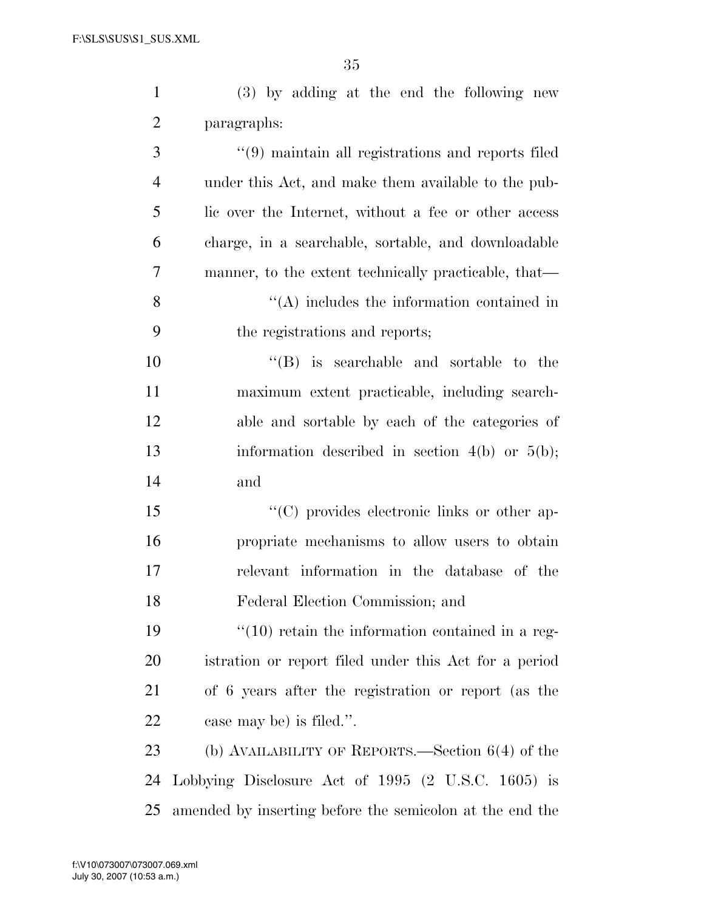(3) by adding at the end the following new paragraphs:

"(9) maintain all registrations and reports filed under this Act, and make them available to the public over the Internet, without a fee or other access charge, in a searchable, sortable, and downloadable manner, to the extent technically practicable, that—

"(A) includes the information contained in the registrations and reports;

"(B) is searchable and sortable to the maximum extent practicable, including searchable and sortable by each of the categories of information described in section 4(b) or 5(b); and

"(C) provides electronic links or other appropriate mechanisms to allow users to obtain relevant information in the database of the Federal Election Commission; and

"(10) retain the information contained in a registration or report filed under this Act for a period of 6 years after the registration or report (as the case may be) is filed.".

(b) AVAILABILITY OF REPORTS.—Section 6(4) of the Lobbying Disclosure Act of 1995 (2 U.S.C. 1605) is amended by inserting before the semicolon at the end the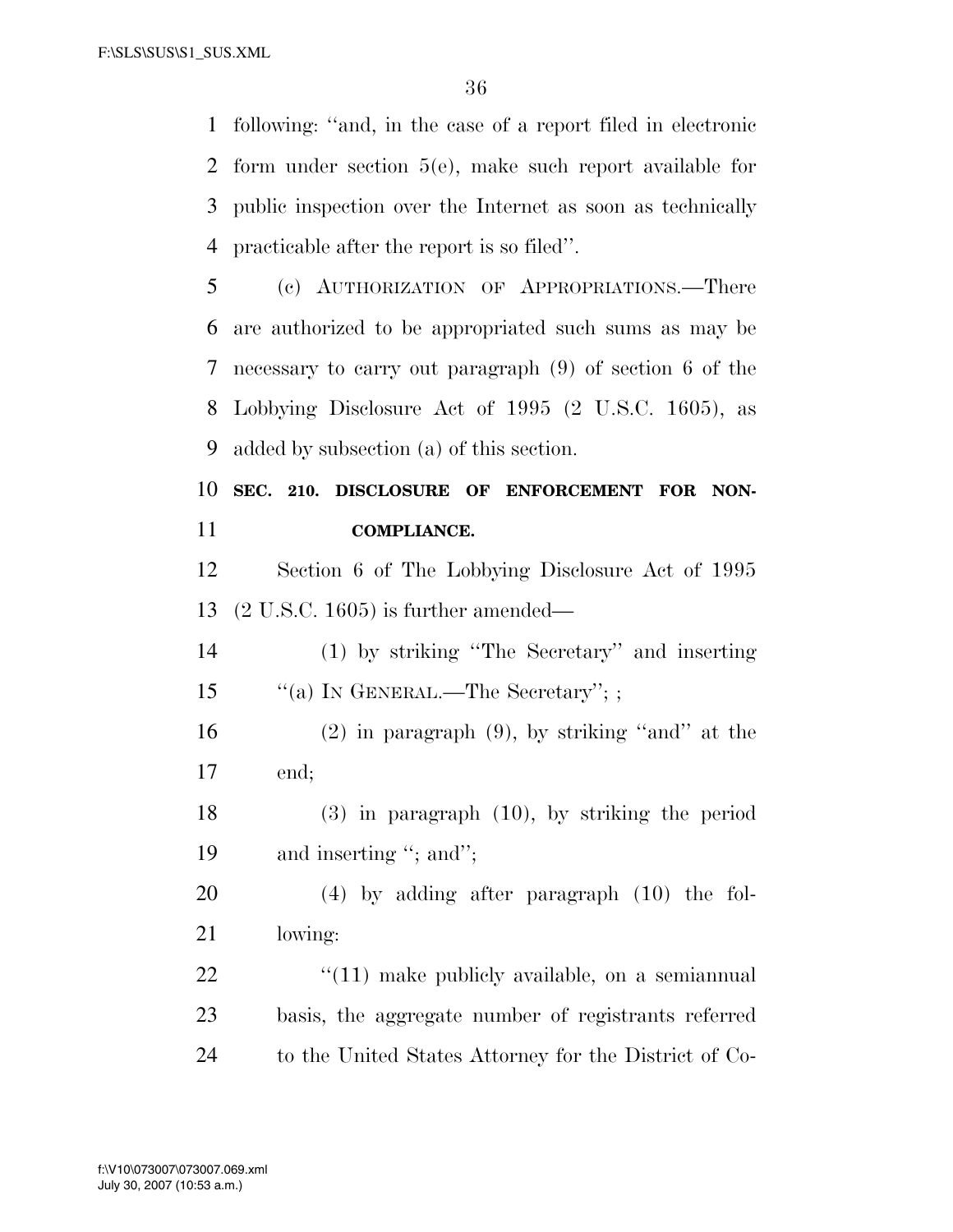following: ''and, in the case of a report filed in electronic form under section 5(e), make such report available for public inspection over the Internet as soon as technically practicable after the report is so filed''.

(c) AUTHORIZATION OF APPROPRIATIONS.—There are authorized to be appropriated such sums as may be necessary to carry out paragraph (9) of section 6 of the Lobbying Disclosure Act of 1995 (2 U.S.C. 1605), as added by subsection (a) of this section.

**SEC. 210. DISCLOSURE OF ENFORCEMENT FOR NONCOMPLIANCE.**

Section 6 of The Lobbying Disclosure Act of 1995 (2 U.S.C. 1605) is further amended—

(1) by striking ''The Secretary'' and inserting ''(a) IN GENERAL.—The Secretary''; ;

(2) in paragraph (9), by striking ''and'' at the end;

(3) in paragraph (10), by striking the period and inserting ''; and'';

(4) by adding after paragraph (10) the following:

''(11) make publicly available, on a semiannual basis, the aggregate number of registrants referred to the United States Attorney for the District of Co-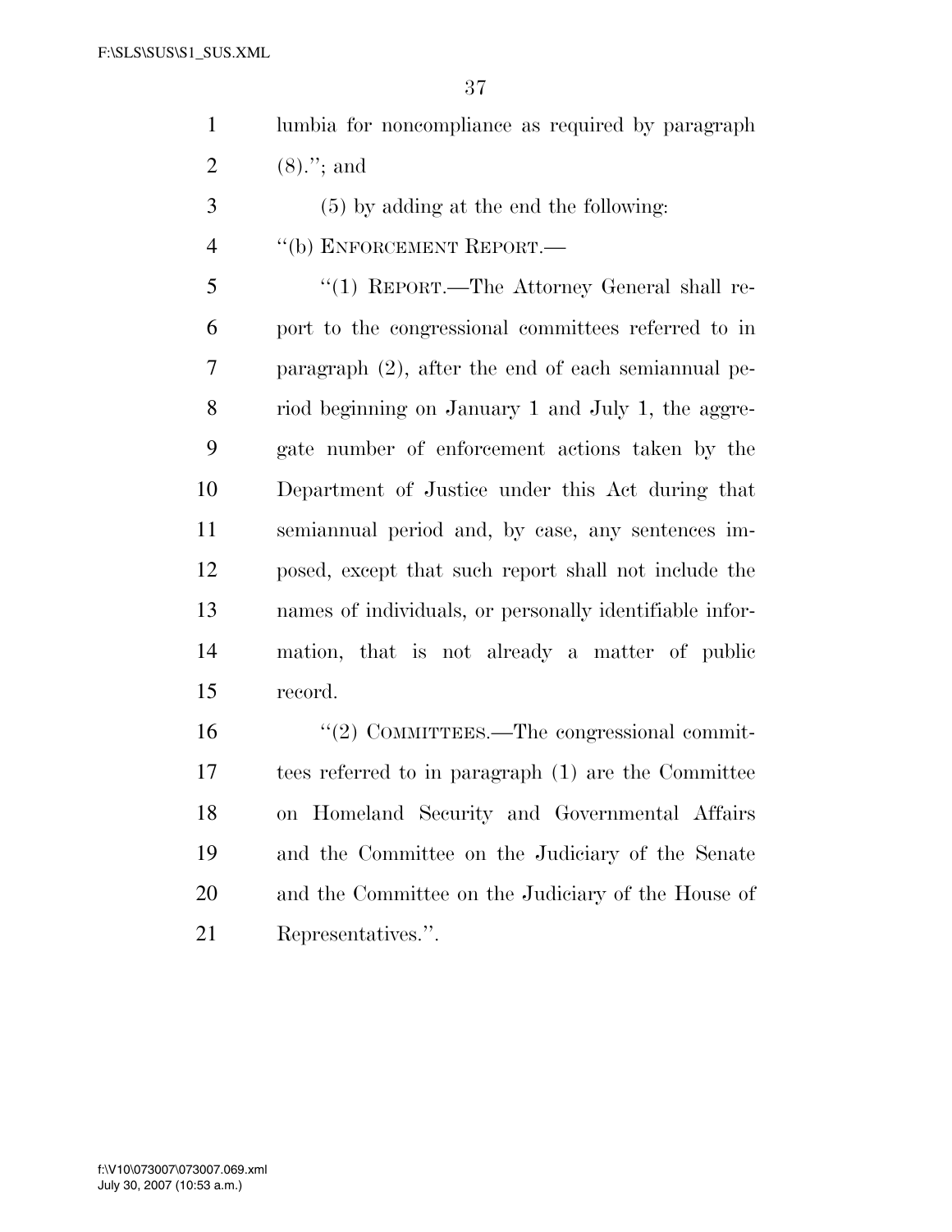lumbia for noncompliance as required by paragraph (8).''; and

(5) by adding at the end the following:

''(b) ENFORCEMENT REPORT.—

''(1) REPORT.—The Attorney General shall report to the congressional committees referred to in paragraph (2), after the end of each semiannual period beginning on January 1 and July 1, the aggregate number of enforcement actions taken by the Department of Justice under this Act during that semiannual period and, by case, any sentences imposed, except that such report shall not include the names of individuals, or personally identifiable information, that is not already a matter of public record.

''(2) COMMITTEES.—The congressional committees referred to in paragraph (1) are the Committee on Homeland Security and Governmental Affairs and the Committee on the Judiciary of the Senate and the Committee on the Judiciary of the House of Representatives.''.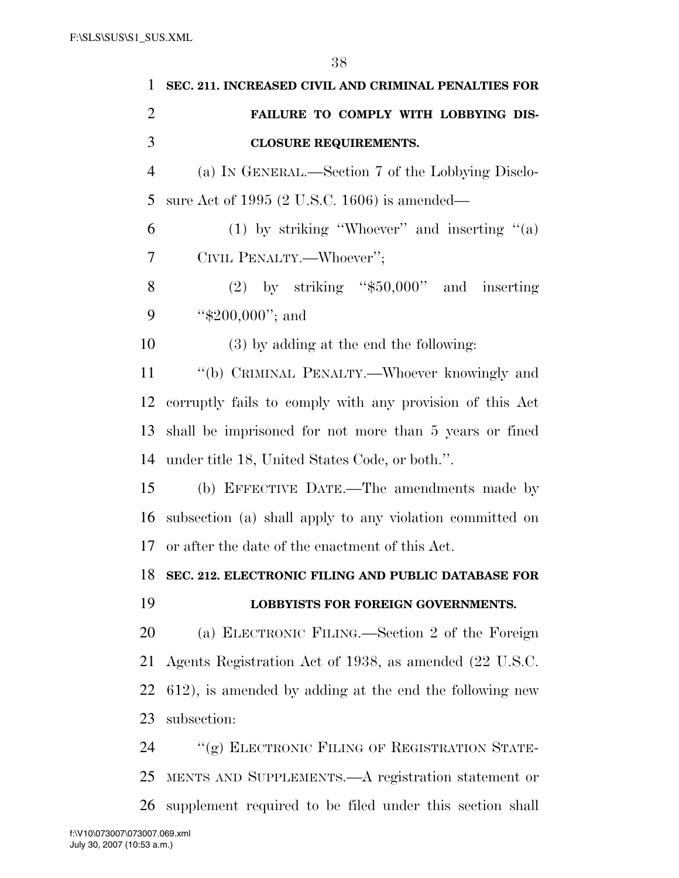**SEC. 211. INCREASED CIVIL AND CRIMINAL PENALTIES FOR FAILURE TO COMPLY WITH LOBBYING DISCLOSURE REQUIREMENTS.**

(a) IN GENERAL.—Section 7 of the Lobbying Disclosure Act of 1995 (2 U.S.C. 1606) is amended—

(1) by striking "Whoever" and inserting "(a) CIVIL PENALTY.—Whoever";

(2) by striking "$50,000" and inserting "$200,000"; and

(3) by adding at the end the following:

"(b) CRIMINAL PENALTY.—Whoever knowingly and corruptly fails to comply with any provision of this Act shall be imprisoned for not more than 5 years or fined under title 18, United States Code, or both.".

(b) EFFECTIVE DATE.—The amendments made by subsection (a) shall apply to any violation committed on or after the date of the enactment of this Act.

**SEC. 212. ELECTRONIC FILING AND PUBLIC DATABASE FOR LOBBYISTS FOR FOREIGN GOVERNMENTS.**

(a) ELECTRONIC FILING.—Section 2 of the Foreign Agents Registration Act of 1938, as amended (22 U.S.C. 612), is amended by adding at the end the following new subsection:

"(g) ELECTRONIC FILING OF REGISTRATION STATEMENTS AND SUPPLEMENTS.—A registration statement or supplement required to be filed under this section shall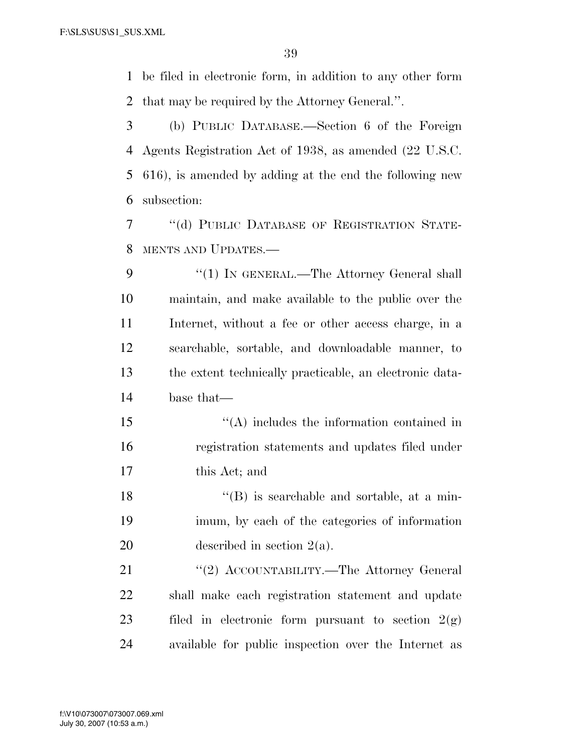be filed in electronic form, in addition to any other form that may be required by the Attorney General.''.

(b) PUBLIC DATABASE.—Section 6 of the Foreign Agents Registration Act of 1938, as amended (22 U.S.C. 616), is amended by adding at the end the following new subsection:

''(d) PUBLIC DATABASE OF REGISTRATION STATEMENTS AND UPDATES.—

''(1) IN GENERAL.—The Attorney General shall maintain, and make available to the public over the Internet, without a fee or other access charge, in a searchable, sortable, and downloadable manner, to the extent technically practicable, an electronic database that—

''(A) includes the information contained in registration statements and updates filed under this Act; and

''(B) is searchable and sortable, at a minimum, by each of the categories of information described in section 2(a).

''(2) ACCOUNTABILITY.—The Attorney General shall make each registration statement and update filed in electronic form pursuant to section 2(g) available for public inspection over the Internet as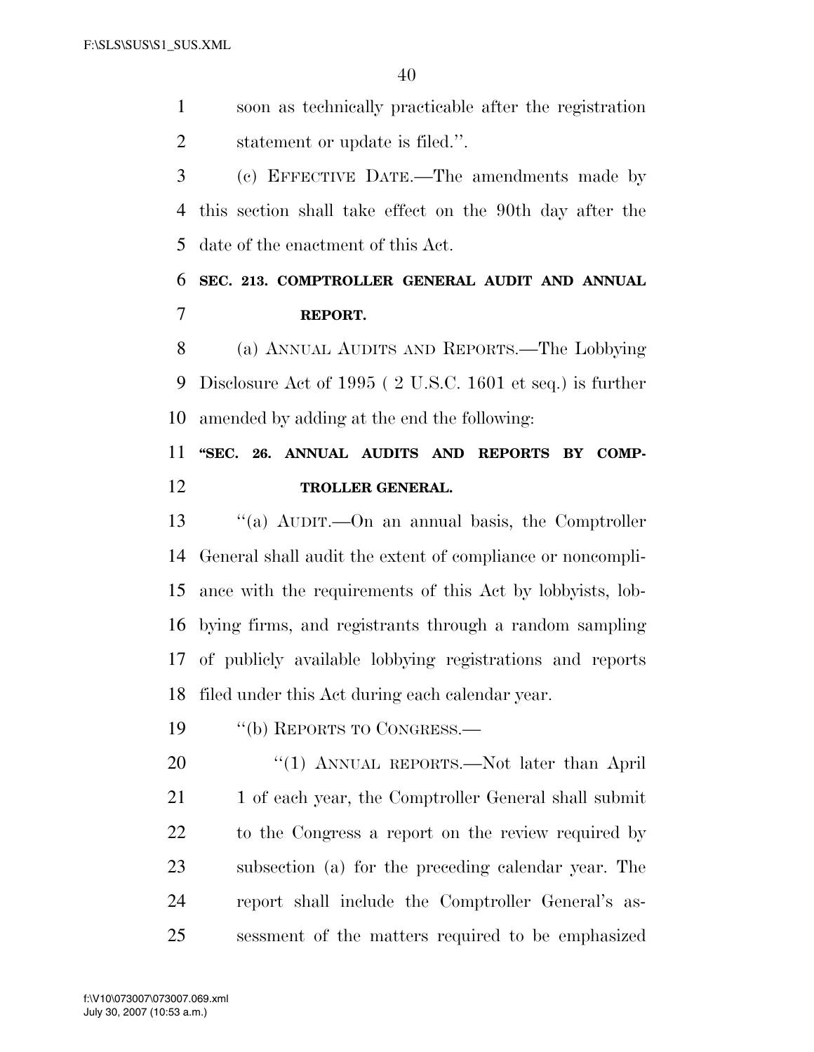soon as technically practicable after the registration statement or update is filed.''.

(c) EFFECTIVE DATE.—The amendments made by this section shall take effect on the 90th day after the date of the enactment of this Act.

**SEC. 213. COMPTROLLER GENERAL AUDIT AND ANNUAL REPORT.**

(a) ANNUAL AUDITS AND REPORTS.—The Lobbying Disclosure Act of 1995 ( 2 U.S.C. 1601 et seq.) is further amended by adding at the end the following:

**''SEC. 26. ANNUAL AUDITS AND REPORTS BY COMPTROLLER GENERAL.**

''(a) AUDIT.—On an annual basis, the Comptroller General shall audit the extent of compliance or noncompliance with the requirements of this Act by lobbyists, lobbying firms, and registrants through a random sampling of publicly available lobbying registrations and reports filed under this Act during each calendar year.

''(b) REPORTS TO CONGRESS.—

''(1) ANNUAL REPORTS.—Not later than April 1 of each year, the Comptroller General shall submit to the Congress a report on the review required by subsection (a) for the preceding calendar year. The report shall include the Comptroller General's assessment of the matters required to be emphasized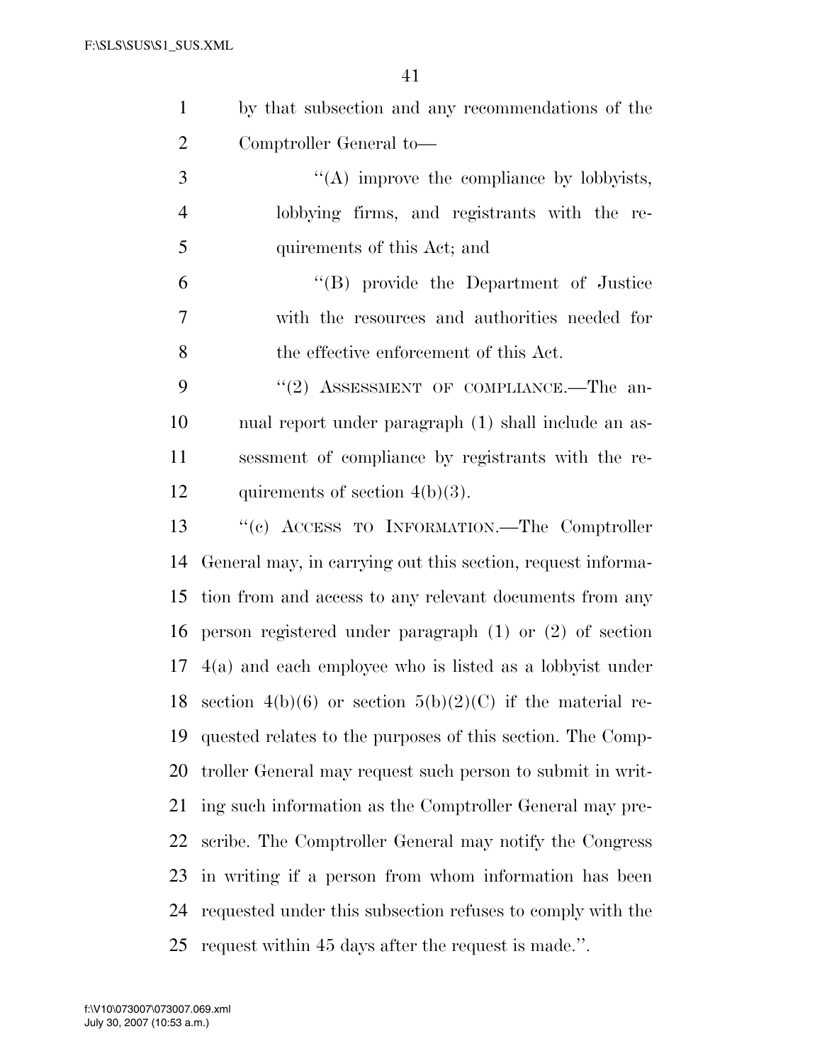by that subsection and any recommendations of the Comptroller General to—

''(A) improve the compliance by lobbyists, lobbying firms, and registrants with the requirements of this Act; and

''(B) provide the Department of Justice with the resources and authorities needed for the effective enforcement of this Act.

''(2) ASSESSMENT OF COMPLIANCE.—The annual report under paragraph (1) shall include an assessment of compliance by registrants with the requirements of section 4(b)(3).

''(c) ACCESS TO INFORMATION.—The Comptroller General may, in carrying out this section, request information from and access to any relevant documents from any person registered under paragraph (1) or (2) of section 4(a) and each employee who is listed as a lobbyist under section 4(b)(6) or section 5(b)(2)(C) if the material requested relates to the purposes of this section. The Comptroller General may request such person to submit in writing such information as the Comptroller General may prescribe. The Comptroller General may notify the Congress in writing if a person from whom information has been requested under this subsection refuses to comply with the request within 45 days after the request is made.''.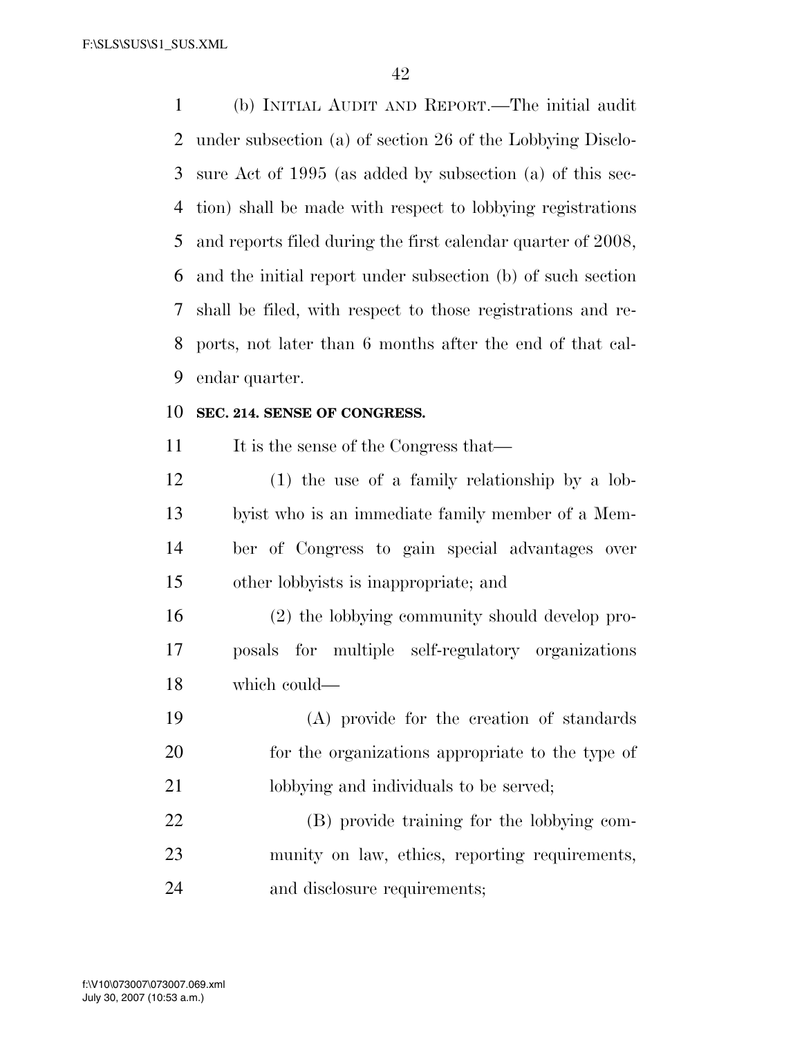(b) INITIAL AUDIT AND REPORT.—The initial audit under subsection (a) of section 26 of the Lobbying Disclosure Act of 1995 (as added by subsection (a) of this section) shall be made with respect to lobbying registrations and reports filed during the first calendar quarter of 2008, and the initial report under subsection (b) of such section shall be filed, with respect to those registrations and reports, not later than 6 months after the end of that calendar quarter.

**SEC. 214. SENSE OF CONGRESS.**

It is the sense of the Congress that—

(1) the use of a family relationship by a lobbyist who is an immediate family member of a Member of Congress to gain special advantages over other lobbyists is inappropriate; and

(2) the lobbying community should develop proposals for multiple self-regulatory organizations which could—

(A) provide for the creation of standards for the organizations appropriate to the type of lobbying and individuals to be served;

(B) provide training for the lobbying community on law, ethics, reporting requirements, and disclosure requirements;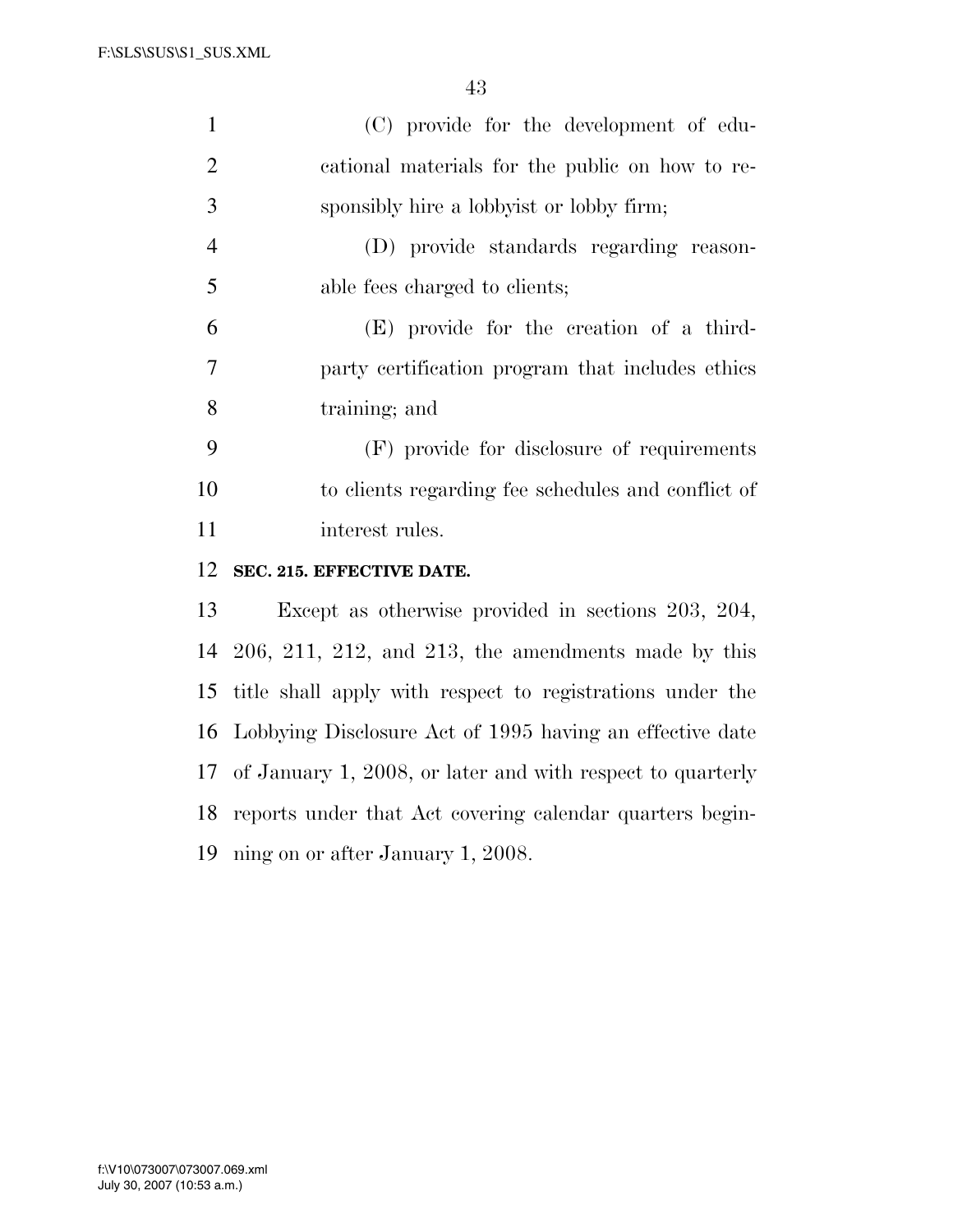(C) provide for the development of educational materials for the public on how to responsibly hire a lobbyist or lobby firm;

(D) provide standards regarding reasonable fees charged to clients;

(E) provide for the creation of a third-party certification program that includes ethics training; and

(F) provide for disclosure of requirements to clients regarding fee schedules and conflict of interest rules.

**SEC. 215. EFFECTIVE DATE.**

Except as otherwise provided in sections 203, 204, 206, 211, 212, and 213, the amendments made by this title shall apply with respect to registrations under the Lobbying Disclosure Act of 1995 having an effective date of January 1, 2008, or later and with respect to quarterly reports under that Act covering calendar quarters beginning on or after January 1, 2008.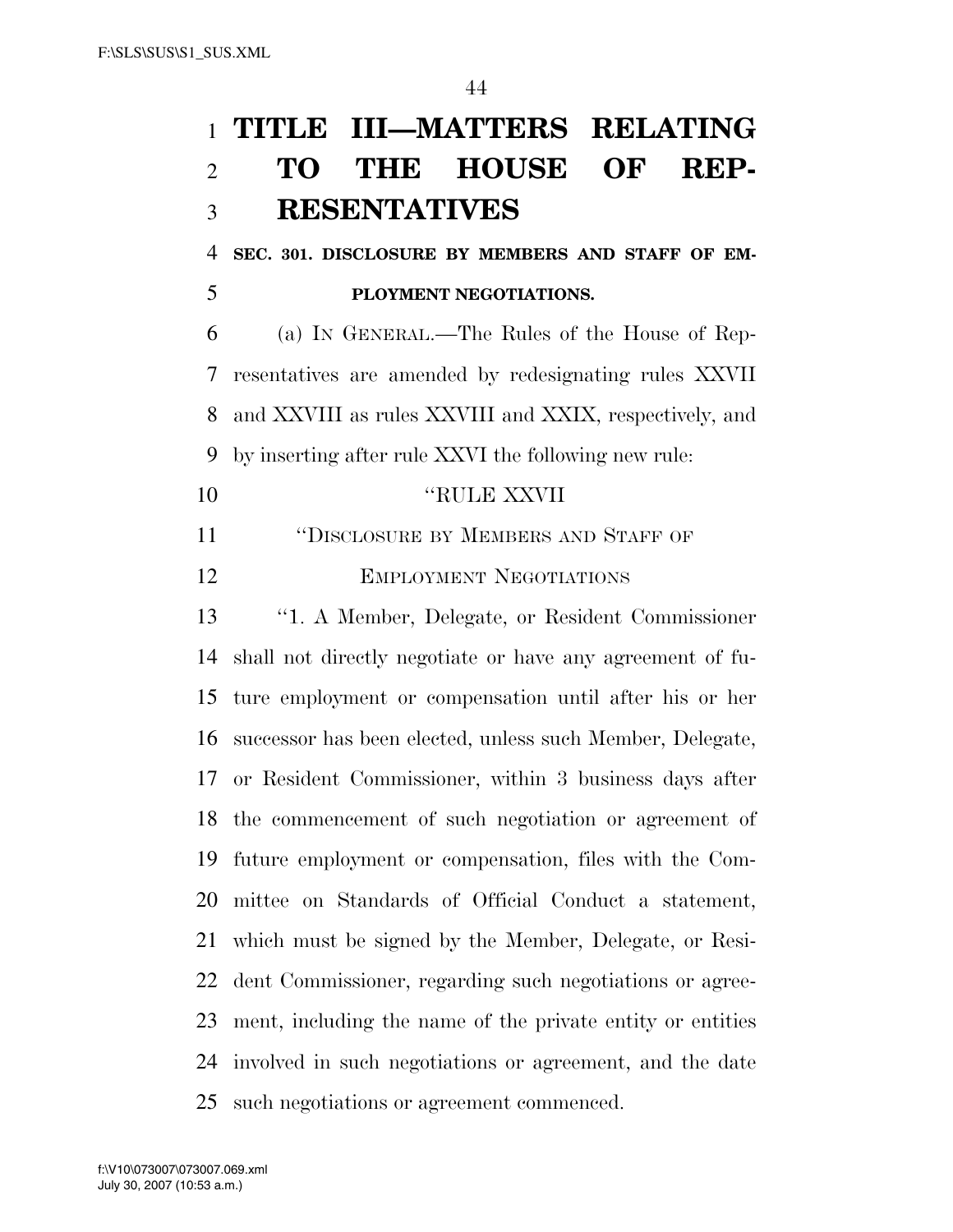# TITLE III—MATTERS RELATING TO THE HOUSE OF REPRESENTATIVES

**SEC. 301. DISCLOSURE BY MEMBERS AND STAFF OF EMPLOYMENT NEGOTIATIONS.**

(a) IN GENERAL.—The Rules of the House of Representatives are amended by redesignating rules XXVII and XXVIII as rules XXVIII and XXIX, respectively, and by inserting after rule XXVI the following new rule:

"RULE XXVII

"DISCLOSURE BY MEMBERS AND STAFF OF EMPLOYMENT NEGOTIATIONS

"1. A Member, Delegate, or Resident Commissioner shall not directly negotiate or have any agreement of future employment or compensation until after his or her successor has been elected, unless such Member, Delegate, or Resident Commissioner, within 3 business days after the commencement of such negotiation or agreement of future employment or compensation, files with the Committee on Standards of Official Conduct a statement, which must be signed by the Member, Delegate, or Resident Commissioner, regarding such negotiations or agreement, including the name of the private entity or entities involved in such negotiations or agreement, and the date such negotiations or agreement commenced.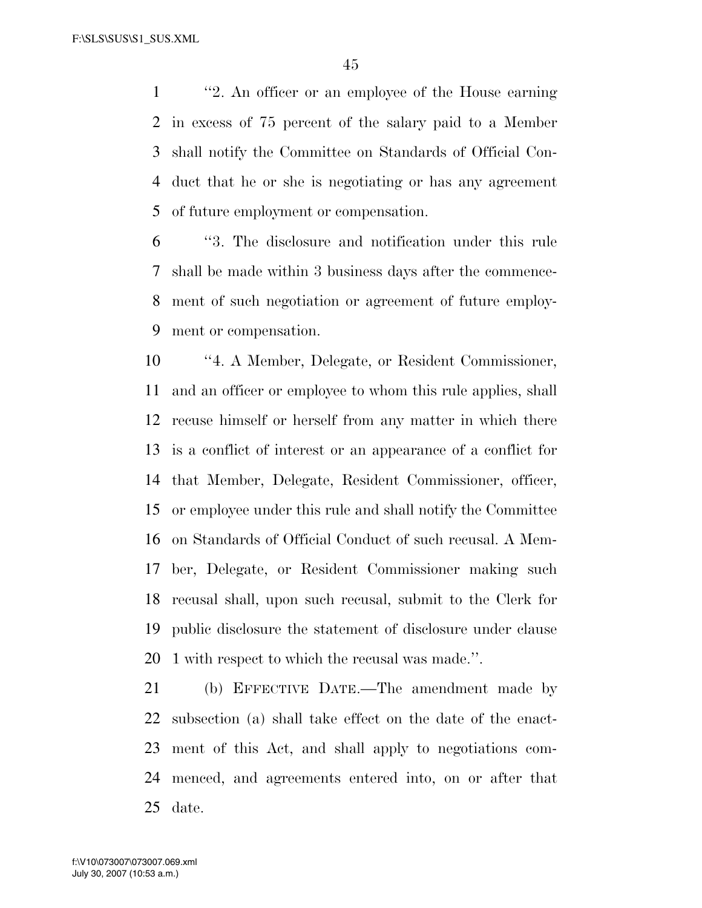"2. An officer or an employee of the House earning in excess of 75 percent of the salary paid to a Member shall notify the Committee on Standards of Official Conduct that he or she is negotiating or has any agreement of future employment or compensation.

"3. The disclosure and notification under this rule shall be made within 3 business days after the commencement of such negotiation or agreement of future employment or compensation.

"4. A Member, Delegate, or Resident Commissioner, and an officer or employee to whom this rule applies, shall recuse himself or herself from any matter in which there is a conflict of interest or an appearance of a conflict for that Member, Delegate, Resident Commissioner, officer, or employee under this rule and shall notify the Committee on Standards of Official Conduct of such recusal. A Member, Delegate, or Resident Commissioner making such recusal shall, upon such recusal, submit to the Clerk for public disclosure the statement of disclosure under clause 1 with respect to which the recusal was made.".

(b) EFFECTIVE DATE.—The amendment made by subsection (a) shall take effect on the date of the enactment of this Act, and shall apply to negotiations commenced, and agreements entered into, on or after that date.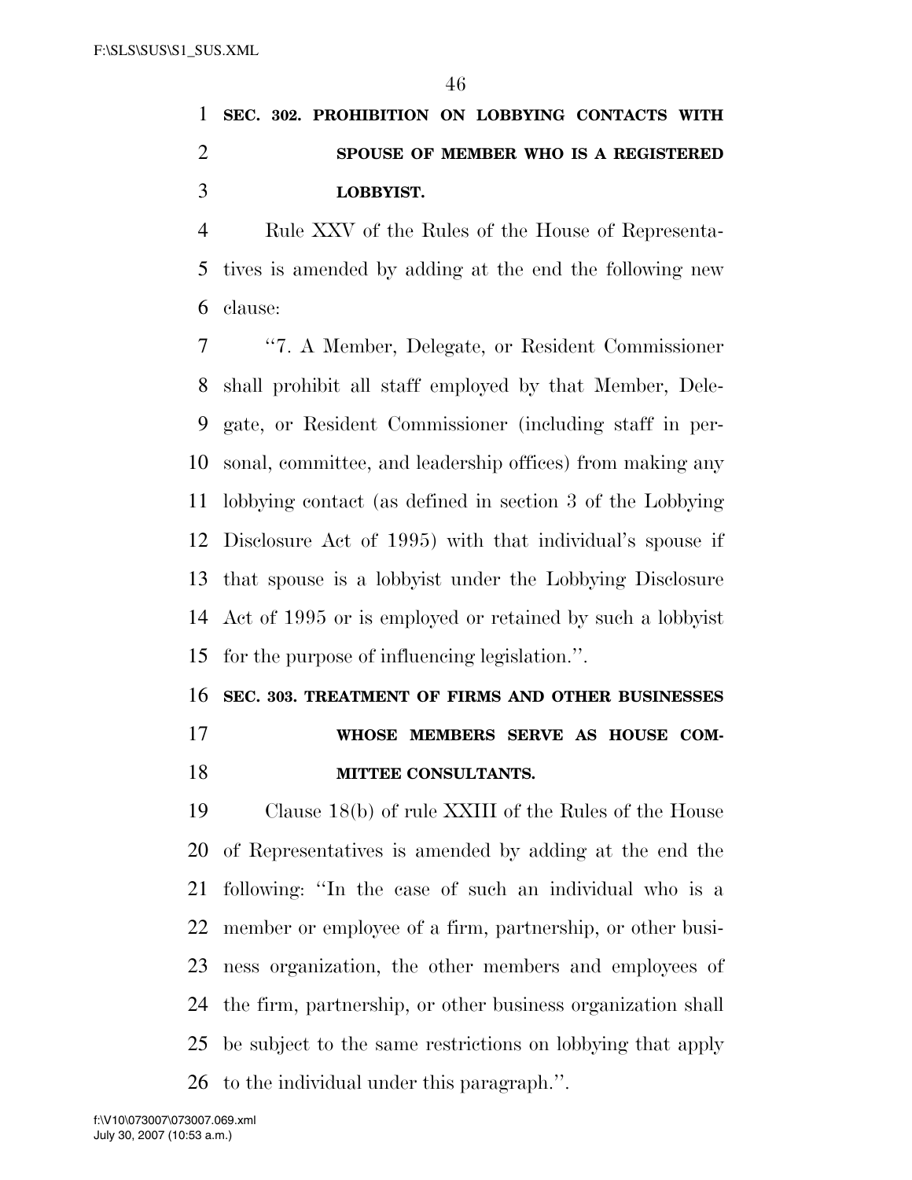**SEC. 302. PROHIBITION ON LOBBYING CONTACTS WITH SPOUSE OF MEMBER WHO IS A REGISTERED LOBBYIST.**

Rule XXV of the Rules of the House of Representatives is amended by adding at the end the following new clause:

"7. A Member, Delegate, or Resident Commissioner shall prohibit all staff employed by that Member, Delegate, or Resident Commissioner (including staff in personal, committee, and leadership offices) from making any lobbying contact (as defined in section 3 of the Lobbying Disclosure Act of 1995) with that individual's spouse if that spouse is a lobbyist under the Lobbying Disclosure Act of 1995 or is employed or retained by such a lobbyist for the purpose of influencing legislation.".

**SEC. 303. TREATMENT OF FIRMS AND OTHER BUSINESSES WHOSE MEMBERS SERVE AS HOUSE COMMITTEE CONSULTANTS.**

Clause 18(b) of rule XXIII of the Rules of the House of Representatives is amended by adding at the end the following: "In the case of such an individual who is a member or employee of a firm, partnership, or other business organization, the other members and employees of the firm, partnership, or other business organization shall be subject to the same restrictions on lobbying that apply to the individual under this paragraph.".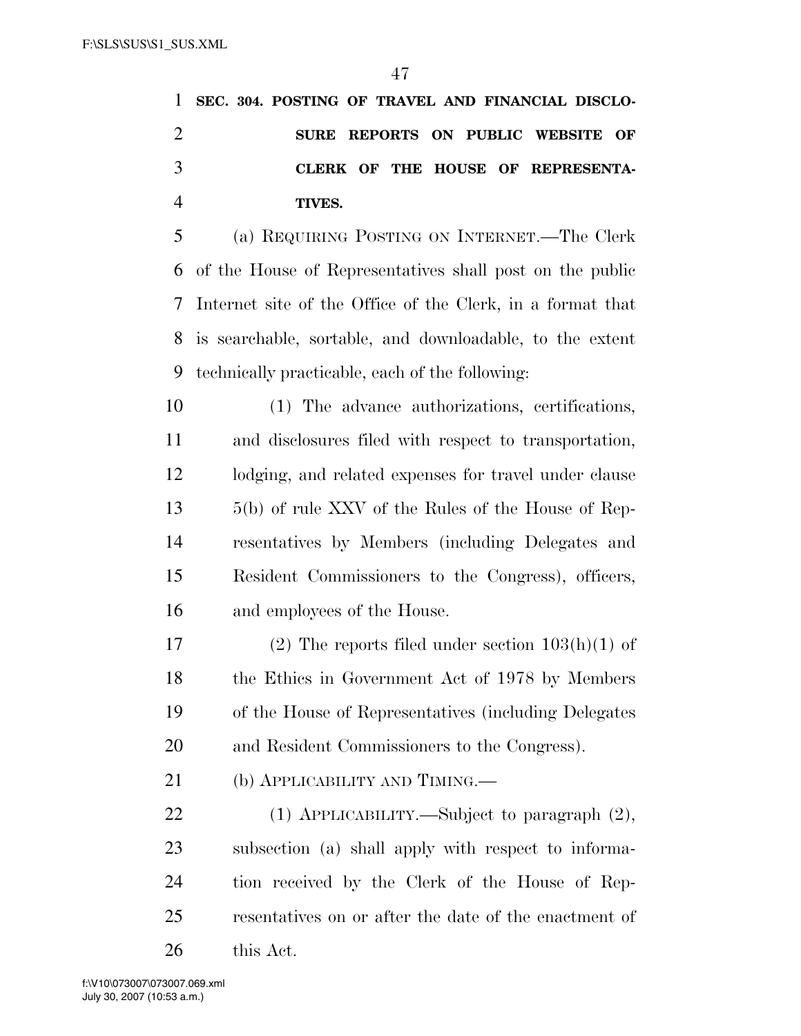**SEC. 304. POSTING OF TRAVEL AND FINANCIAL DISCLOSURE REPORTS ON PUBLIC WEBSITE OF CLERK OF THE HOUSE OF REPRESENTATIVES.**

(a) REQUIRING POSTING ON INTERNET.—The Clerk of the House of Representatives shall post on the public Internet site of the Office of the Clerk, in a format that is searchable, sortable, and downloadable, to the extent technically practicable, each of the following:

(1) The advance authorizations, certifications, and disclosures filed with respect to transportation, lodging, and related expenses for travel under clause 5(b) of rule XXV of the Rules of the House of Representatives by Members (including Delegates and Resident Commissioners to the Congress), officers, and employees of the House.

(2) The reports filed under section 103(h)(1) of the Ethics in Government Act of 1978 by Members of the House of Representatives (including Delegates and Resident Commissioners to the Congress).

(b) APPLICABILITY AND TIMING.—

(1) APPLICABILITY.—Subject to paragraph (2), subsection (a) shall apply with respect to information received by the Clerk of the House of Representatives on or after the date of the enactment of this Act.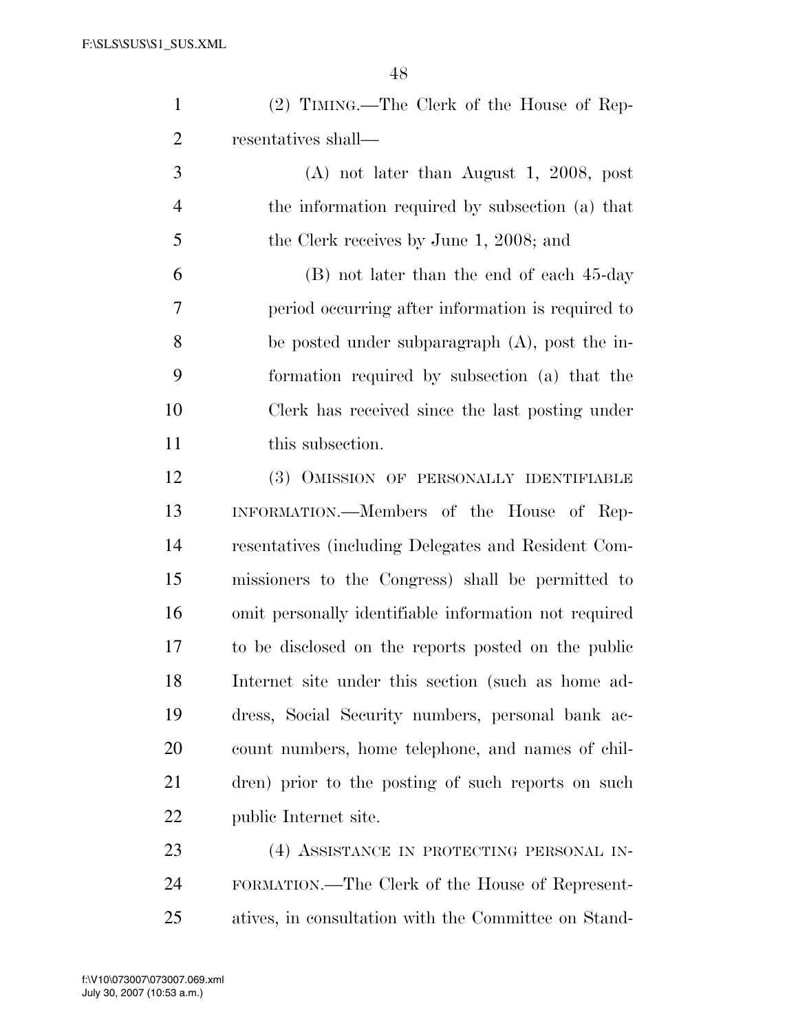(2) TIMING.—The Clerk of the House of Representatives shall—

(A) not later than August 1, 2008, post the information required by subsection (a) that the Clerk receives by June 1, 2008; and

(B) not later than the end of each 45-day period occurring after information is required to be posted under subparagraph (A), post the information required by subsection (a) that the Clerk has received since the last posting under this subsection.

(3) OMISSION OF PERSONALLY IDENTIFIABLE INFORMATION.—Members of the House of Representatives (including Delegates and Resident Commissioners to the Congress) shall be permitted to omit personally identifiable information not required to be disclosed on the reports posted on the public Internet site under this section (such as home address, Social Security numbers, personal bank account numbers, home telephone, and names of children) prior to the posting of such reports on such public Internet site.

(4) ASSISTANCE IN PROTECTING PERSONAL INFORMATION.—The Clerk of the House of Representatives, in consultation with the Committee on Stand-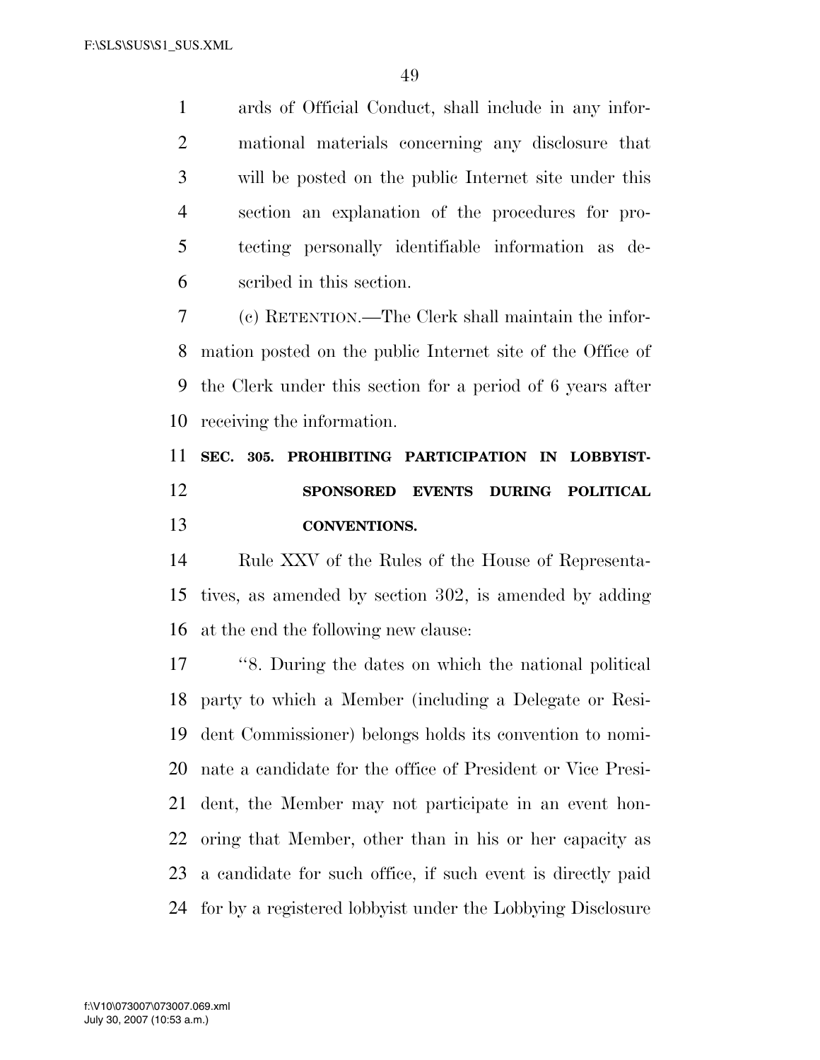ards of Official Conduct, shall include in any informational materials concerning any disclosure that will be posted on the public Internet site under this section an explanation of the procedures for protecting personally identifiable information as described in this section.

(c) RETENTION.—The Clerk shall maintain the information posted on the public Internet site of the Office of the Clerk under this section for a period of 6 years after receiving the information.

**SEC. 305. PROHIBITING PARTICIPATION IN LOBBYIST-SPONSORED EVENTS DURING POLITICAL CONVENTIONS.**

Rule XXV of the Rules of the House of Representatives, as amended by section 302, is amended by adding at the end the following new clause:

"8. During the dates on which the national political party to which a Member (including a Delegate or Resident Commissioner) belongs holds its convention to nominate a candidate for the office of President or Vice President, the Member may not participate in an event honoring that Member, other than in his or her capacity as a candidate for such office, if such event is directly paid for by a registered lobbyist under the Lobbying Disclosure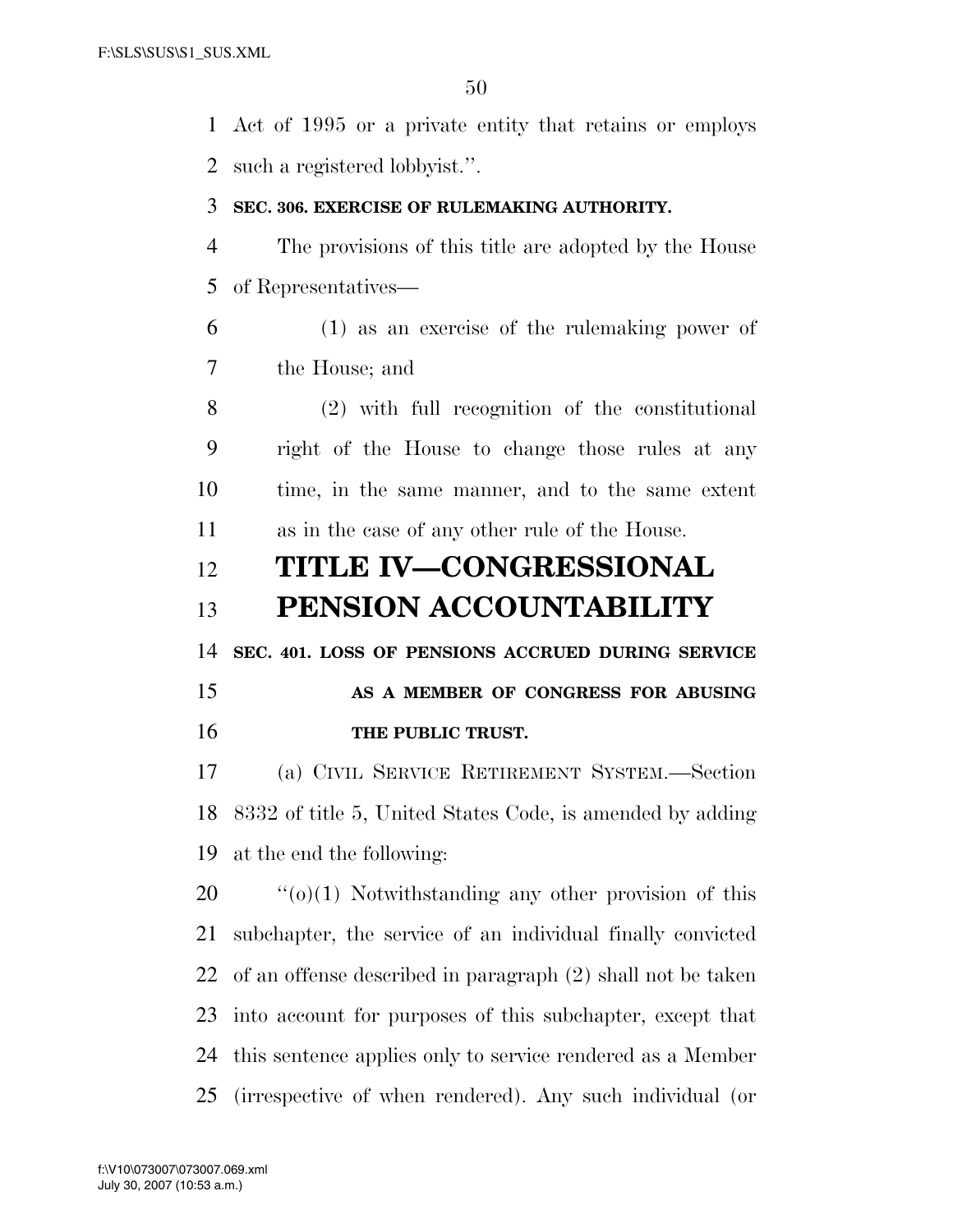Act of 1995 or a private entity that retains or employs such a registered lobbyist.''.

**SEC. 306. EXERCISE OF RULEMAKING AUTHORITY.**

The provisions of this title are adopted by the House of Representatives—

(1) as an exercise of the rulemaking power of the House; and

(2) with full recognition of the constitutional right of the House to change those rules at any time, in the same manner, and to the same extent as in the case of any other rule of the House.

# TITLE IV—CONGRESSIONAL PENSION ACCOUNTABILITY

**SEC. 401. LOSS OF PENSIONS ACCRUED DURING SERVICE AS A MEMBER OF CONGRESS FOR ABUSING THE PUBLIC TRUST.**

(a) CIVIL SERVICE RETIREMENT SYSTEM.—Section 8332 of title 5, United States Code, is amended by adding at the end the following:

''(o)(1) Notwithstanding any other provision of this subchapter, the service of an individual finally convicted of an offense described in paragraph (2) shall not be taken into account for purposes of this subchapter, except that this sentence applies only to service rendered as a Member (irrespective of when rendered). Any such individual (or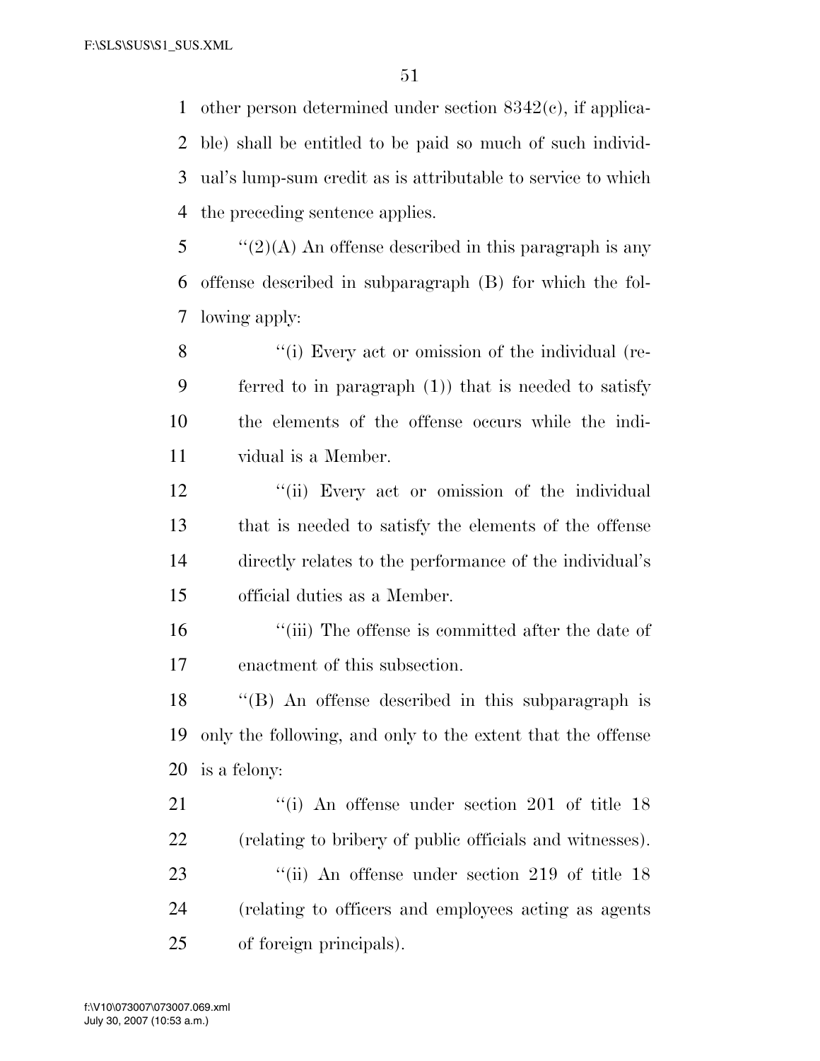other person determined under section 8342(c), if applicable) shall be entitled to be paid so much of such individual's lump-sum credit as is attributable to service to which the preceding sentence applies.

''(2)(A) An offense described in this paragraph is any offense described in subparagraph (B) for which the following apply:

''(i) Every act or omission of the individual (referred to in paragraph (1)) that is needed to satisfy the elements of the offense occurs while the individual is a Member.

''(ii) Every act or omission of the individual that is needed to satisfy the elements of the offense directly relates to the performance of the individual's official duties as a Member.

''(iii) The offense is committed after the date of enactment of this subsection.

''(B) An offense described in this subparagraph is only the following, and only to the extent that the offense is a felony:

''(i) An offense under section 201 of title 18 (relating to bribery of public officials and witnesses).

''(ii) An offense under section 219 of title 18 (relating to officers and employees acting as agents of foreign principals).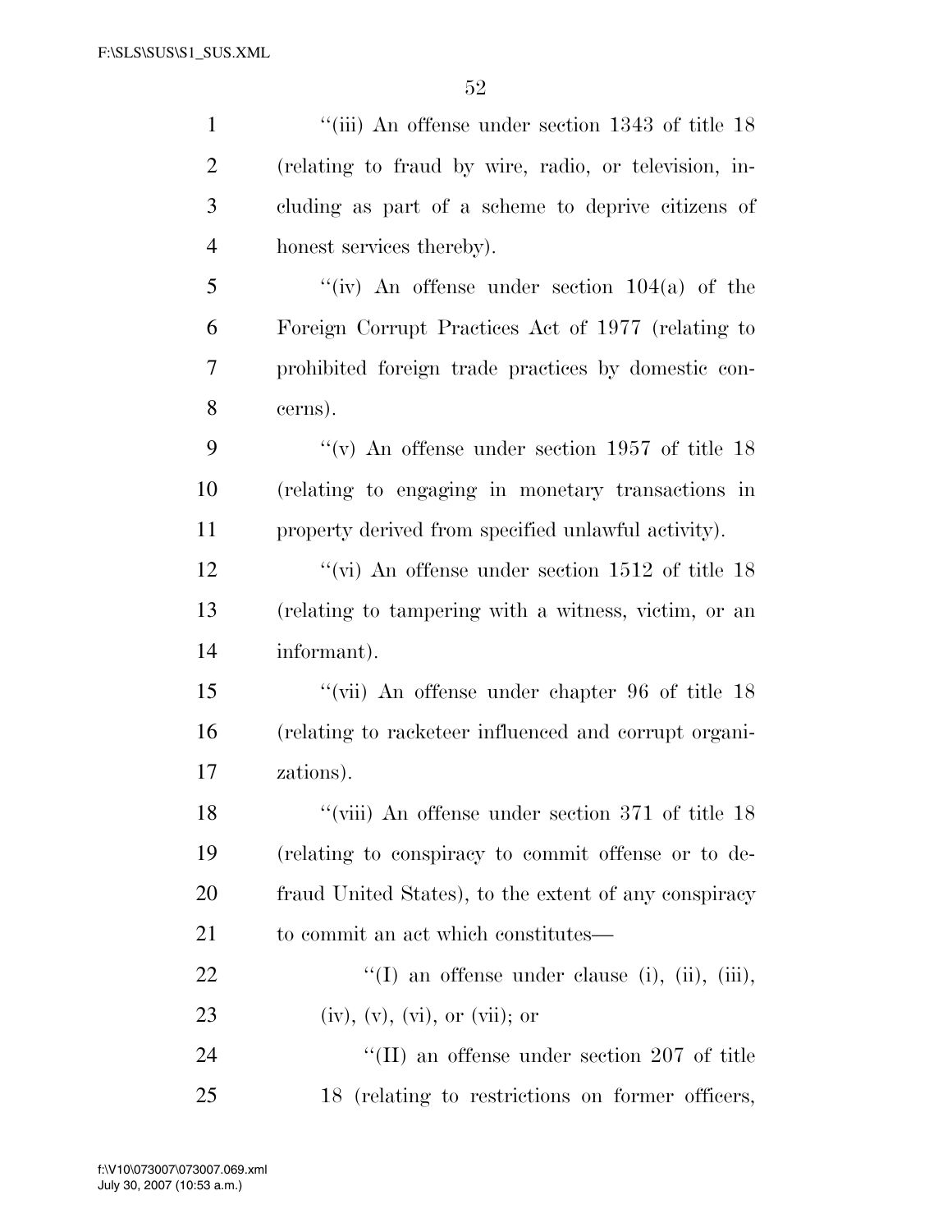''(iii) An offense under section 1343 of title 18 (relating to fraud by wire, radio, or television, including as part of a scheme to deprive citizens of honest services thereby).

''(iv) An offense under section 104(a) of the Foreign Corrupt Practices Act of 1977 (relating to prohibited foreign trade practices by domestic concerns).

''(v) An offense under section 1957 of title 18 (relating to engaging in monetary transactions in property derived from specified unlawful activity).

''(vi) An offense under section 1512 of title 18 (relating to tampering with a witness, victim, or an informant).

''(vii) An offense under chapter 96 of title 18 (relating to racketeer influenced and corrupt organizations).

''(viii) An offense under section 371 of title 18 (relating to conspiracy to commit offense or to defraud United States), to the extent of any conspiracy to commit an act which constitutes—

''(I) an offense under clause (i), (ii), (iii), (iv), (v), (vi), or (vii); or

''(II) an offense under section 207 of title 18 (relating to restrictions on former officers,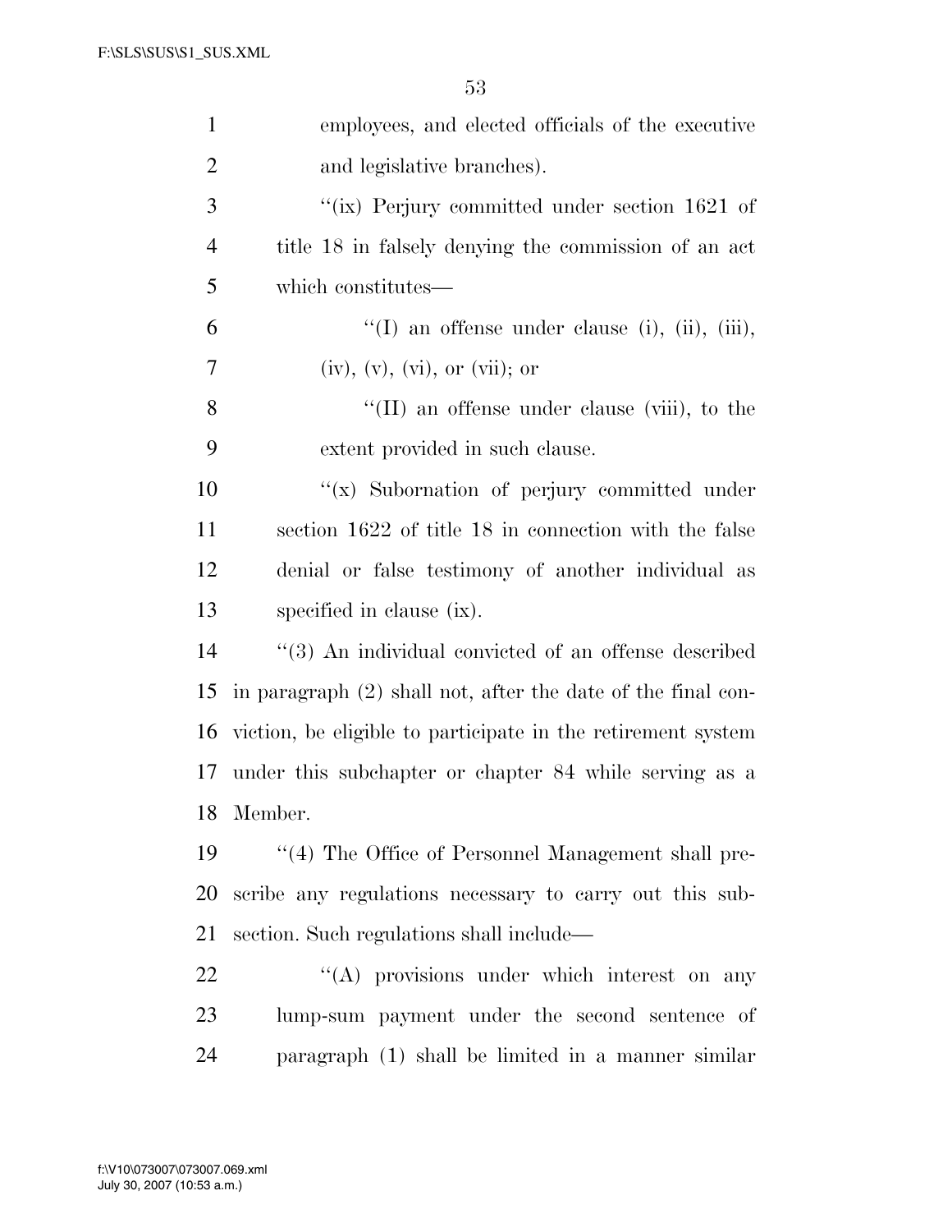employees, and elected officials of the executive and legislative branches).

''(ix) Perjury committed under section 1621 of title 18 in falsely denying the commission of an act which constitutes—

''(I) an offense under clause (i), (ii), (iii), (iv), (v), (vi), or (vii); or

''(II) an offense under clause (viii), to the extent provided in such clause.

''(x) Subornation of perjury committed under section 1622 of title 18 in connection with the false denial or false testimony of another individual as specified in clause (ix).

''(3) An individual convicted of an offense described in paragraph (2) shall not, after the date of the final conviction, be eligible to participate in the retirement system under this subchapter or chapter 84 while serving as a Member.

''(4) The Office of Personnel Management shall prescribe any regulations necessary to carry out this subsection. Such regulations shall include—

''(A) provisions under which interest on any lump-sum payment under the second sentence of paragraph (1) shall be limited in a manner similar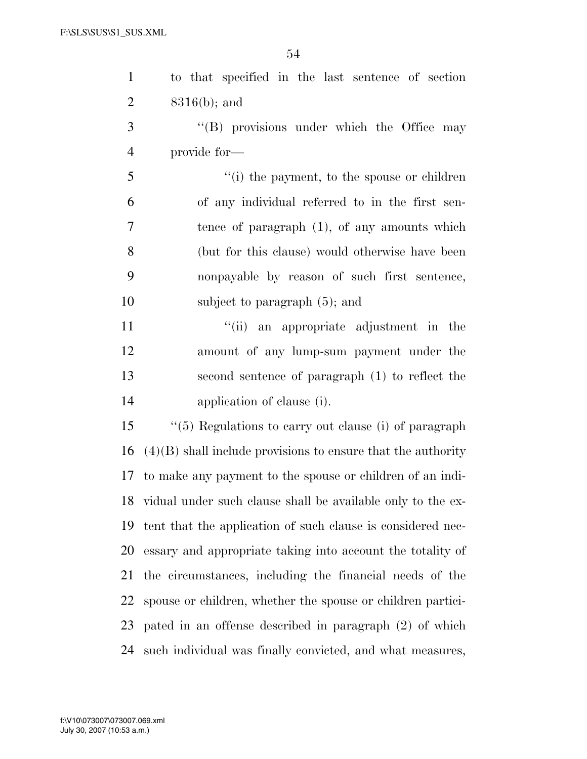to that specified in the last sentence of section 8316(b); and

''(B) provisions under which the Office may provide for—

''(i) the payment, to the spouse or children of any individual referred to in the first sentence of paragraph (1), of any amounts which (but for this clause) would otherwise have been nonpayable by reason of such first sentence, subject to paragraph (5); and

''(ii) an appropriate adjustment in the amount of any lump-sum payment under the second sentence of paragraph (1) to reflect the application of clause (i).

''(5) Regulations to carry out clause (i) of paragraph (4)(B) shall include provisions to ensure that the authority to make any payment to the spouse or children of an individual under such clause shall be available only to the extent that the application of such clause is considered necessary and appropriate taking into account the totality of the circumstances, including the financial needs of the spouse or children, whether the spouse or children participated in an offense described in paragraph (2) of which such individual was finally convicted, and what measures,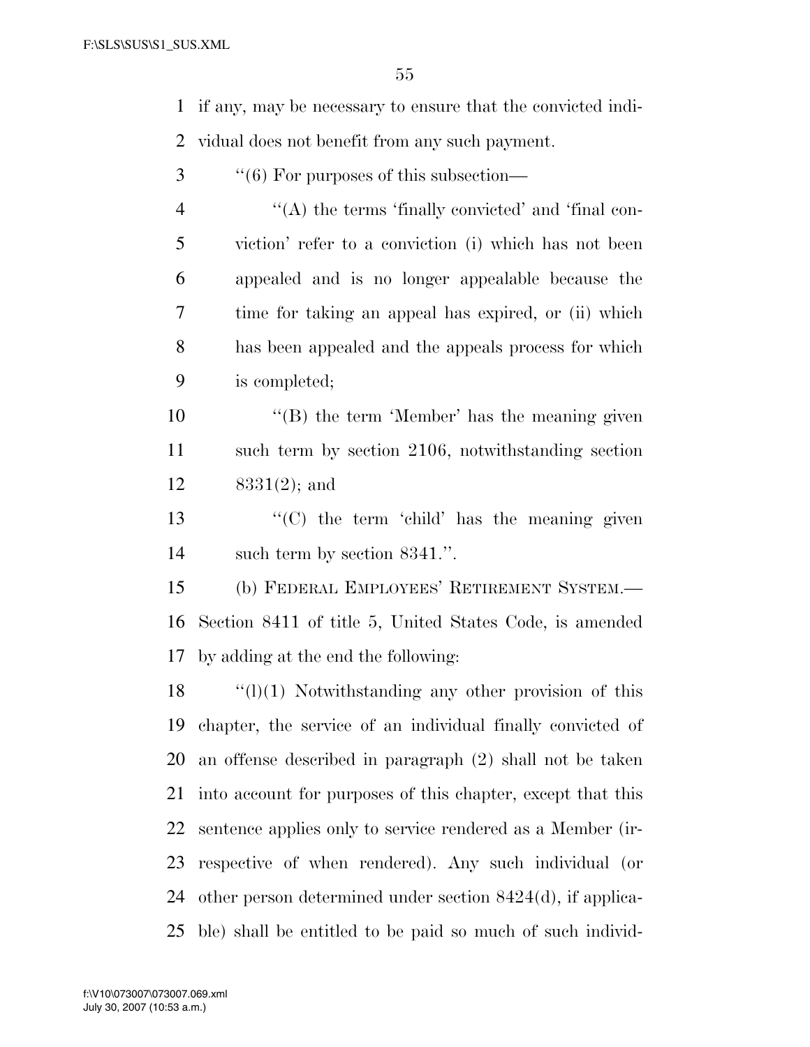if any, may be necessary to ensure that the convicted individual does not benefit from any such payment.

''(6) For purposes of this subsection—

''(A) the terms 'finally convicted' and 'final conviction' refer to a conviction (i) which has not been appealed and is no longer appealable because the time for taking an appeal has expired, or (ii) which has been appealed and the appeals process for which is completed;

''(B) the term 'Member' has the meaning given such term by section 2106, notwithstanding section 8331(2); and

''(C) the term 'child' has the meaning given such term by section 8341.''.

(b) FEDERAL EMPLOYEES' RETIREMENT SYSTEM.— Section 8411 of title 5, United States Code, is amended by adding at the end the following:

''(l)(1) Notwithstanding any other provision of this chapter, the service of an individual finally convicted of an offense described in paragraph (2) shall not be taken into account for purposes of this chapter, except that this sentence applies only to service rendered as a Member (irrespective of when rendered). Any such individual (or other person determined under section 8424(d), if applicable) shall be entitled to be paid so much of such individ-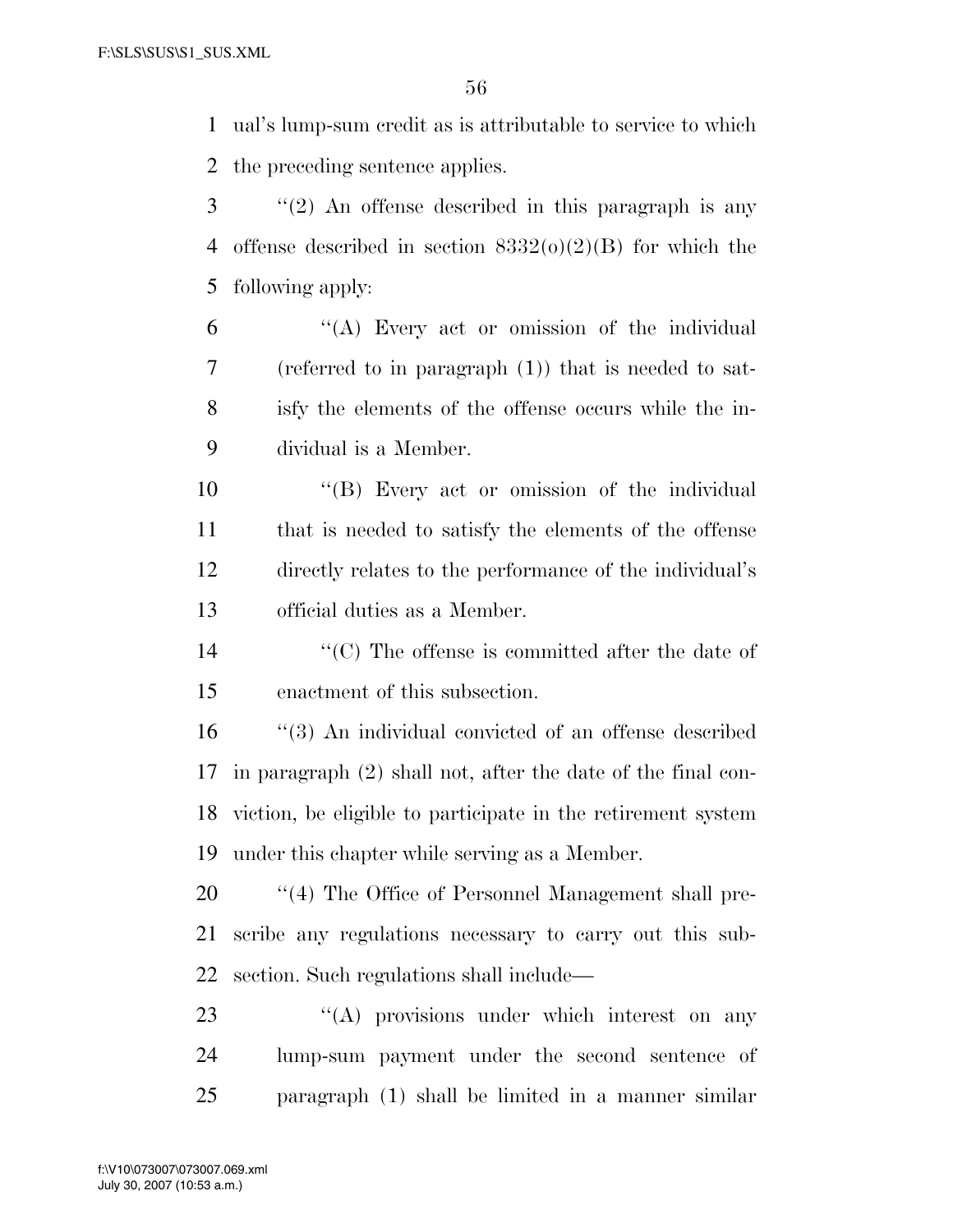ual's lump-sum credit as is attributable to service to which the preceding sentence applies.

''(2) An offense described in this paragraph is any offense described in section 8332(o)(2)(B) for which the following apply:

''(A) Every act or omission of the individual (referred to in paragraph (1)) that is needed to satisfy the elements of the offense occurs while the individual is a Member.

''(B) Every act or omission of the individual that is needed to satisfy the elements of the offense directly relates to the performance of the individual's official duties as a Member.

''(C) The offense is committed after the date of enactment of this subsection.

''(3) An individual convicted of an offense described in paragraph (2) shall not, after the date of the final conviction, be eligible to participate in the retirement system under this chapter while serving as a Member.

''(4) The Office of Personnel Management shall prescribe any regulations necessary to carry out this subsection. Such regulations shall include—

''(A) provisions under which interest on any lump-sum payment under the second sentence of paragraph (1) shall be limited in a manner similar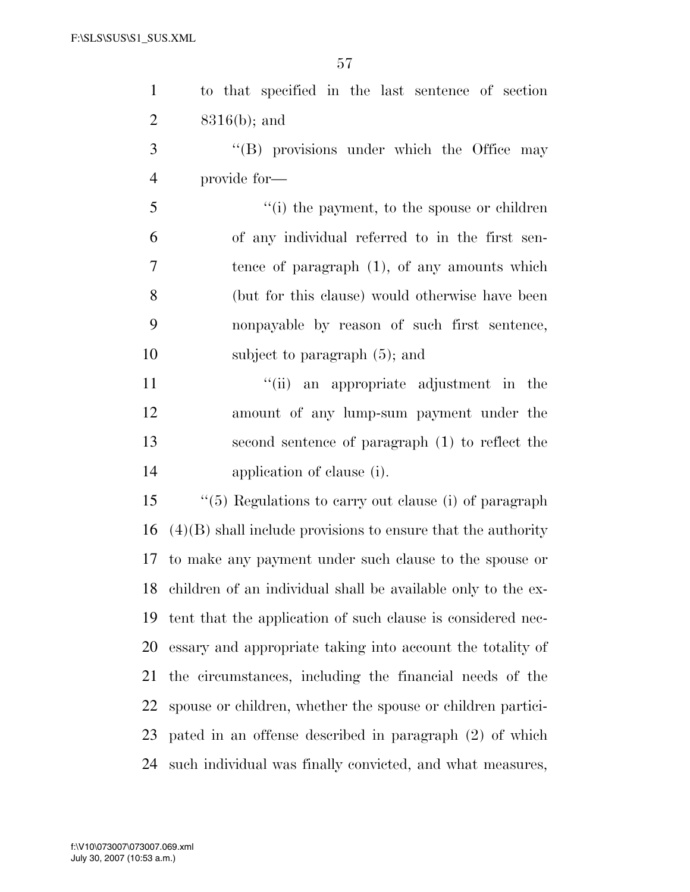to that specified in the last sentence of section 8316(b); and

''(B) provisions under which the Office may provide for—

''(i) the payment, to the spouse or children of any individual referred to in the first sentence of paragraph (1), of any amounts which (but for this clause) would otherwise have been nonpayable by reason of such first sentence, subject to paragraph (5); and

''(ii) an appropriate adjustment in the amount of any lump-sum payment under the second sentence of paragraph (1) to reflect the application of clause (i).

''(5) Regulations to carry out clause (i) of paragraph (4)(B) shall include provisions to ensure that the authority to make any payment under such clause to the spouse or children of an individual shall be available only to the extent that the application of such clause is considered necessary and appropriate taking into account the totality of the circumstances, including the financial needs of the spouse or children, whether the spouse or children participated in an offense described in paragraph (2) of which such individual was finally convicted, and what measures,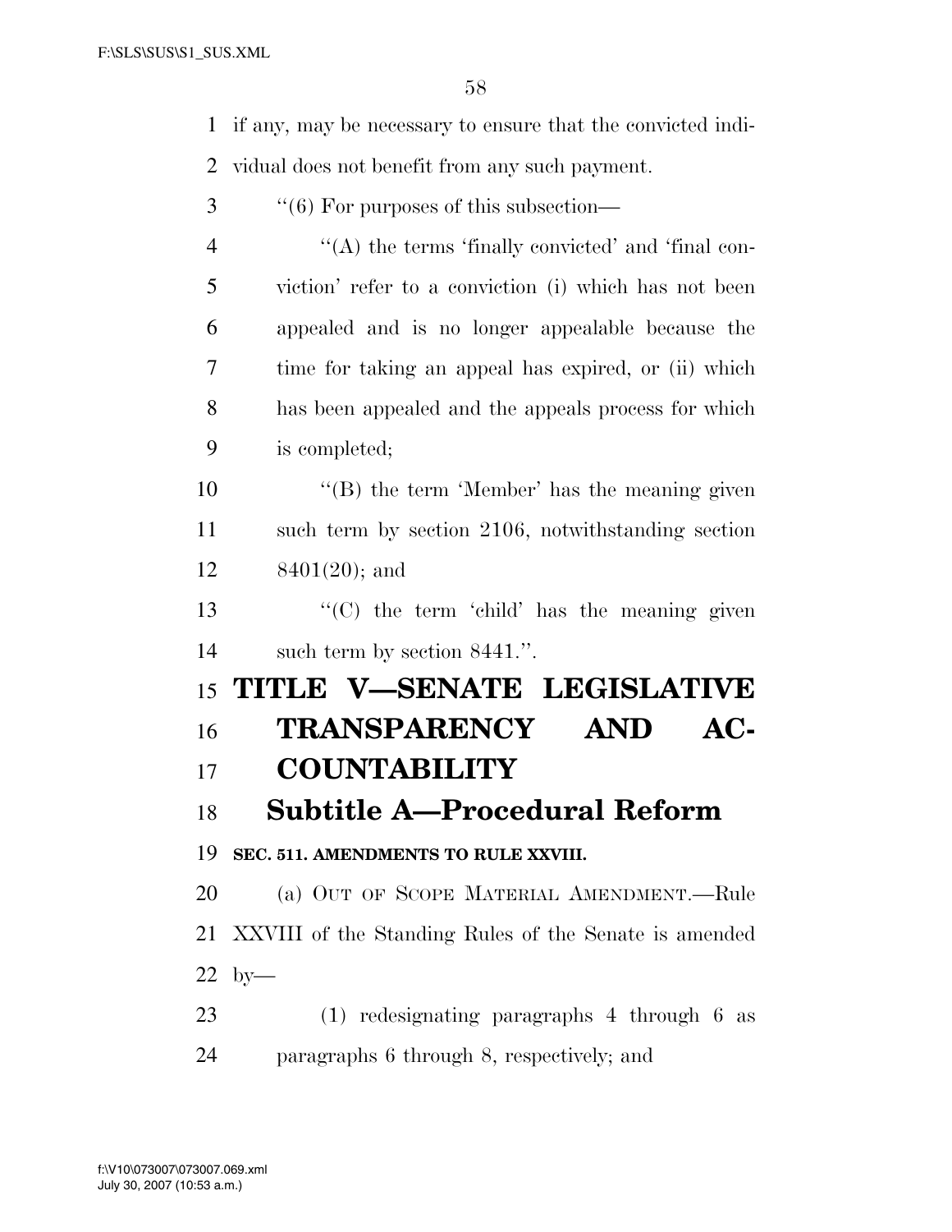if any, may be necessary to ensure that the convicted individual does not benefit from any such payment.

''(6) For purposes of this subsection—

''(A) the terms 'finally convicted' and 'final conviction' refer to a conviction (i) which has not been appealed and is no longer appealable because the time for taking an appeal has expired, or (ii) which has been appealed and the appeals process for which is completed;

''(B) the term 'Member' has the meaning given such term by section 2106, notwithstanding section 8401(20); and

''(C) the term 'child' has the meaning given such term by section 8441.''.

# TITLE V—SENATE LEGISLATIVE TRANSPARENCY AND ACCOUNTABILITY

## Subtitle A—Procedural Reform

**SEC. 511. AMENDMENTS TO RULE XXVIII.**

(a) OUT OF SCOPE MATERIAL AMENDMENT.—Rule XXVIII of the Standing Rules of the Senate is amended by—

(1) redesignating paragraphs 4 through 6 as paragraphs 6 through 8, respectively; and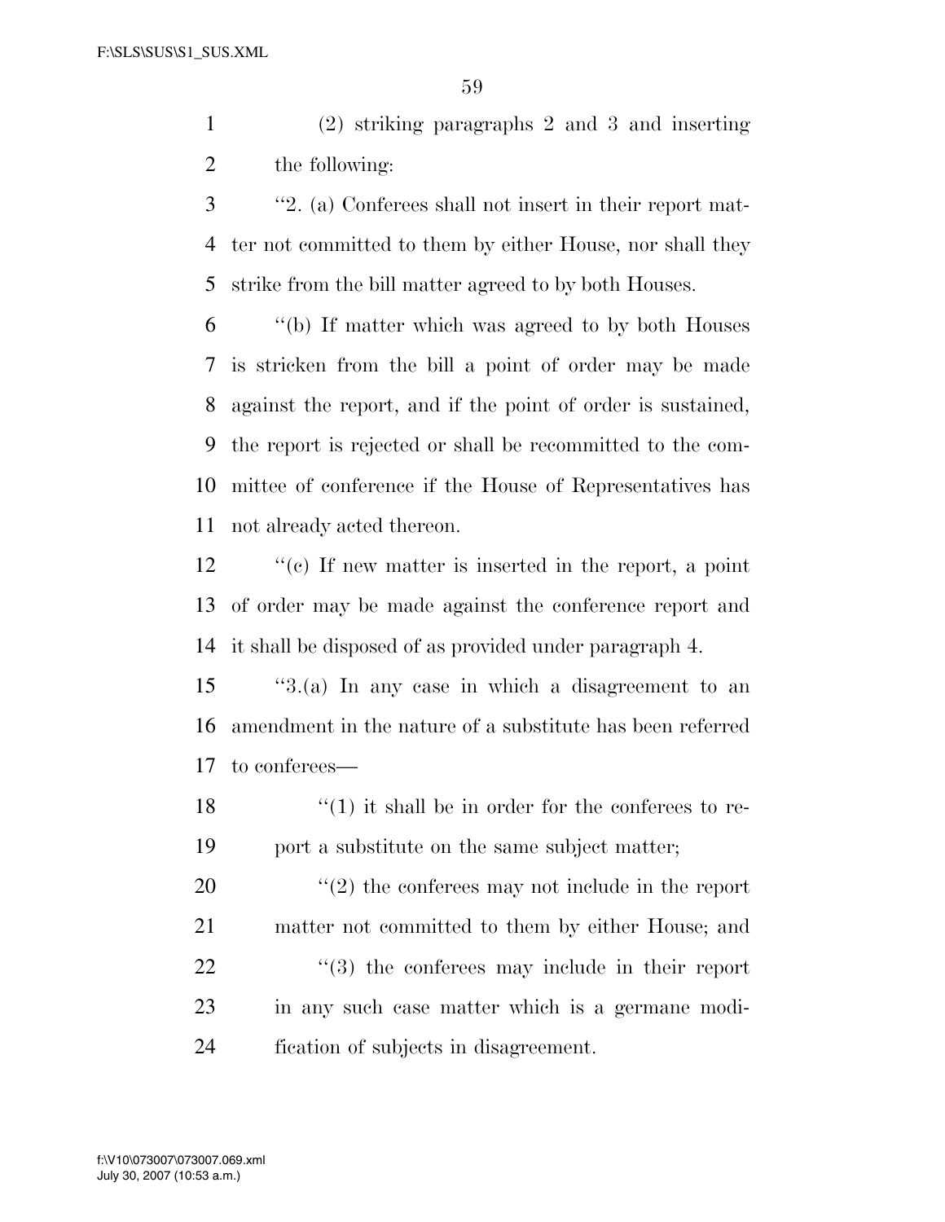(2) striking paragraphs 2 and 3 and inserting the following:

''2. (a) Conferees shall not insert in their report matter not committed to them by either House, nor shall they strike from the bill matter agreed to by both Houses.

''(b) If matter which was agreed to by both Houses is stricken from the bill a point of order may be made against the report, and if the point of order is sustained, the report is rejected or shall be recommitted to the committee of conference if the House of Representatives has not already acted thereon.

''(c) If new matter is inserted in the report, a point of order may be made against the conference report and it shall be disposed of as provided under paragraph 4.

''3.(a) In any case in which a disagreement to an amendment in the nature of a substitute has been referred to conferees—

''(1) it shall be in order for the conferees to report a substitute on the same subject matter;

''(2) the conferees may not include in the report matter not committed to them by either House; and

''(3) the conferees may include in their report in any such case matter which is a germane modification of subjects in disagreement.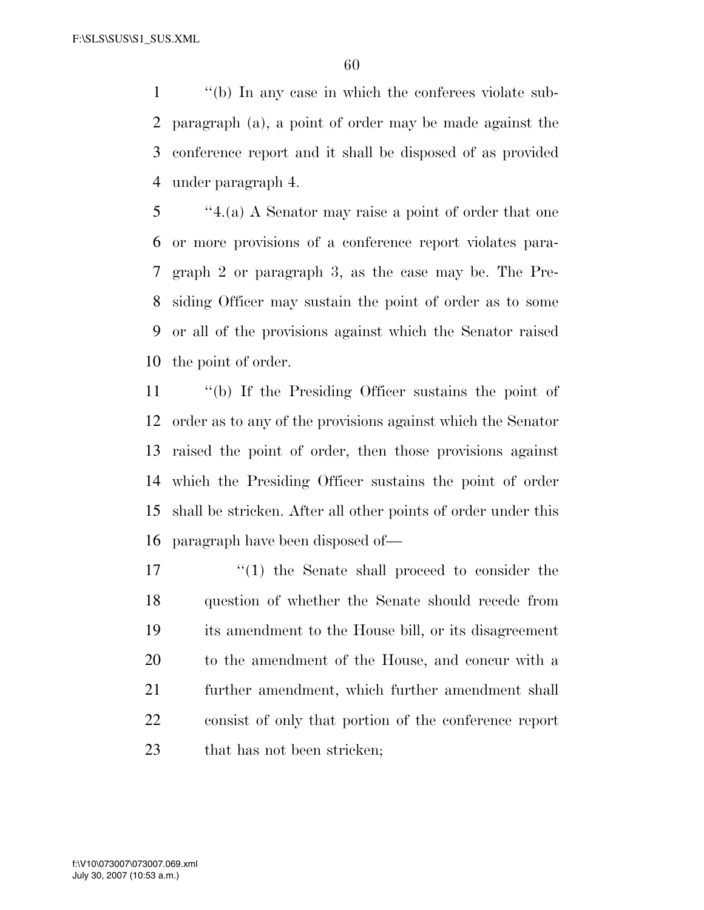''(b) In any case in which the conferees violate subparagraph (a), a point of order may be made against the conference report and it shall be disposed of as provided under paragraph 4.

''4.(a) A Senator may raise a point of order that one or more provisions of a conference report violates paragraph 2 or paragraph 3, as the case may be. The Presiding Officer may sustain the point of order as to some or all of the provisions against which the Senator raised the point of order.

''(b) If the Presiding Officer sustains the point of order as to any of the provisions against which the Senator raised the point of order, then those provisions against which the Presiding Officer sustains the point of order shall be stricken. After all other points of order under this paragraph have been disposed of—

''(1) the Senate shall proceed to consider the question of whether the Senate should recede from its amendment to the House bill, or its disagreement to the amendment of the House, and concur with a further amendment, which further amendment shall consist of only that portion of the conference report that has not been stricken;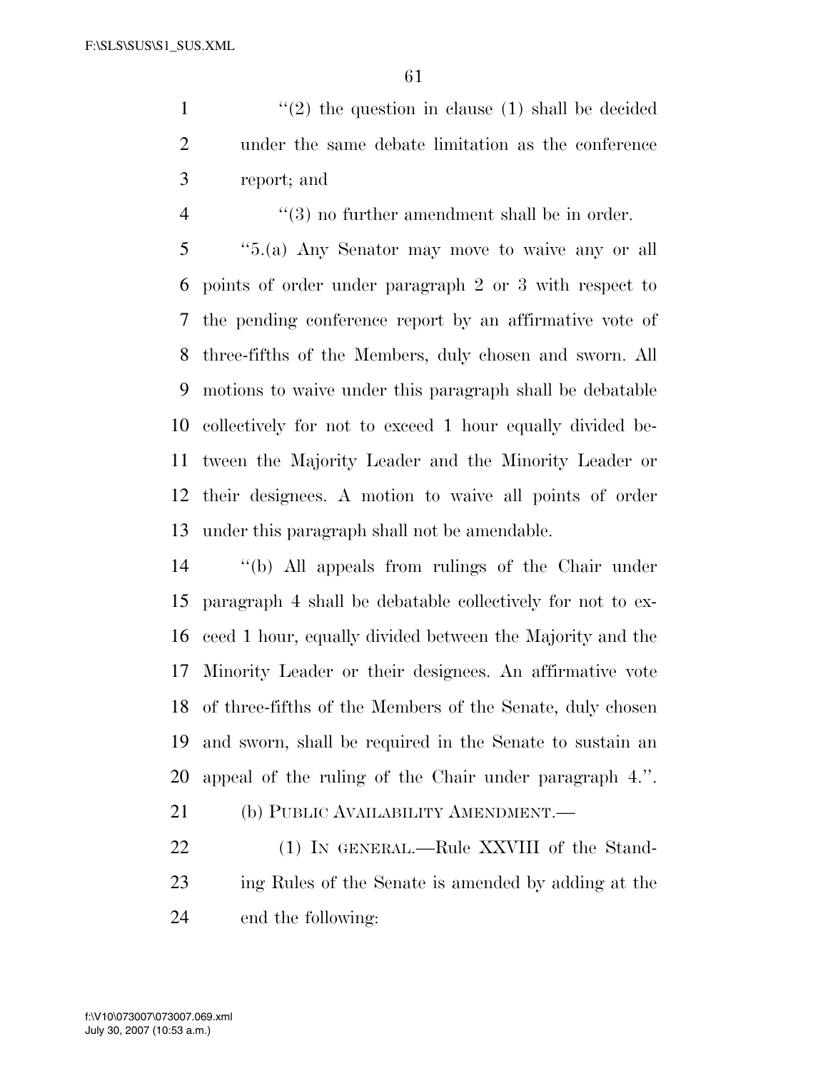"(2) the question in clause (1) shall be decided under the same debate limitation as the conference report; and

"(3) no further amendment shall be in order.

"5.(a) Any Senator may move to waive any or all points of order under paragraph 2 or 3 with respect to the pending conference report by an affirmative vote of three-fifths of the Members, duly chosen and sworn. All motions to waive under this paragraph shall be debatable collectively for not to exceed 1 hour equally divided between the Majority Leader and the Minority Leader or their designees. A motion to waive all points of order under this paragraph shall not be amendable.

"(b) All appeals from rulings of the Chair under paragraph 4 shall be debatable collectively for not to exceed 1 hour, equally divided between the Majority and the Minority Leader or their designees. An affirmative vote of three-fifths of the Members of the Senate, duly chosen and sworn, shall be required in the Senate to sustain an appeal of the ruling of the Chair under paragraph 4.".

(b) PUBLIC AVAILABILITY AMENDMENT.—

(1) IN GENERAL.—Rule XXVIII of the Standing Rules of the Senate is amended by adding at the end the following: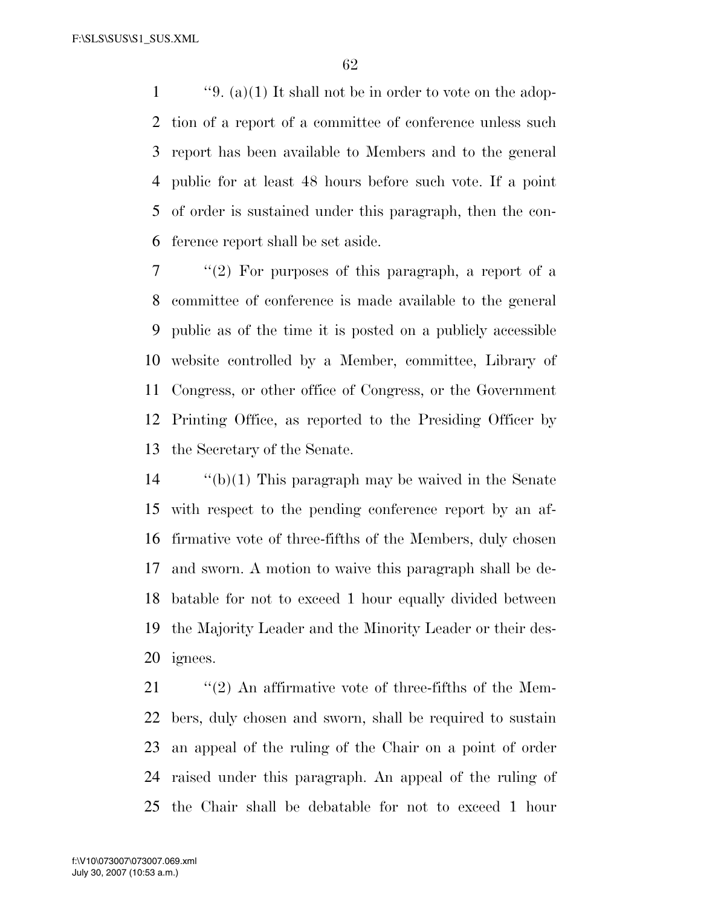"9. (a)(1) It shall not be in order to vote on the adoption of a report of a committee of conference unless such report has been available to Members and to the general public for at least 48 hours before such vote. If a point of order is sustained under this paragraph, then the conference report shall be set aside.

"(2) For purposes of this paragraph, a report of a committee of conference is made available to the general public as of the time it is posted on a publicly accessible website controlled by a Member, committee, Library of Congress, or other office of Congress, or the Government Printing Office, as reported to the Presiding Officer by the Secretary of the Senate.

"(b)(1) This paragraph may be waived in the Senate with respect to the pending conference report by an affirmative vote of three-fifths of the Members, duly chosen and sworn. A motion to waive this paragraph shall be debatable for not to exceed 1 hour equally divided between the Majority Leader and the Minority Leader or their designees.

"(2) An affirmative vote of three-fifths of the Members, duly chosen and sworn, shall be required to sustain an appeal of the ruling of the Chair on a point of order raised under this paragraph. An appeal of the ruling of the Chair shall be debatable for not to exceed 1 hour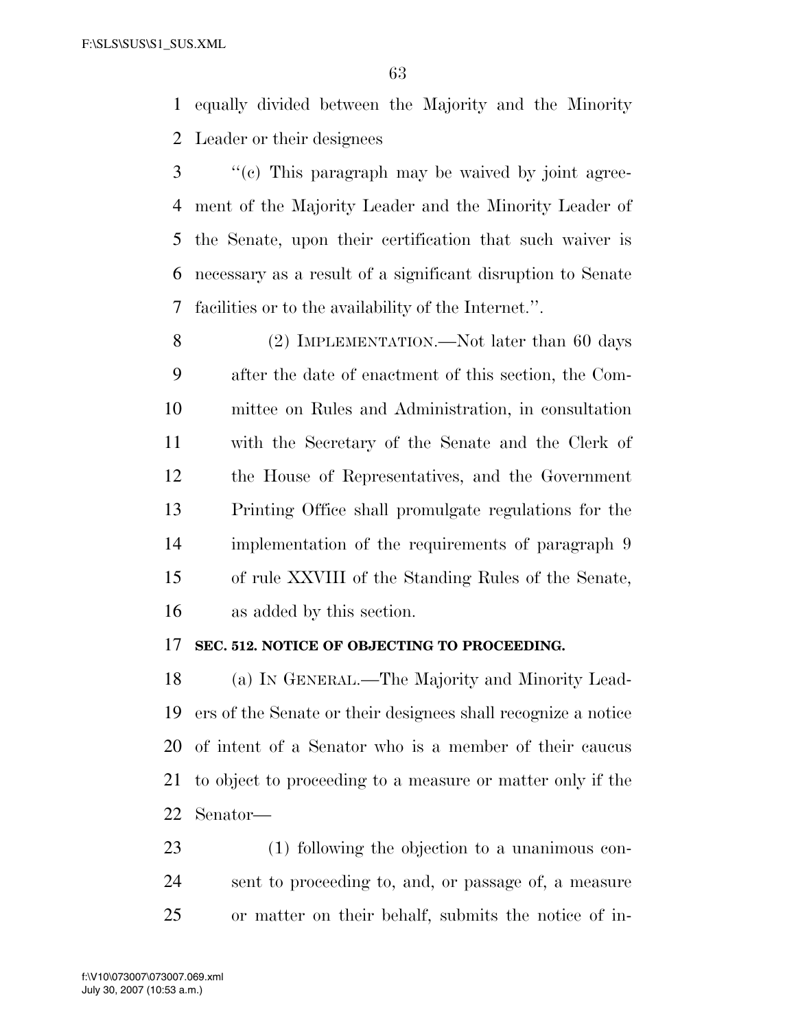equally divided between the Majority and the Minority Leader or their designees

"(c) This paragraph may be waived by joint agreement of the Majority Leader and the Minority Leader of the Senate, upon their certification that such waiver is necessary as a result of a significant disruption to Senate facilities or to the availability of the Internet.".

(2) IMPLEMENTATION.—Not later than 60 days after the date of enactment of this section, the Committee on Rules and Administration, in consultation with the Secretary of the Senate and the Clerk of the House of Representatives, and the Government Printing Office shall promulgate regulations for the implementation of the requirements of paragraph 9 of rule XXVIII of the Standing Rules of the Senate, as added by this section.

**SEC. 512. NOTICE OF OBJECTING TO PROCEEDING.**

(a) IN GENERAL.—The Majority and Minority Leaders of the Senate or their designees shall recognize a notice of intent of a Senator who is a member of their caucus to object to proceeding to a measure or matter only if the Senator—

(1) following the objection to a unanimous consent to proceeding to, and, or passage of, a measure or matter on their behalf, submits the notice of in-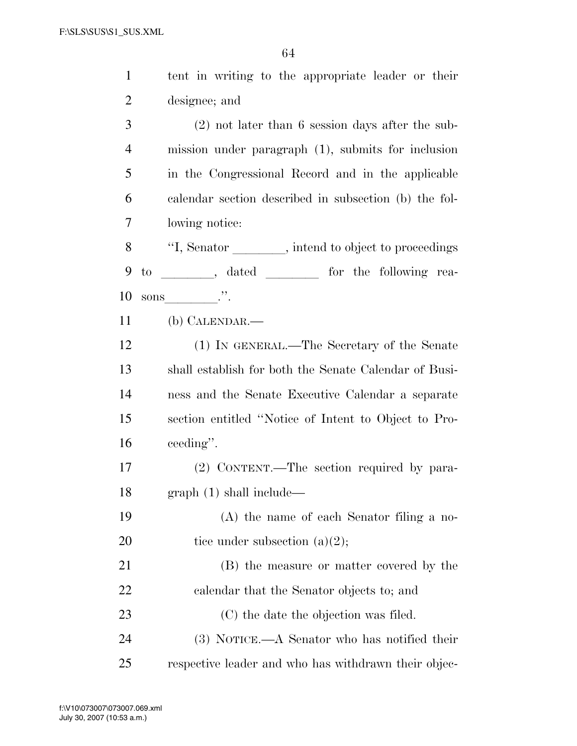tent in writing to the appropriate leader or their designee; and

(2) not later than 6 session days after the submission under paragraph (1), submits for inclusion in the Congressional Record and in the applicable calendar section described in subsection (b) the following notice:

"I, Senator ________, intend to object to proceedings to ________, dated ________ for the following reasons________.".

(b) CALENDAR.—

(1) IN GENERAL.—The Secretary of the Senate shall establish for both the Senate Calendar of Business and the Senate Executive Calendar a separate section entitled "Notice of Intent to Object to Proceeding".

(2) CONTENT.—The section required by paragraph (1) shall include—

(A) the name of each Senator filing a notice under subsection (a)(2);

(B) the measure or matter covered by the calendar that the Senator objects to; and

(C) the date the objection was filed.

(3) NOTICE.—A Senator who has notified their respective leader and who has withdrawn their objec-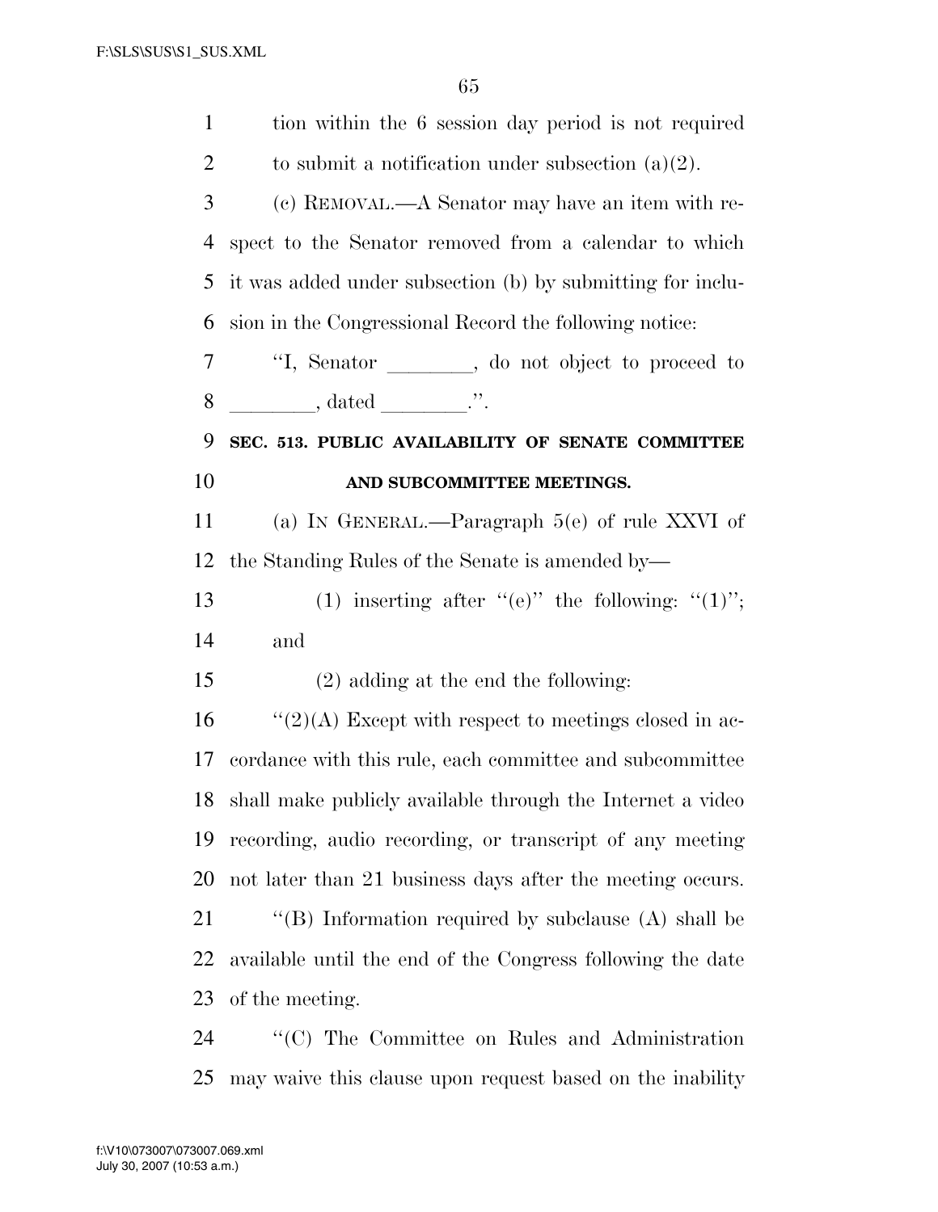tion within the 6 session day period is not required to submit a notification under subsection (a)(2).

(c) REMOVAL.—A Senator may have an item with respect to the Senator removed from a calendar to which it was added under subsection (b) by submitting for inclusion in the Congressional Record the following notice:

"I, Senator ________, do not object to proceed to ________, dated ________.".

**SEC. 513. PUBLIC AVAILABILITY OF SENATE COMMITTEE AND SUBCOMMITTEE MEETINGS.**

(a) IN GENERAL.—Paragraph 5(e) of rule XXVI of the Standing Rules of the Senate is amended by—

(1) inserting after "(e)" the following: "(1)"; and

(2) adding at the end the following:

"(2)(A) Except with respect to meetings closed in accordance with this rule, each committee and subcommittee shall make publicly available through the Internet a video recording, audio recording, or transcript of any meeting not later than 21 business days after the meeting occurs.

"(B) Information required by subclause (A) shall be available until the end of the Congress following the date of the meeting.

"(C) The Committee on Rules and Administration may waive this clause upon request based on the inability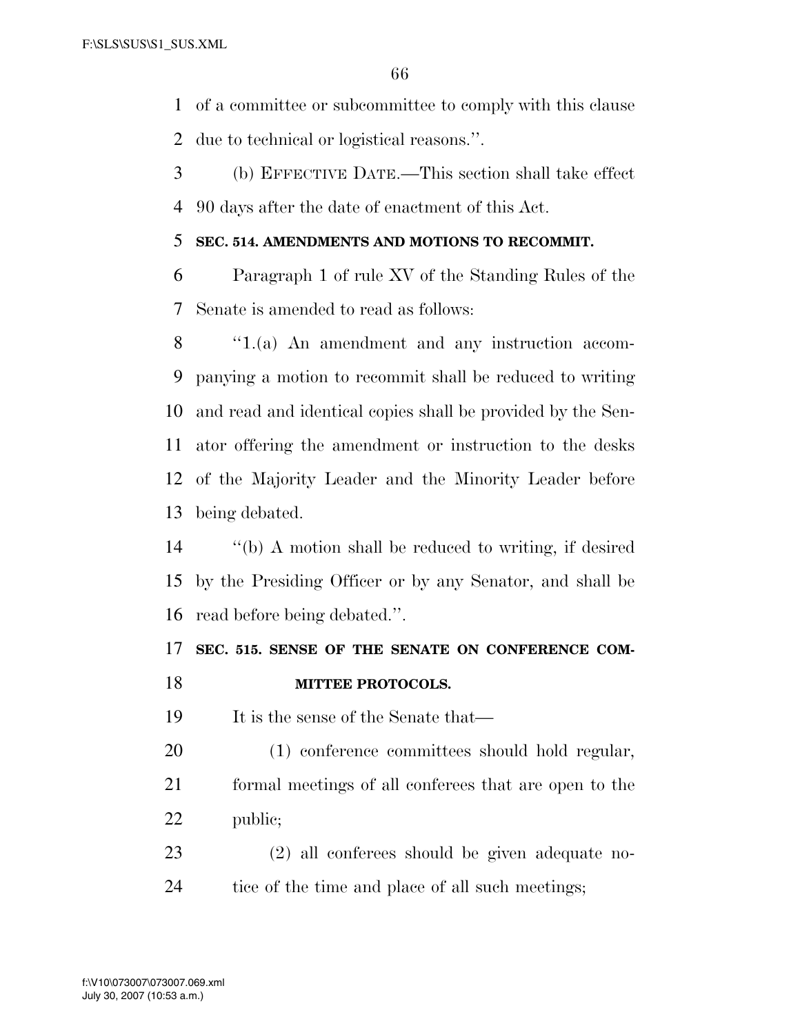of a committee or subcommittee to comply with this clause due to technical or logistical reasons.''.

(b) EFFECTIVE DATE.—This section shall take effect 90 days after the date of enactment of this Act.

**SEC. 514. AMENDMENTS AND MOTIONS TO RECOMMIT.**

Paragraph 1 of rule XV of the Standing Rules of the Senate is amended to read as follows:

''1.(a) An amendment and any instruction accompanying a motion to recommit shall be reduced to writing and read and identical copies shall be provided by the Senator offering the amendment or instruction to the desks of the Majority Leader and the Minority Leader before being debated.

''(b) A motion shall be reduced to writing, if desired by the Presiding Officer or by any Senator, and shall be read before being debated.''.

**SEC. 515. SENSE OF THE SENATE ON CONFERENCE COMMITTEE PROTOCOLS.**

It is the sense of the Senate that—

(1) conference committees should hold regular, formal meetings of all conferees that are open to the public;

(2) all conferees should be given adequate notice of the time and place of all such meetings;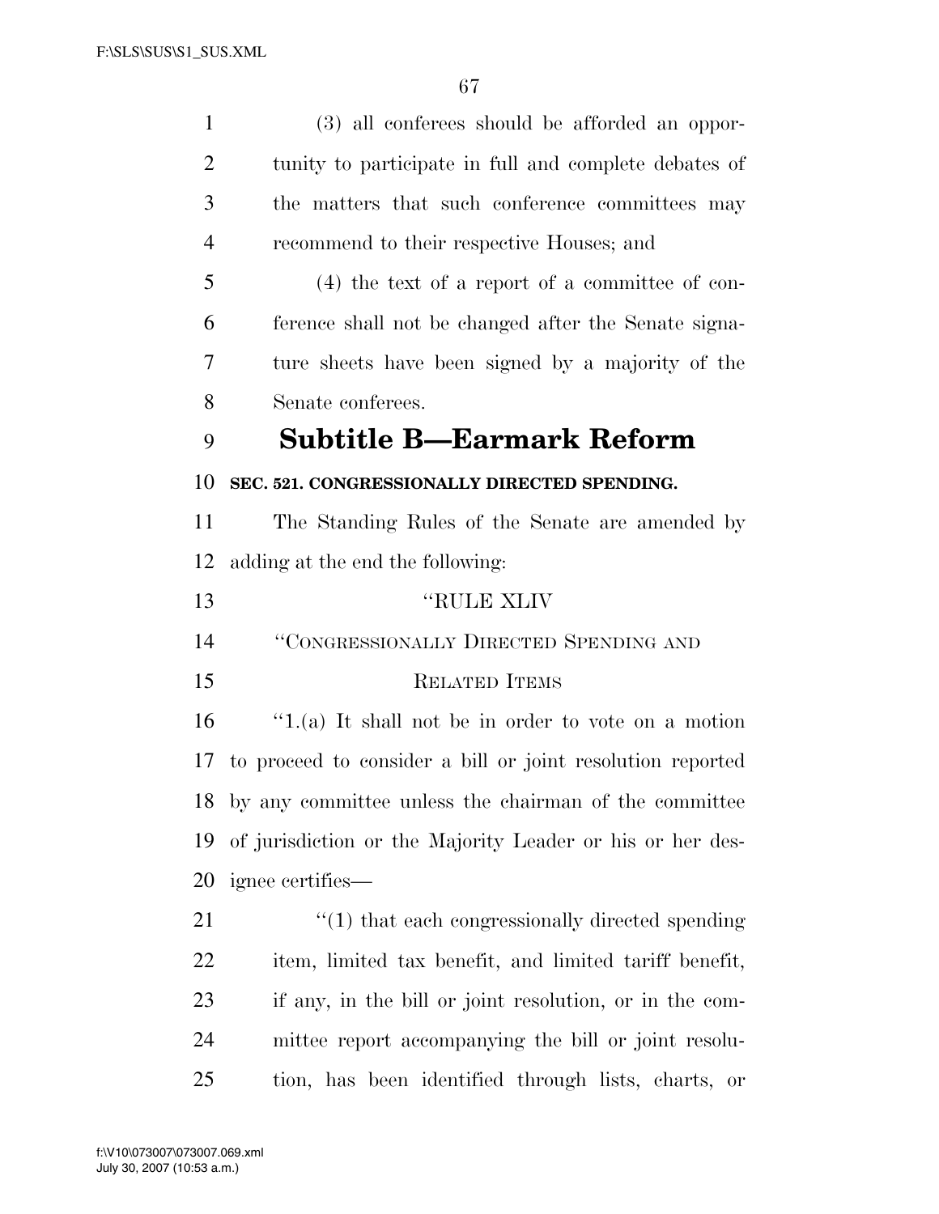(3) all conferees should be afforded an opportunity to participate in full and complete debates of the matters that such conference committees may recommend to their respective Houses; and

(4) the text of a report of a committee of conference shall not be changed after the Senate signature sheets have been signed by a majority of the Senate conferees.

## Subtitle B—Earmark Reform

**SEC. 521. CONGRESSIONALLY DIRECTED SPENDING.**

The Standing Rules of the Senate are amended by adding at the end the following:

"RULE XLIV

"CONGRESSIONALLY DIRECTED SPENDING AND RELATED ITEMS

"1.(a) It shall not be in order to vote on a motion to proceed to consider a bill or joint resolution reported by any committee unless the chairman of the committee of jurisdiction or the Majority Leader or his or her designee certifies—

"(1) that each congressionally directed spending item, limited tax benefit, and limited tariff benefit, if any, in the bill or joint resolution, or in the committee report accompanying the bill or joint resolution, has been identified through lists, charts, or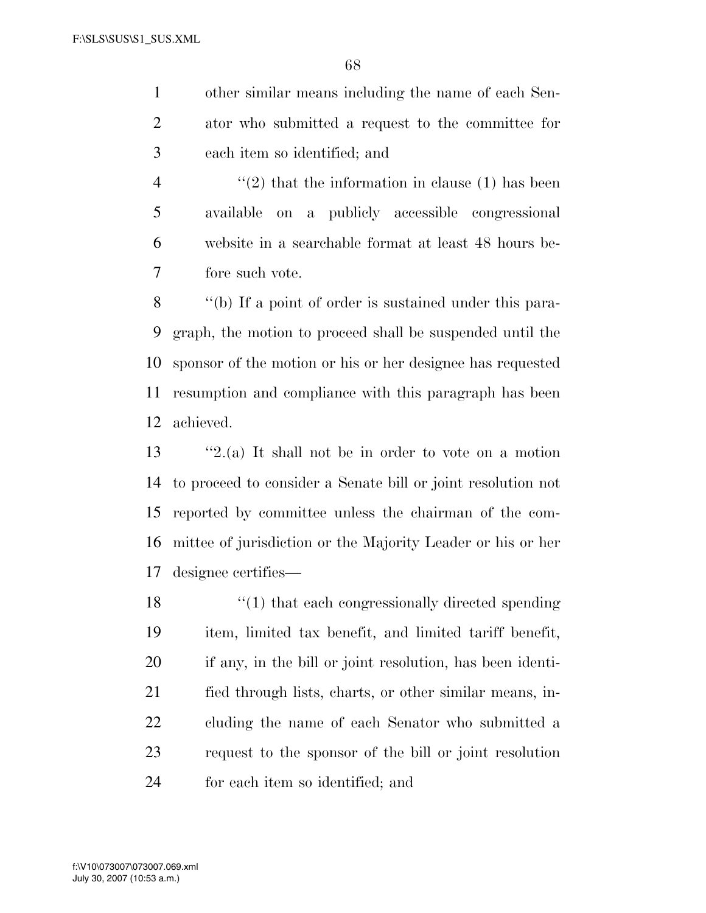other similar means including the name of each Senator who submitted a request to the committee for each item so identified; and

''(2) that the information in clause (1) has been available on a publicly accessible congressional website in a searchable format at least 48 hours before such vote.

''(b) If a point of order is sustained under this paragraph, the motion to proceed shall be suspended until the sponsor of the motion or his or her designee has requested resumption and compliance with this paragraph has been achieved.

''2.(a) It shall not be in order to vote on a motion to proceed to consider a Senate bill or joint resolution not reported by committee unless the chairman of the committee of jurisdiction or the Majority Leader or his or her designee certifies—

''(1) that each congressionally directed spending item, limited tax benefit, and limited tariff benefit, if any, in the bill or joint resolution, has been identified through lists, charts, or other similar means, including the name of each Senator who submitted a request to the sponsor of the bill or joint resolution for each item so identified; and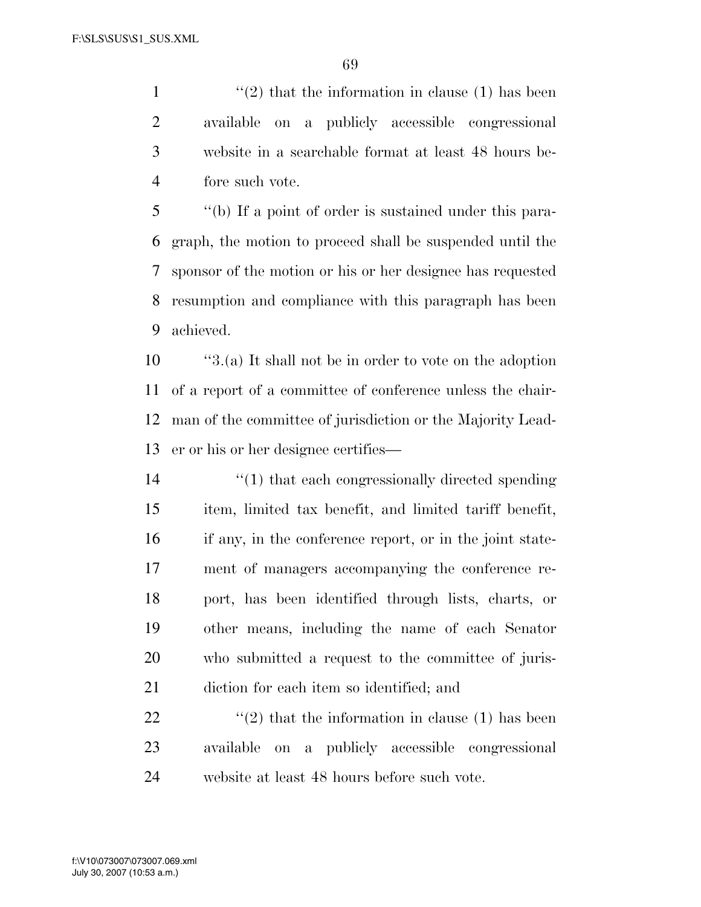"(2) that the information in clause (1) has been available on a publicly accessible congressional website in a searchable format at least 48 hours before such vote.

"(b) If a point of order is sustained under this paragraph, the motion to proceed shall be suspended until the sponsor of the motion or his or her designee has requested resumption and compliance with this paragraph has been achieved.

"3.(a) It shall not be in order to vote on the adoption of a report of a committee of conference unless the chairman of the committee of jurisdiction or the Majority Leader or his or her designee certifies—

"(1) that each congressionally directed spending item, limited tax benefit, and limited tariff benefit, if any, in the conference report, or in the joint statement of managers accompanying the conference report, has been identified through lists, charts, or other means, including the name of each Senator who submitted a request to the committee of jurisdiction for each item so identified; and

"(2) that the information in clause (1) has been available on a publicly accessible congressional website at least 48 hours before such vote.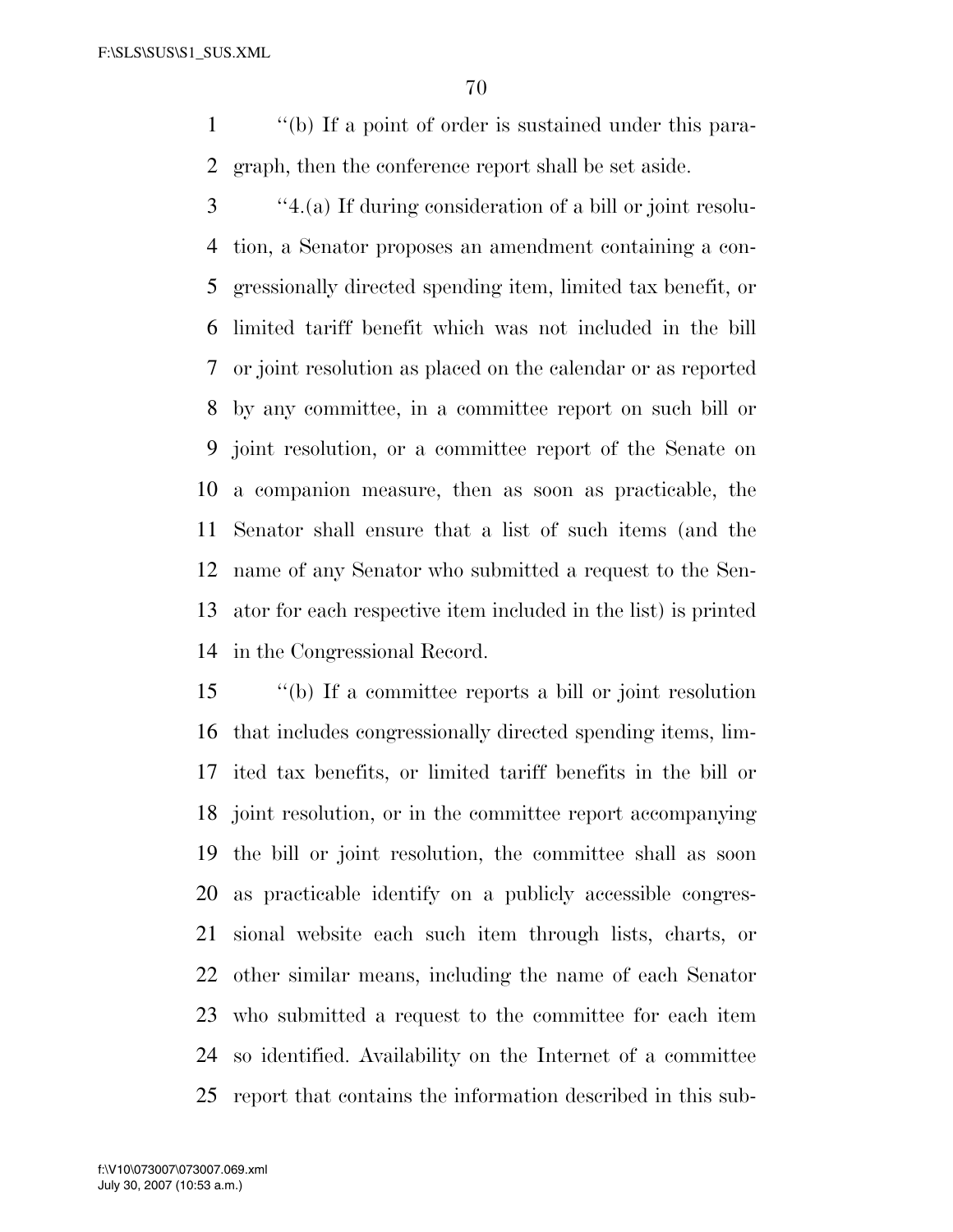''(b) If a point of order is sustained under this paragraph, then the conference report shall be set aside.

''4.(a) If during consideration of a bill or joint resolution, a Senator proposes an amendment containing a congressionally directed spending item, limited tax benefit, or limited tariff benefit which was not included in the bill or joint resolution as placed on the calendar or as reported by any committee, in a committee report on such bill or joint resolution, or a committee report of the Senate on a companion measure, then as soon as practicable, the Senator shall ensure that a list of such items (and the name of any Senator who submitted a request to the Senator for each respective item included in the list) is printed in the Congressional Record.

''(b) If a committee reports a bill or joint resolution that includes congressionally directed spending items, limited tax benefits, or limited tariff benefits in the bill or joint resolution, or in the committee report accompanying the bill or joint resolution, the committee shall as soon as practicable identify on a publicly accessible congressional website each such item through lists, charts, or other similar means, including the name of each Senator who submitted a request to the committee for each item so identified. Availability on the Internet of a committee report that contains the information described in this sub-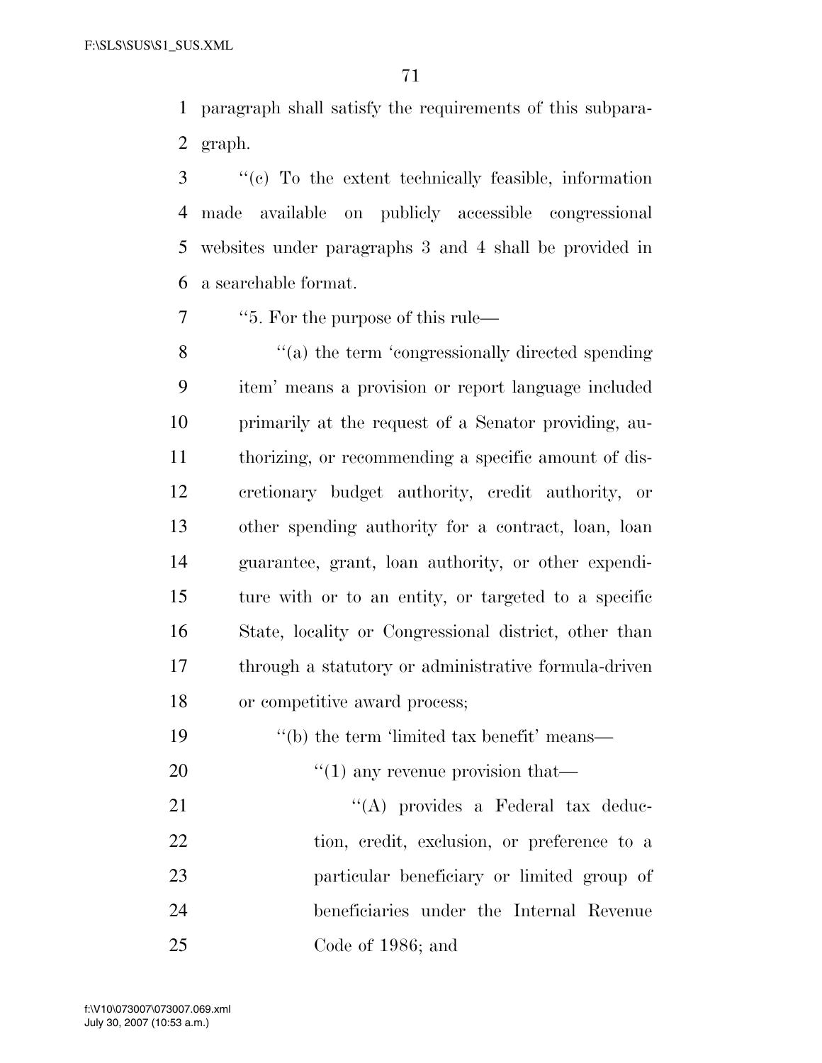paragraph shall satisfy the requirements of this subparagraph.

''(c) To the extent technically feasible, information made available on publicly accessible congressional websites under paragraphs 3 and 4 shall be provided in a searchable format.

''5. For the purpose of this rule—

''(a) the term 'congressionally directed spending item' means a provision or report language included primarily at the request of a Senator providing, authorizing, or recommending a specific amount of discretionary budget authority, credit authority, or other spending authority for a contract, loan, loan guarantee, grant, loan authority, or other expenditure with or to an entity, or targeted to a specific State, locality or Congressional district, other than through a statutory or administrative formula-driven or competitive award process;

''(b) the term 'limited tax benefit' means—

''(1) any revenue provision that—

''(A) provides a Federal tax deduction, credit, exclusion, or preference to a particular beneficiary or limited group of beneficiaries under the Internal Revenue Code of 1986; and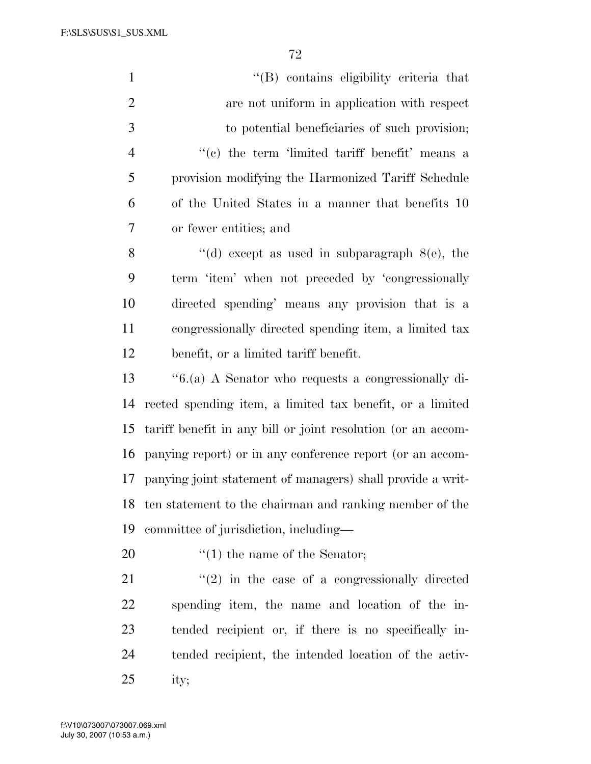''(B) contains eligibility criteria that are not uniform in application with respect to potential beneficiaries of such provision;

''(c) the term 'limited tariff benefit' means a provision modifying the Harmonized Tariff Schedule of the United States in a manner that benefits 10 or fewer entities; and

''(d) except as used in subparagraph 8(e), the term 'item' when not preceded by 'congressionally directed spending' means any provision that is a congressionally directed spending item, a limited tax benefit, or a limited tariff benefit.

''6.(a) A Senator who requests a congressionally directed spending item, a limited tax benefit, or a limited tariff benefit in any bill or joint resolution (or an accompanying report) or in any conference report (or an accompanying joint statement of managers) shall provide a written statement to the chairman and ranking member of the committee of jurisdiction, including—

''(1) the name of the Senator;

''(2) in the case of a congressionally directed spending item, the name and location of the intended recipient or, if there is no specifically intended recipient, the intended location of the activity;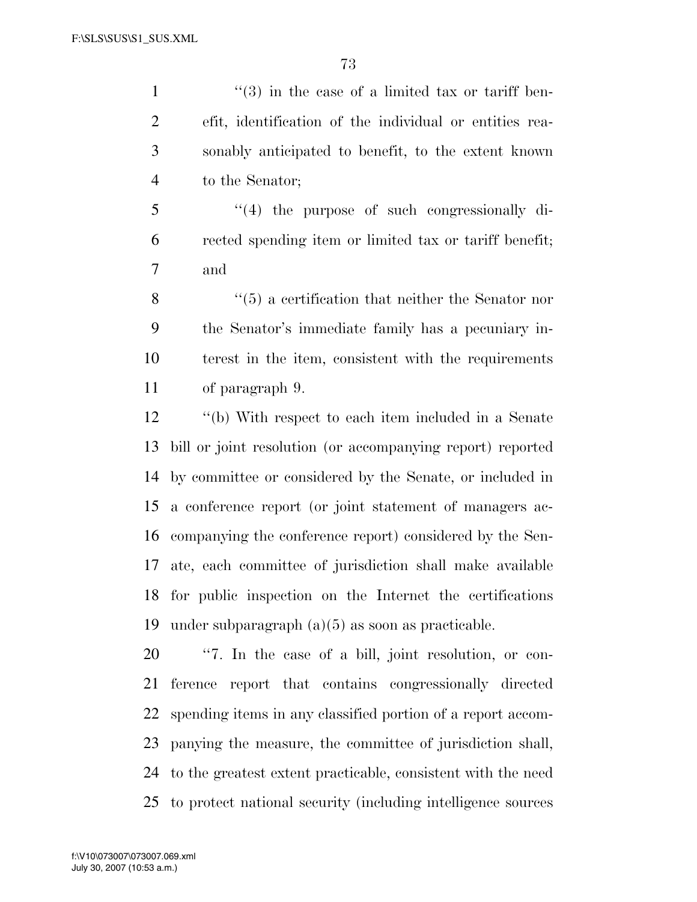"(3) in the case of a limited tax or tariff benefit, identification of the individual or entities reasonably anticipated to benefit, to the extent known to the Senator;

"(4) the purpose of such congressionally directed spending item or limited tax or tariff benefit; and

"(5) a certification that neither the Senator nor the Senator's immediate family has a pecuniary interest in the item, consistent with the requirements of paragraph 9.

"(b) With respect to each item included in a Senate bill or joint resolution (or accompanying report) reported by committee or considered by the Senate, or included in a conference report (or joint statement of managers accompanying the conference report) considered by the Senate, each committee of jurisdiction shall make available for public inspection on the Internet the certifications under subparagraph (a)(5) as soon as practicable.

"7. In the case of a bill, joint resolution, or conference report that contains congressionally directed spending items in any classified portion of a report accompanying the measure, the committee of jurisdiction shall, to the greatest extent practicable, consistent with the need to protect national security (including intelligence sources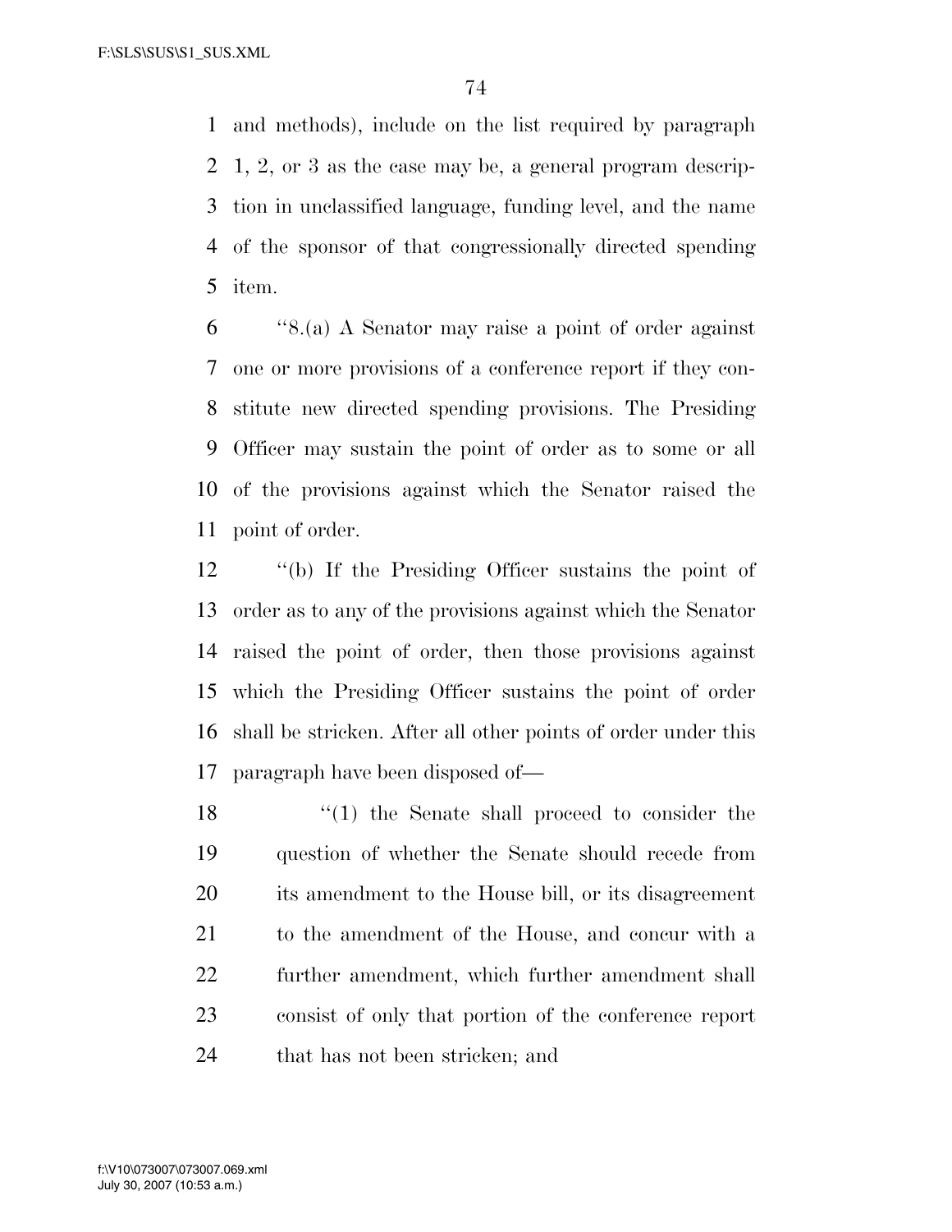and methods), include on the list required by paragraph 1, 2, or 3 as the case may be, a general program description in unclassified language, funding level, and the name of the sponsor of that congressionally directed spending item.

''8.(a) A Senator may raise a point of order against one or more provisions of a conference report if they constitute new directed spending provisions. The Presiding Officer may sustain the point of order as to some or all of the provisions against which the Senator raised the point of order.

''(b) If the Presiding Officer sustains the point of order as to any of the provisions against which the Senator raised the point of order, then those provisions against which the Presiding Officer sustains the point of order shall be stricken. After all other points of order under this paragraph have been disposed of—

''(1) the Senate shall proceed to consider the question of whether the Senate should recede from its amendment to the House bill, or its disagreement to the amendment of the House, and concur with a further amendment, which further amendment shall consist of only that portion of the conference report that has not been stricken; and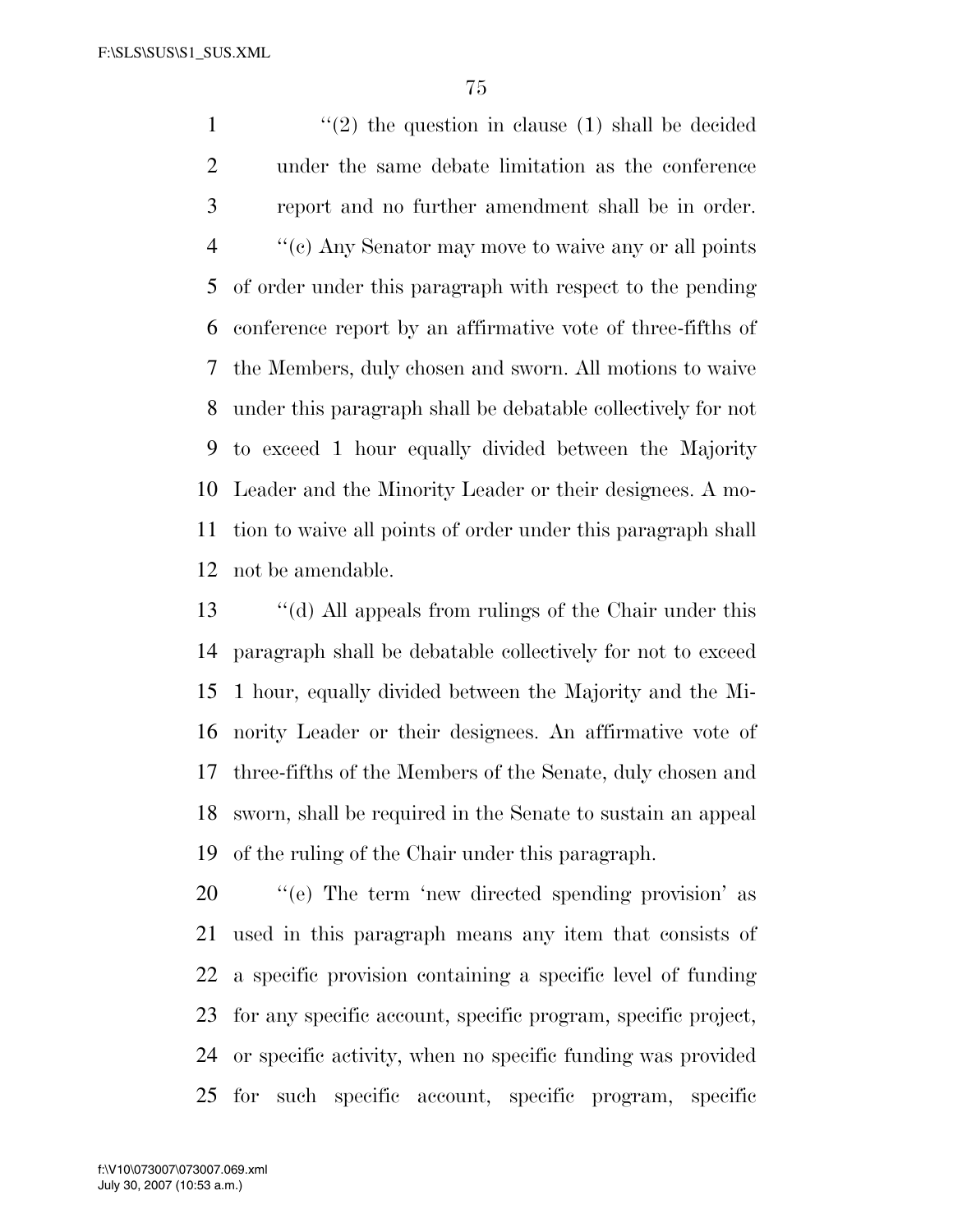''(2) the question in clause (1) shall be decided under the same debate limitation as the conference report and no further amendment shall be in order.

''(c) Any Senator may move to waive any or all points of order under this paragraph with respect to the pending conference report by an affirmative vote of three-fifths of the Members, duly chosen and sworn. All motions to waive under this paragraph shall be debatable collectively for not to exceed 1 hour equally divided between the Majority Leader and the Minority Leader or their designees. A motion to waive all points of order under this paragraph shall not be amendable.

''(d) All appeals from rulings of the Chair under this paragraph shall be debatable collectively for not to exceed 1 hour, equally divided between the Majority and the Minority Leader or their designees. An affirmative vote of three-fifths of the Members of the Senate, duly chosen and sworn, shall be required in the Senate to sustain an appeal of the ruling of the Chair under this paragraph.

''(e) The term 'new directed spending provision' as used in this paragraph means any item that consists of a specific provision containing a specific level of funding for any specific account, specific program, specific project, or specific activity, when no specific funding was provided for such specific account, specific program, specific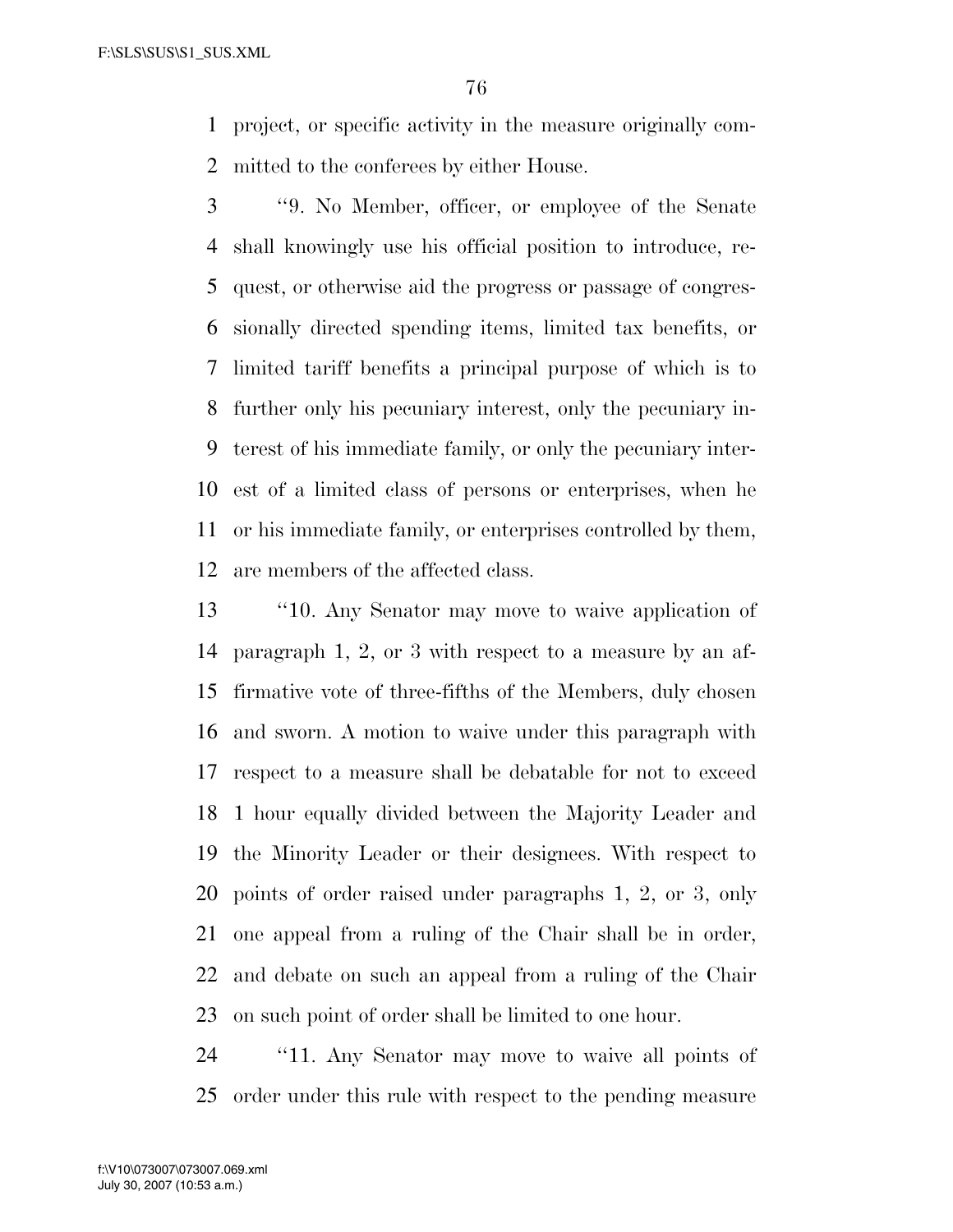project, or specific activity in the measure originally committed to the conferees by either House.

"9. No Member, officer, or employee of the Senate shall knowingly use his official position to introduce, request, or otherwise aid the progress or passage of congressionally directed spending items, limited tax benefits, or limited tariff benefits a principal purpose of which is to further only his pecuniary interest, only the pecuniary interest of his immediate family, or only the pecuniary interest of a limited class of persons or enterprises, when he or his immediate family, or enterprises controlled by them, are members of the affected class.

"10. Any Senator may move to waive application of paragraph 1, 2, or 3 with respect to a measure by an affirmative vote of three-fifths of the Members, duly chosen and sworn. A motion to waive under this paragraph with respect to a measure shall be debatable for not to exceed 1 hour equally divided between the Majority Leader and the Minority Leader or their designees. With respect to points of order raised under paragraphs 1, 2, or 3, only one appeal from a ruling of the Chair shall be in order, and debate on such an appeal from a ruling of the Chair on such point of order shall be limited to one hour.

"11. Any Senator may move to waive all points of order under this rule with respect to the pending measure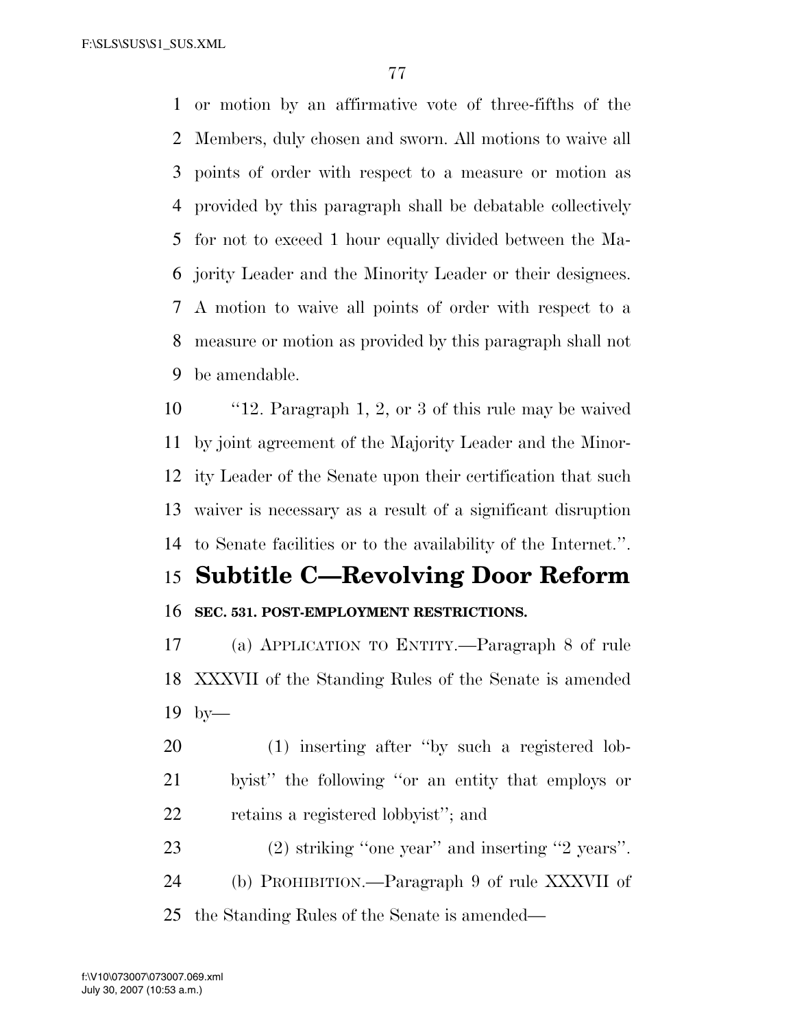or motion by an affirmative vote of three-fifths of the Members, duly chosen and sworn. All motions to waive all points of order with respect to a measure or motion as provided by this paragraph shall be debatable collectively for not to exceed 1 hour equally divided between the Majority Leader and the Minority Leader or their designees. A motion to waive all points of order with respect to a measure or motion as provided by this paragraph shall not be amendable.

''12. Paragraph 1, 2, or 3 of this rule may be waived by joint agreement of the Majority Leader and the Minority Leader of the Senate upon their certification that such waiver is necessary as a result of a significant disruption to Senate facilities or to the availability of the Internet.''.

## Subtitle C—Revolving Door Reform

**SEC. 531. POST-EMPLOYMENT RESTRICTIONS.**

(a) APPLICATION TO ENTITY.—Paragraph 8 of rule XXXVII of the Standing Rules of the Senate is amended by—

(1) inserting after ''by such a registered lobbyist'' the following ''or an entity that employs or retains a registered lobbyist''; and

(2) striking ''one year'' and inserting ''2 years''.

(b) PROHIBITION.—Paragraph 9 of rule XXXVII of the Standing Rules of the Senate is amended—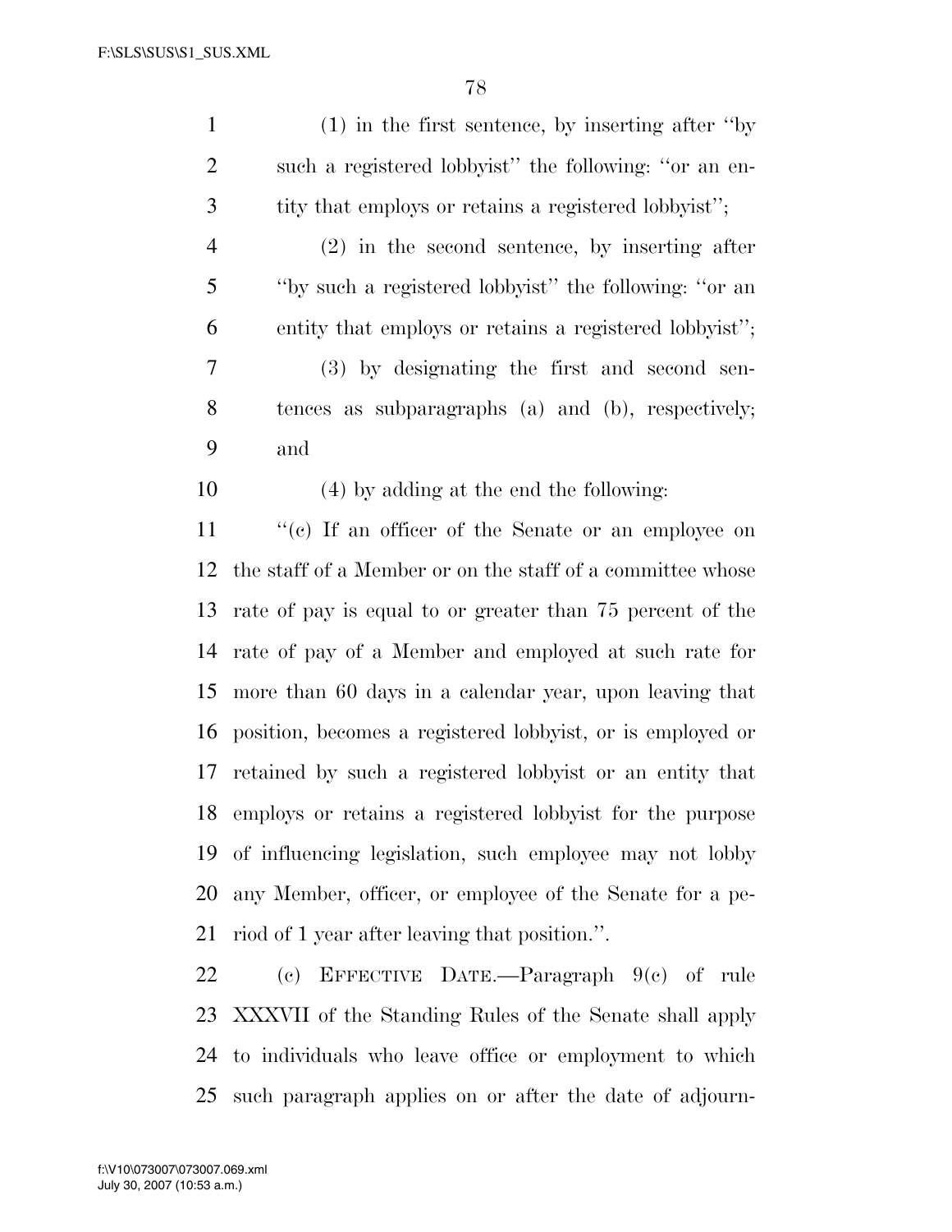(1) in the first sentence, by inserting after ''by such a registered lobbyist'' the following: ''or an entity that employs or retains a registered lobbyist'';

(2) in the second sentence, by inserting after ''by such a registered lobbyist'' the following: ''or an entity that employs or retains a registered lobbyist'';

(3) by designating the first and second sentences as subparagraphs (a) and (b), respectively; and

(4) by adding at the end the following:

''(c) If an officer of the Senate or an employee on the staff of a Member or on the staff of a committee whose rate of pay is equal to or greater than 75 percent of the rate of pay of a Member and employed at such rate for more than 60 days in a calendar year, upon leaving that position, becomes a registered lobbyist, or is employed or retained by such a registered lobbyist or an entity that employs or retains a registered lobbyist for the purpose of influencing legislation, such employee may not lobby any Member, officer, or employee of the Senate for a period of 1 year after leaving that position.''.

(c) EFFECTIVE DATE.—Paragraph 9(c) of rule XXXVII of the Standing Rules of the Senate shall apply to individuals who leave office or employment to which such paragraph applies on or after the date of adjourn-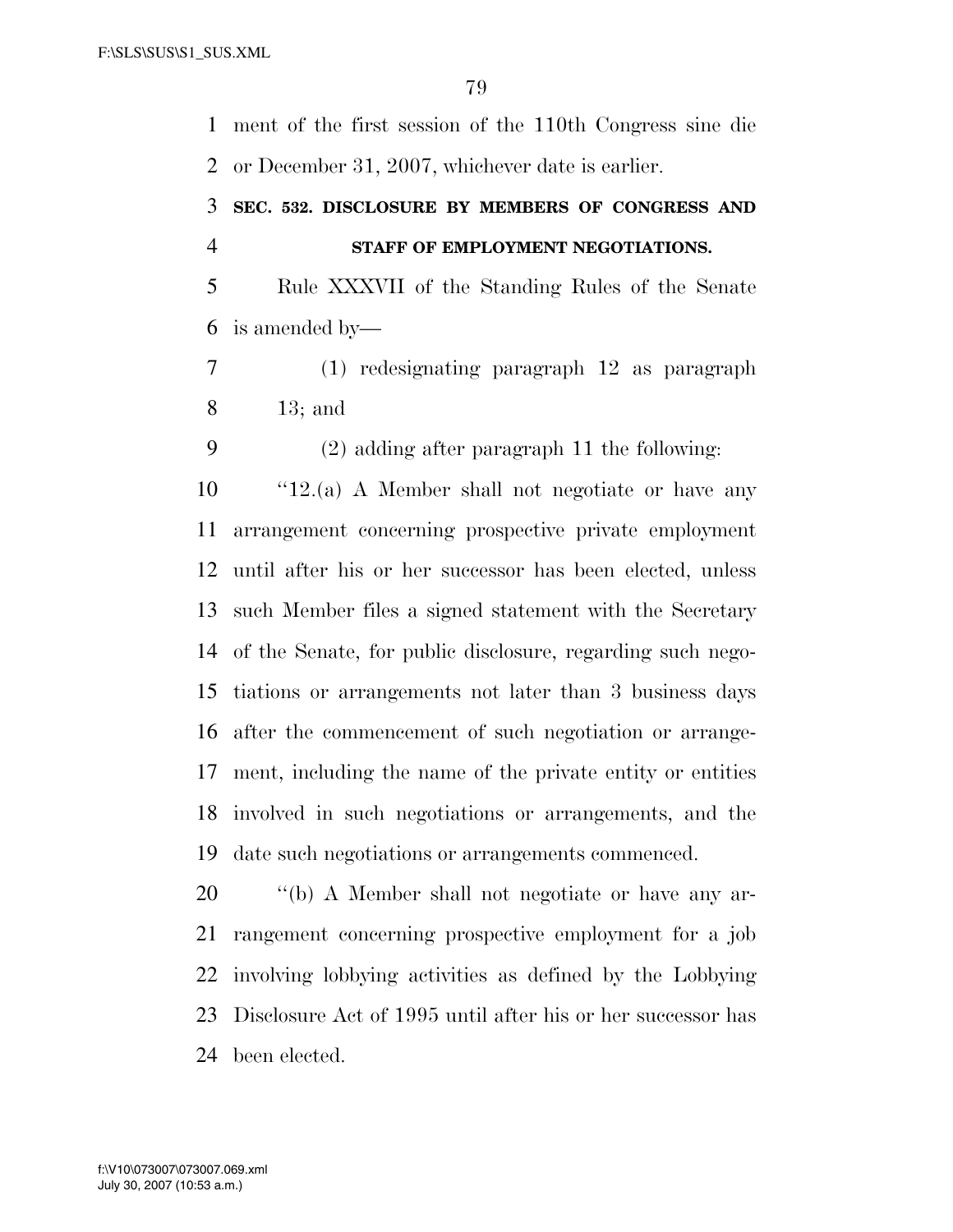ment of the first session of the 110th Congress sine die or December 31, 2007, whichever date is earlier.

### SEC. 532. DISCLOSURE BY MEMBERS OF CONGRESS AND STAFF OF EMPLOYMENT NEGOTIATIONS.

Rule XXXVII of the Standing Rules of the Senate is amended by—

(1) redesignating paragraph 12 as paragraph 13; and

(2) adding after paragraph 11 the following:

''12.(a) A Member shall not negotiate or have any arrangement concerning prospective private employment until after his or her successor has been elected, unless such Member files a signed statement with the Secretary of the Senate, for public disclosure, regarding such negotiations or arrangements not later than 3 business days after the commencement of such negotiation or arrangement, including the name of the private entity or entities involved in such negotiations or arrangements, and the date such negotiations or arrangements commenced.

''(b) A Member shall not negotiate or have any arrangement concerning prospective employment for a job involving lobbying activities as defined by the Lobbying Disclosure Act of 1995 until after his or her successor has been elected.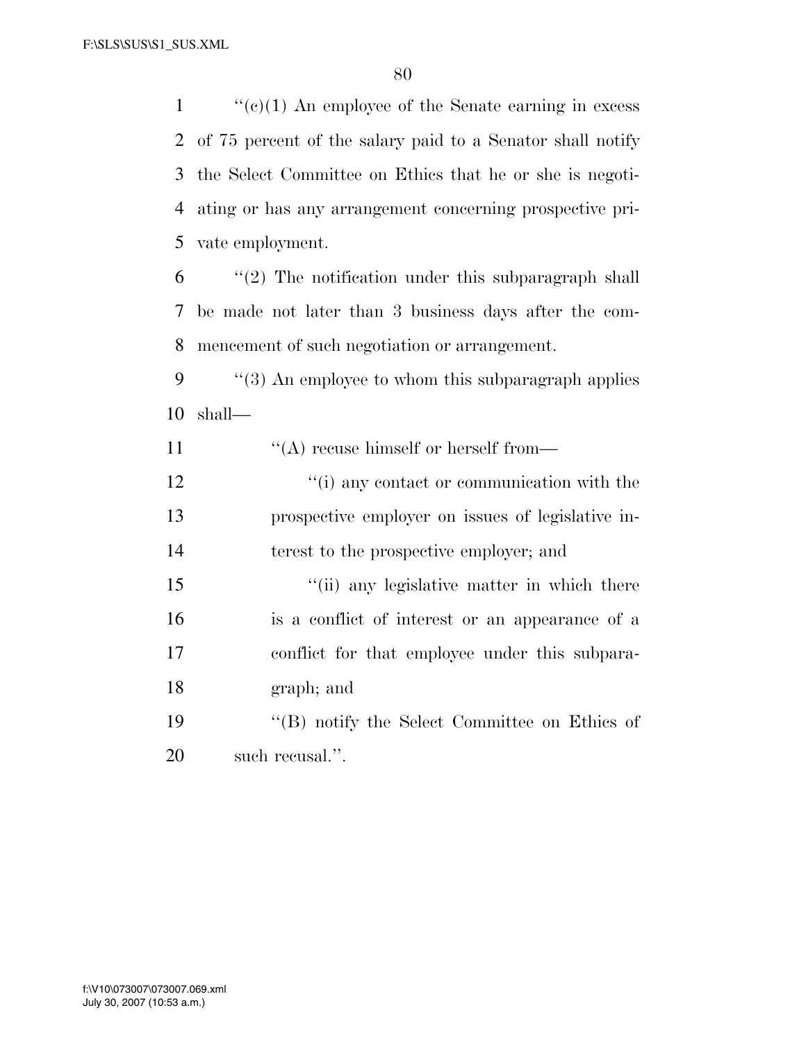''(c)(1) An employee of the Senate earning in excess of 75 percent of the salary paid to a Senator shall notify the Select Committee on Ethics that he or she is negotiating or has any arrangement concerning prospective private employment.

''(2) The notification under this subparagraph shall be made not later than 3 business days after the commencement of such negotiation or arrangement.

''(3) An employee to whom this subparagraph applies shall—

''(A) recuse himself or herself from—

''(i) any contact or communication with the prospective employer on issues of legislative interest to the prospective employer; and

''(ii) any legislative matter in which there is a conflict of interest or an appearance of a conflict for that employee under this subparagraph; and

''(B) notify the Select Committee on Ethics of such recusal.''.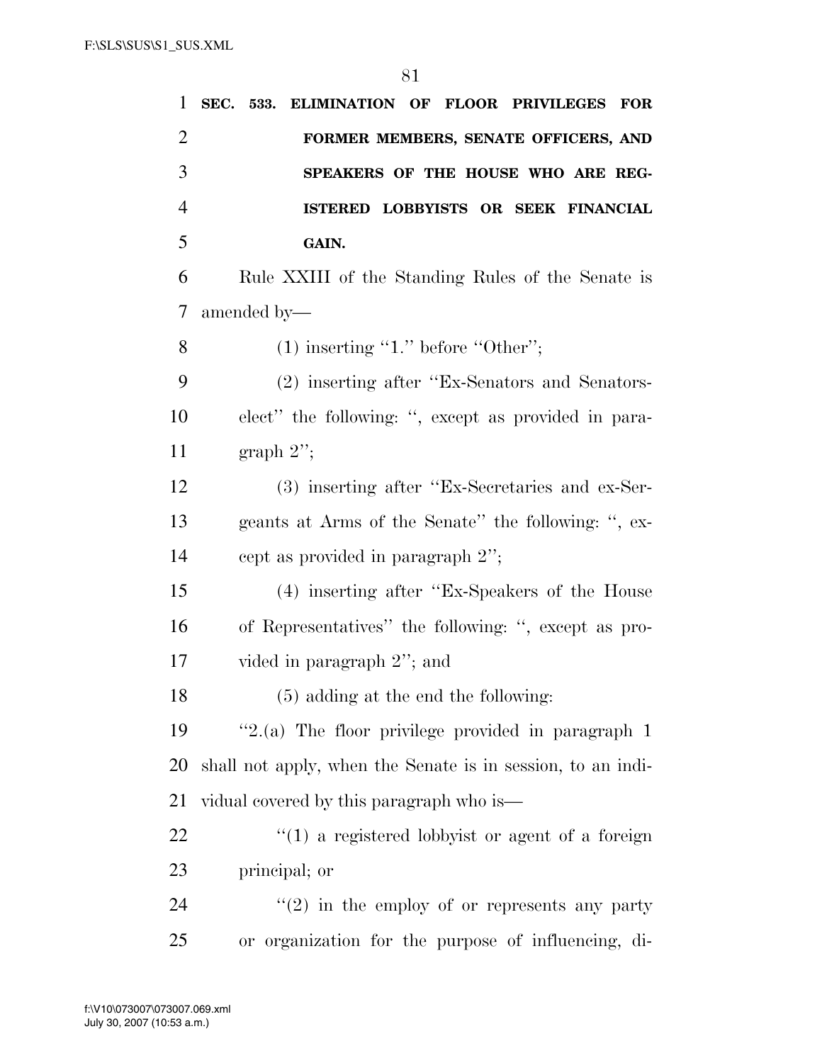**SEC. 533. ELIMINATION OF FLOOR PRIVILEGES FOR FORMER MEMBERS, SENATE OFFICERS, AND SPEAKERS OF THE HOUSE WHO ARE REGISTERED LOBBYISTS OR SEEK FINANCIAL GAIN.**

Rule XXIII of the Standing Rules of the Senate is amended by—

(1) inserting "1." before "Other";

(2) inserting after "Ex-Senators and Senators-elect" the following: ", except as provided in paragraph 2";

(3) inserting after "Ex-Secretaries and ex-Sergeants at Arms of the Senate" the following: ", except as provided in paragraph 2";

(4) inserting after "Ex-Speakers of the House of Representatives" the following: ", except as provided in paragraph 2"; and

(5) adding at the end the following:

"2.(a) The floor privilege provided in paragraph 1 shall not apply, when the Senate is in session, to an individual covered by this paragraph who is—

"(1) a registered lobbyist or agent of a foreign principal; or

"(2) in the employ of or represents any party or organization for the purpose of influencing, di-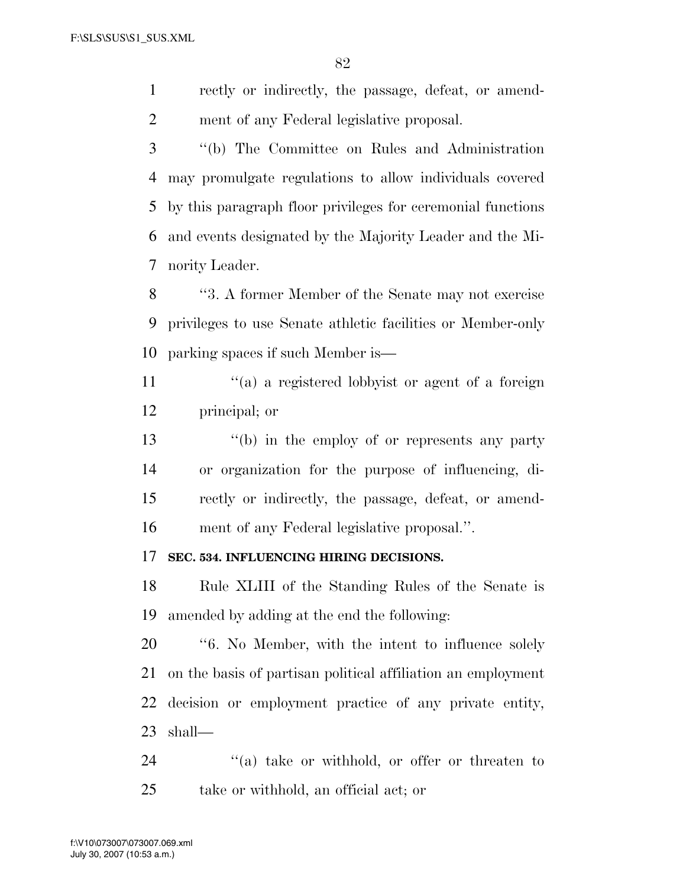rectly or indirectly, the passage, defeat, or amendment of any Federal legislative proposal.

''(b) The Committee on Rules and Administration may promulgate regulations to allow individuals covered by this paragraph floor privileges for ceremonial functions and events designated by the Majority Leader and the Minority Leader.

''3. A former Member of the Senate may not exercise privileges to use Senate athletic facilities or Member-only parking spaces if such Member is—

''(a) a registered lobbyist or agent of a foreign principal; or

''(b) in the employ of or represents any party or organization for the purpose of influencing, directly or indirectly, the passage, defeat, or amendment of any Federal legislative proposal.''.

**SEC. 534. INFLUENCING HIRING DECISIONS.**

Rule XLIII of the Standing Rules of the Senate is amended by adding at the end the following:

''6. No Member, with the intent to influence solely on the basis of partisan political affiliation an employment decision or employment practice of any private entity, shall—

''(a) take or withhold, or offer or threaten to take or withhold, an official act; or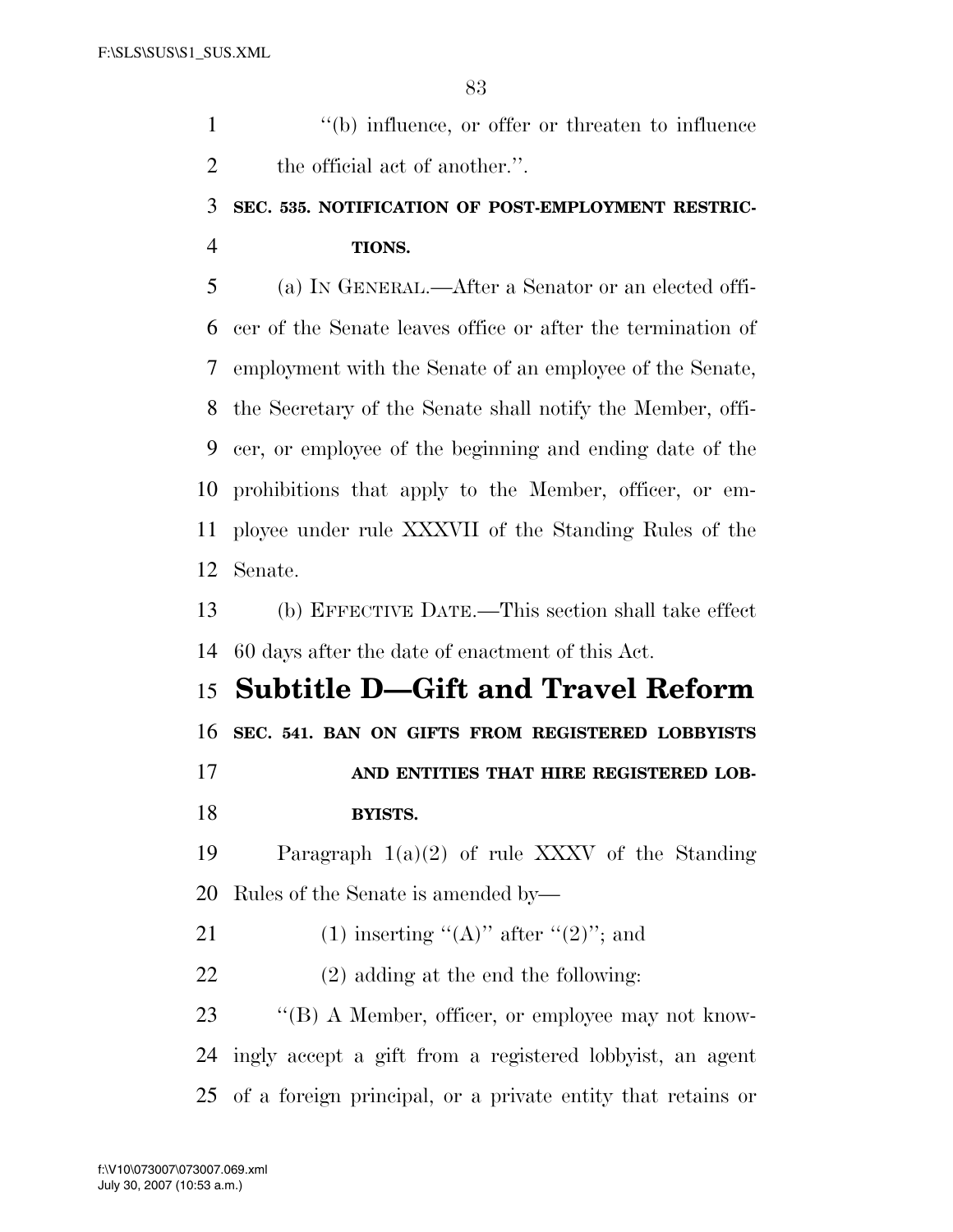''(b) influence, or offer or threaten to influence the official act of another.''.

**SEC. 535. NOTIFICATION OF POST-EMPLOYMENT RESTRICTIONS.**

(a) IN GENERAL.—After a Senator or an elected officer of the Senate leaves office or after the termination of employment with the Senate of an employee of the Senate, the Secretary of the Senate shall notify the Member, officer, or employee of the beginning and ending date of the prohibitions that apply to the Member, officer, or employee under rule XXXVII of the Standing Rules of the Senate.

(b) EFFECTIVE DATE.—This section shall take effect 60 days after the date of enactment of this Act.

# Subtitle D—Gift and Travel Reform

**SEC. 541. BAN ON GIFTS FROM REGISTERED LOBBYISTS AND ENTITIES THAT HIRE REGISTERED LOBBYISTS.**

Paragraph 1(a)(2) of rule XXXV of the Standing Rules of the Senate is amended by—

(1) inserting ''(A)'' after ''(2)''; and

(2) adding at the end the following:

''(B) A Member, officer, or employee may not knowingly accept a gift from a registered lobbyist, an agent of a foreign principal, or a private entity that retains or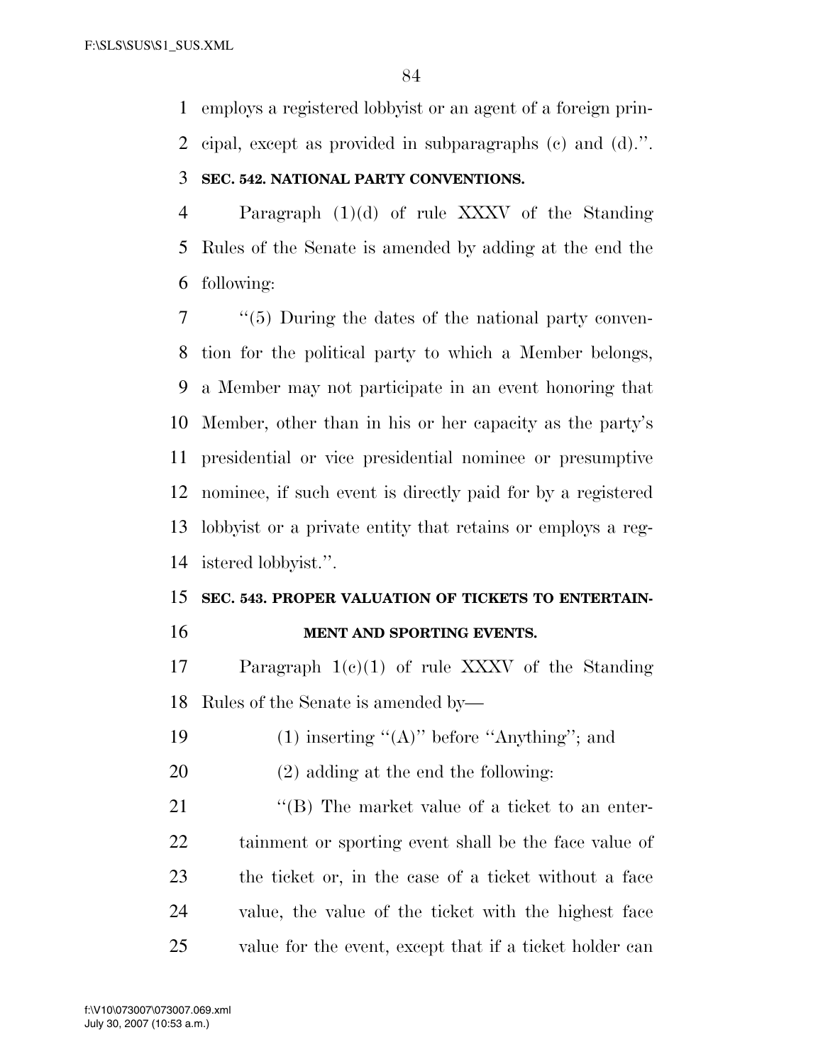employs a registered lobbyist or an agent of a foreign principal, except as provided in subparagraphs (c) and (d).''.

**SEC. 542. NATIONAL PARTY CONVENTIONS.**

Paragraph (1)(d) of rule XXXV of the Standing Rules of the Senate is amended by adding at the end the following:

''(5) During the dates of the national party convention for the political party to which a Member belongs, a Member may not participate in an event honoring that Member, other than in his or her capacity as the party's presidential or vice presidential nominee or presumptive nominee, if such event is directly paid for by a registered lobbyist or a private entity that retains or employs a registered lobbyist.''.

**SEC. 543. PROPER VALUATION OF TICKETS TO ENTERTAINMENT AND SPORTING EVENTS.**

Paragraph 1(c)(1) of rule XXXV of the Standing Rules of the Senate is amended by—

(1) inserting ''(A)'' before ''Anything''; and

(2) adding at the end the following:

''(B) The market value of a ticket to an entertainment or sporting event shall be the face value of the ticket or, in the case of a ticket without a face value, the value of the ticket with the highest face value for the event, except that if a ticket holder can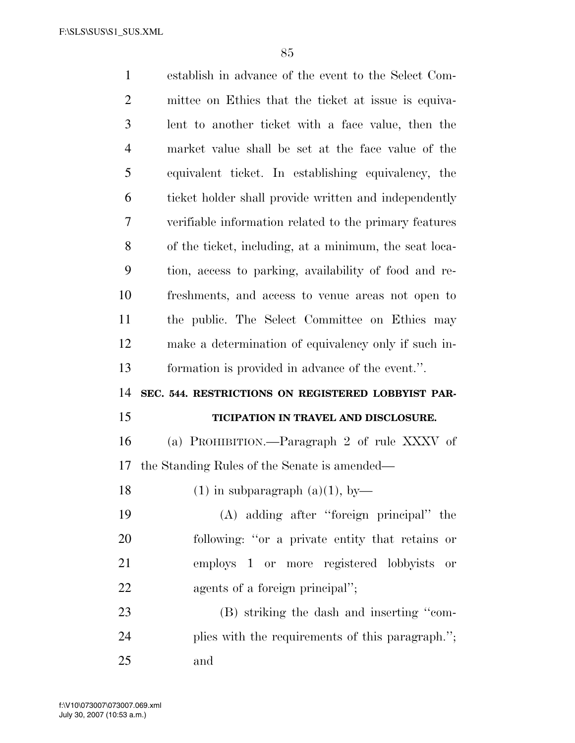establish in advance of the event to the Select Committee on Ethics that the ticket at issue is equivalent to another ticket with a face value, then the market value shall be set at the face value of the equivalent ticket. In establishing equivalency, the ticket holder shall provide written and independently verifiable information related to the primary features of the ticket, including, at a minimum, the seat location, access to parking, availability of food and refreshments, and access to venue areas not open to the public. The Select Committee on Ethics may make a determination of equivalency only if such information is provided in advance of the event.''.

**SEC. 544. RESTRICTIONS ON REGISTERED LOBBYIST PARTICIPATION IN TRAVEL AND DISCLOSURE.**

(a) PROHIBITION.—Paragraph 2 of rule XXXV of the Standing Rules of the Senate is amended—

(1) in subparagraph (a)(1), by—

(A) adding after ''foreign principal'' the following: ''or a private entity that retains or employs 1 or more registered lobbyists or agents of a foreign principal'';

(B) striking the dash and inserting ''complies with the requirements of this paragraph.''; and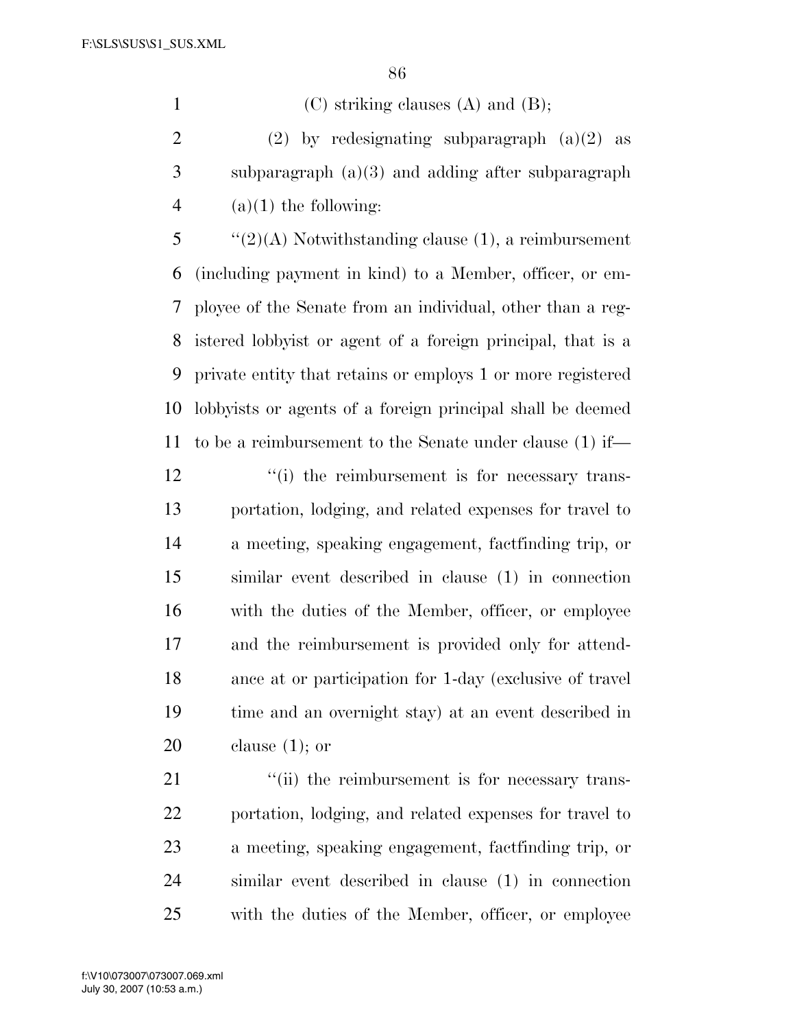(C) striking clauses (A) and (B);

(2) by redesignating subparagraph (a)(2) as subparagraph (a)(3) and adding after subparagraph (a)(1) the following:

"(2)(A) Notwithstanding clause (1), a reimbursement (including payment in kind) to a Member, officer, or employee of the Senate from an individual, other than a registered lobbyist or agent of a foreign principal, that is a private entity that retains or employs 1 or more registered lobbyists or agents of a foreign principal shall be deemed to be a reimbursement to the Senate under clause (1) if—

"(i) the reimbursement is for necessary transportation, lodging, and related expenses for travel to a meeting, speaking engagement, factfinding trip, or similar event described in clause (1) in connection with the duties of the Member, officer, or employee and the reimbursement is provided only for attendance at or participation for 1-day (exclusive of travel time and an overnight stay) at an event described in clause (1); or

"(ii) the reimbursement is for necessary transportation, lodging, and related expenses for travel to a meeting, speaking engagement, factfinding trip, or similar event described in clause (1) in connection with the duties of the Member, officer, or employee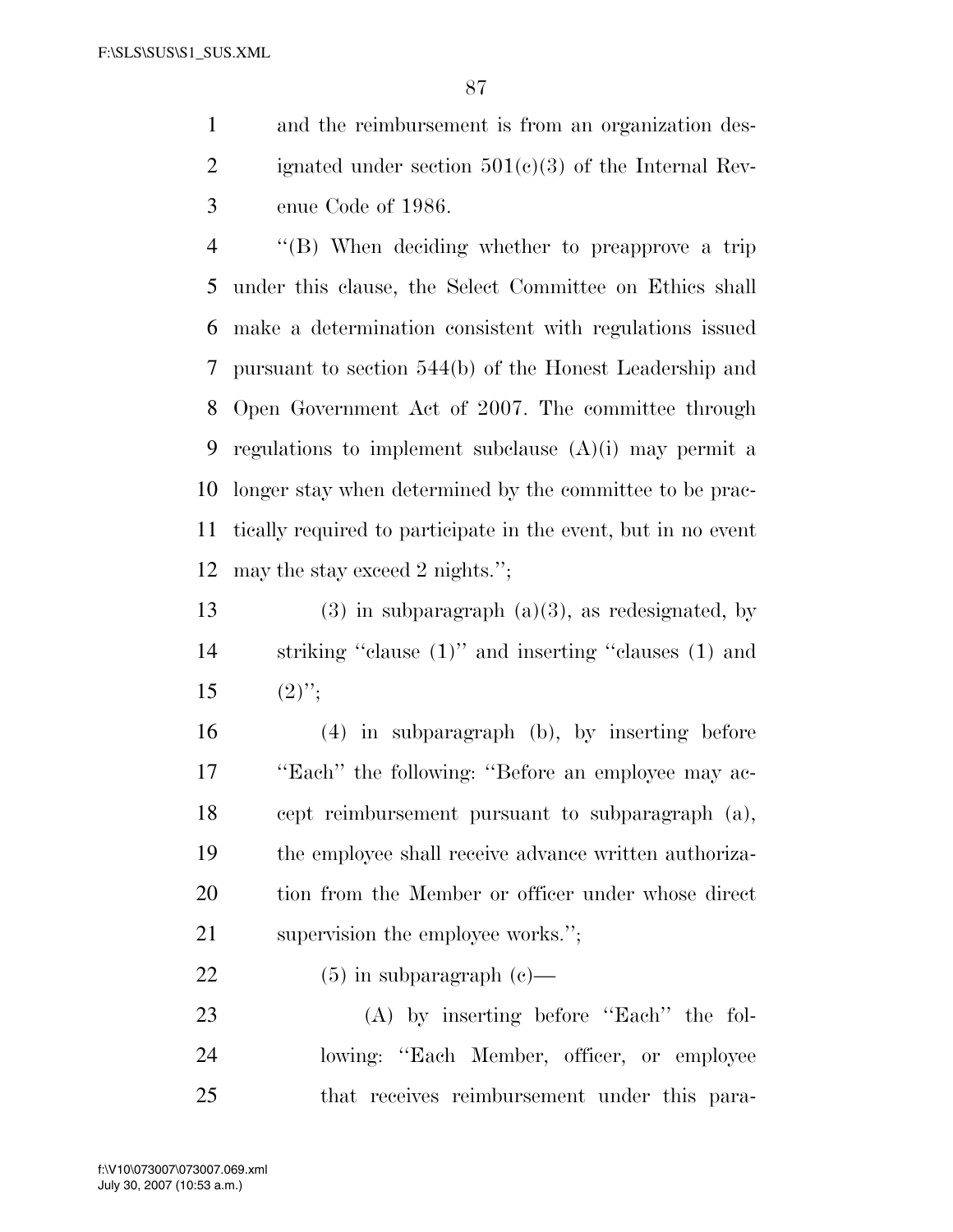and the reimbursement is from an organization designated under section 501(c)(3) of the Internal Revenue Code of 1986.

''(B) When deciding whether to preapprove a trip under this clause, the Select Committee on Ethics shall make a determination consistent with regulations issued pursuant to section 544(b) of the Honest Leadership and Open Government Act of 2007. The committee through regulations to implement subclause (A)(i) may permit a longer stay when determined by the committee to be practically required to participate in the event, but in no event may the stay exceed 2 nights.'';

(3) in subparagraph (a)(3), as redesignated, by striking ''clause (1)'' and inserting ''clauses (1) and (2)'';

(4) in subparagraph (b), by inserting before ''Each'' the following: ''Before an employee may accept reimbursement pursuant to subparagraph (a), the employee shall receive advance written authorization from the Member or officer under whose direct supervision the employee works.'';

(5) in subparagraph (c)—

(A) by inserting before ''Each'' the following: ''Each Member, officer, or employee that receives reimbursement under this para-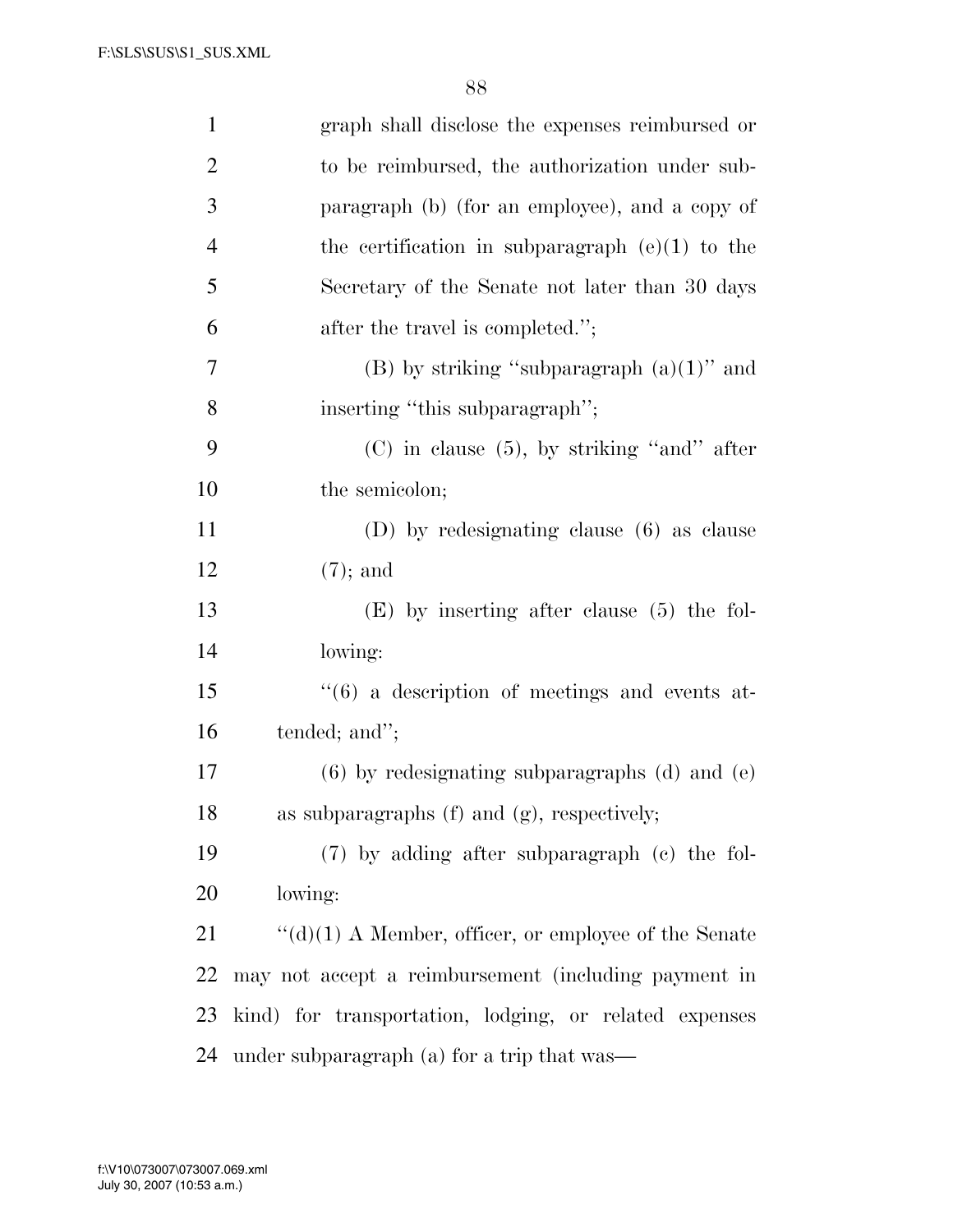graph shall disclose the expenses reimbursed or to be reimbursed, the authorization under subparagraph (b) (for an employee), and a copy of the certification in subparagraph (e)(1) to the Secretary of the Senate not later than 30 days after the travel is completed.'';

(B) by striking ''subparagraph (a)(1)'' and inserting ''this subparagraph'';

(C) in clause (5), by striking ''and'' after the semicolon;

(D) by redesignating clause (6) as clause (7); and

(E) by inserting after clause (5) the following:

''(6) a description of meetings and events attended; and'';

(6) by redesignating subparagraphs (d) and (e) as subparagraphs (f) and (g), respectively;

(7) by adding after subparagraph (c) the following:

''(d)(1) A Member, officer, or employee of the Senate may not accept a reimbursement (including payment in kind) for transportation, lodging, or related expenses under subparagraph (a) for a trip that was—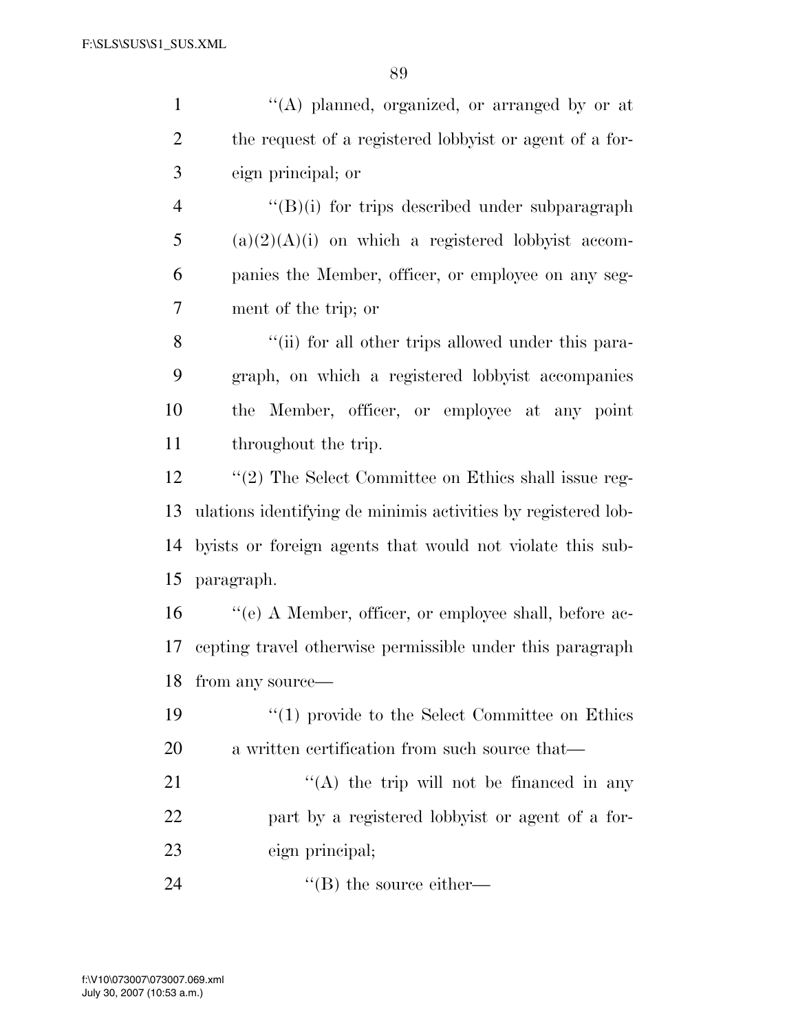''(A) planned, organized, or arranged by or at the request of a registered lobbyist or agent of a foreign principal; or

''(B)(i) for trips described under subparagraph (a)(2)(A)(i) on which a registered lobbyist accompanies the Member, officer, or employee on any segment of the trip; or

''(ii) for all other trips allowed under this paragraph, on which a registered lobbyist accompanies the Member, officer, or employee at any point throughout the trip.

''(2) The Select Committee on Ethics shall issue regulations identifying de minimis activities by registered lobbyists or foreign agents that would not violate this subparagraph.

''(e) A Member, officer, or employee shall, before accepting travel otherwise permissible under this paragraph from any source—

''(1) provide to the Select Committee on Ethics a written certification from such source that—

''(A) the trip will not be financed in any part by a registered lobbyist or agent of a foreign principal;

''(B) the source either—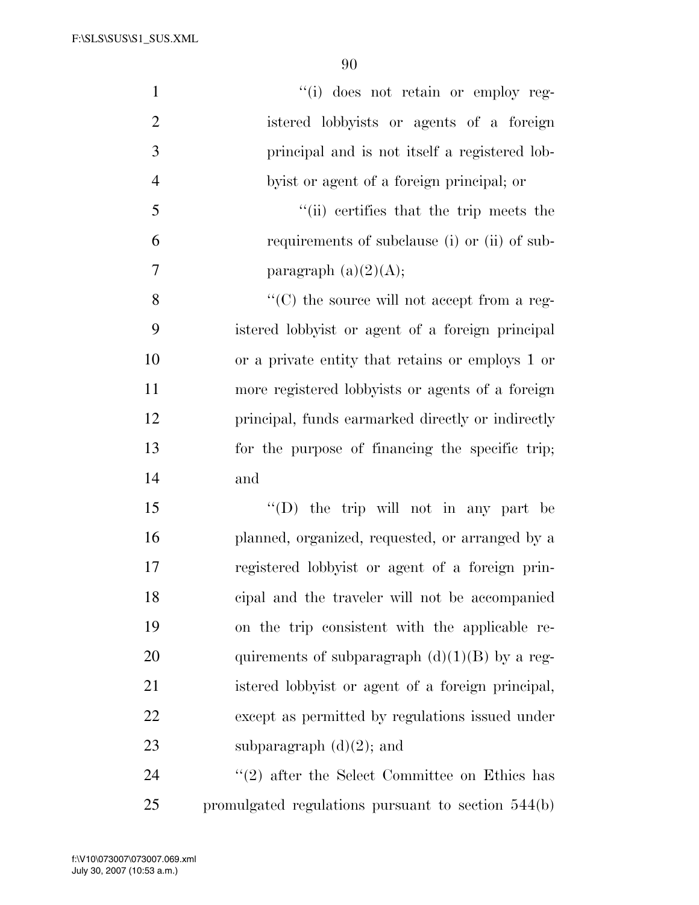''(i) does not retain or employ registered lobbyists or agents of a foreign principal and is not itself a registered lobbyist or agent of a foreign principal; or

''(ii) certifies that the trip meets the requirements of subclause (i) or (ii) of subparagraph (a)(2)(A);

''(C) the source will not accept from a registered lobbyist or agent of a foreign principal or a private entity that retains or employs 1 or more registered lobbyists or agents of a foreign principal, funds earmarked directly or indirectly for the purpose of financing the specific trip; and

''(D) the trip will not in any part be planned, organized, requested, or arranged by a registered lobbyist or agent of a foreign principal and the traveler will not be accompanied on the trip consistent with the applicable requirements of subparagraph (d)(1)(B) by a registered lobbyist or agent of a foreign principal, except as permitted by regulations issued under subparagraph (d)(2); and

''(2) after the Select Committee on Ethics has promulgated regulations pursuant to section 544(b)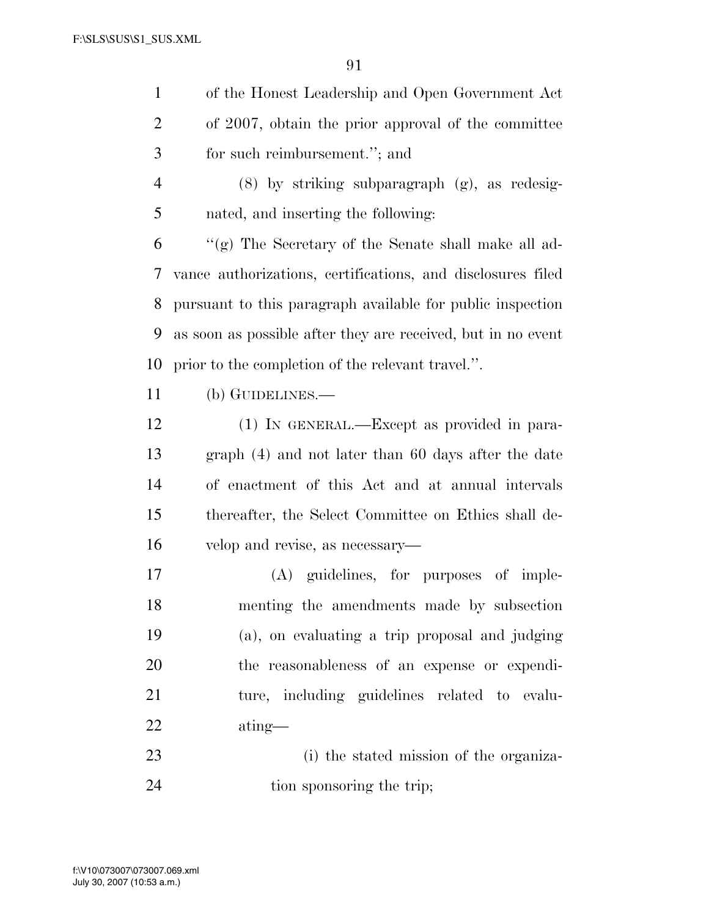of the Honest Leadership and Open Government Act of 2007, obtain the prior approval of the committee for such reimbursement."; and

(8) by striking subparagraph (g), as redesignated, and inserting the following:

"(g) The Secretary of the Senate shall make all advance authorizations, certifications, and disclosures filed pursuant to this paragraph available for public inspection as soon as possible after they are received, but in no event prior to the completion of the relevant travel.".

(b) GUIDELINES.—

(1) IN GENERAL.—Except as provided in paragraph (4) and not later than 60 days after the date of enactment of this Act and at annual intervals thereafter, the Select Committee on Ethics shall develop and revise, as necessary—

(A) guidelines, for purposes of implementing the amendments made by subsection (a), on evaluating a trip proposal and judging the reasonableness of an expense or expenditure, including guidelines related to evaluating—

(i) the stated mission of the organization sponsoring the trip;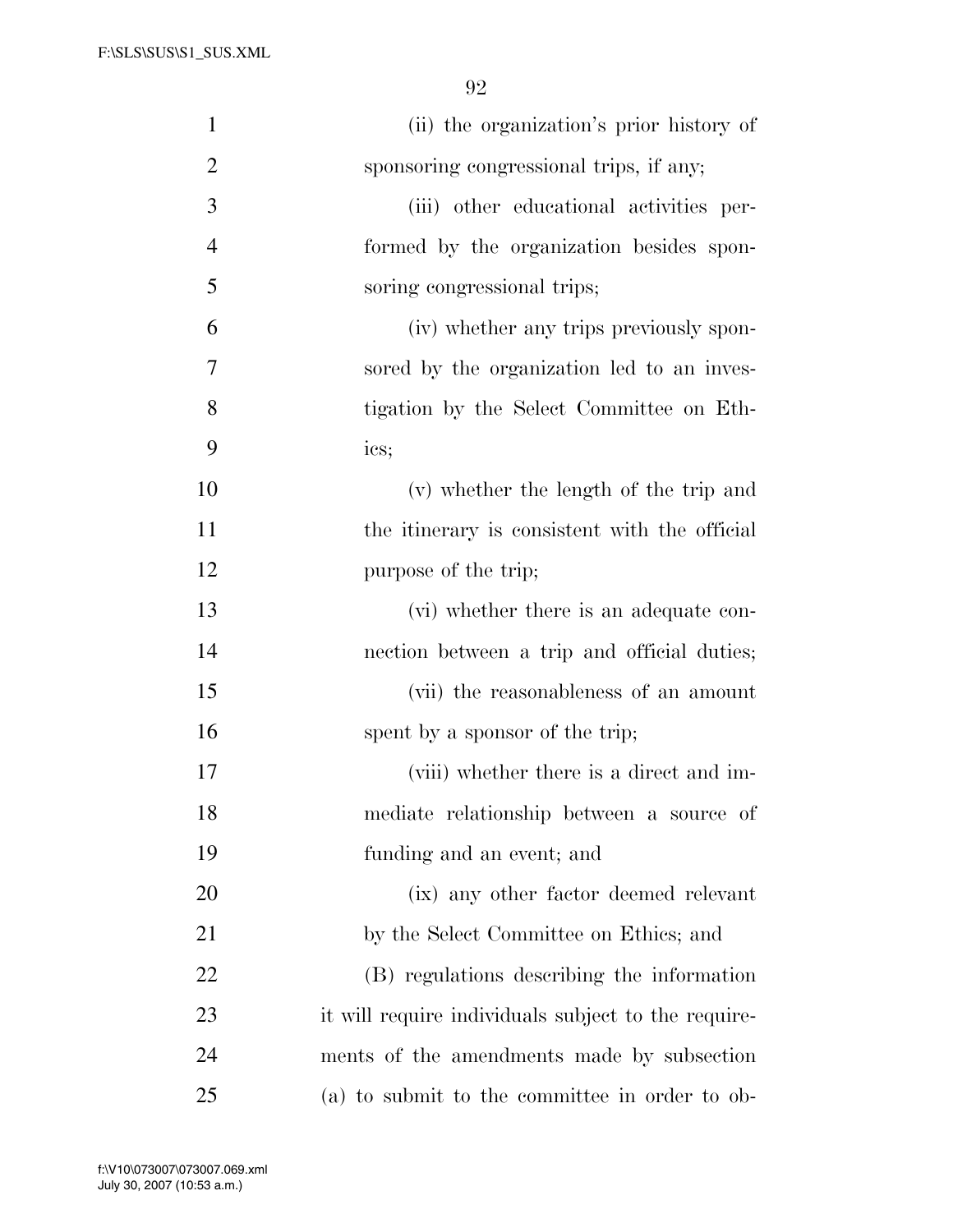(ii) the organization's prior history of sponsoring congressional trips, if any;

(iii) other educational activities performed by the organization besides sponsoring congressional trips;

(iv) whether any trips previously sponsored by the organization led to an investigation by the Select Committee on Ethics;

(v) whether the length of the trip and the itinerary is consistent with the official purpose of the trip;

(vi) whether there is an adequate connection between a trip and official duties;

(vii) the reasonableness of an amount spent by a sponsor of the trip;

(viii) whether there is a direct and immediate relationship between a source of funding and an event; and

(ix) any other factor deemed relevant by the Select Committee on Ethics; and

(B) regulations describing the information it will require individuals subject to the requirements of the amendments made by subsection (a) to submit to the committee in order to ob-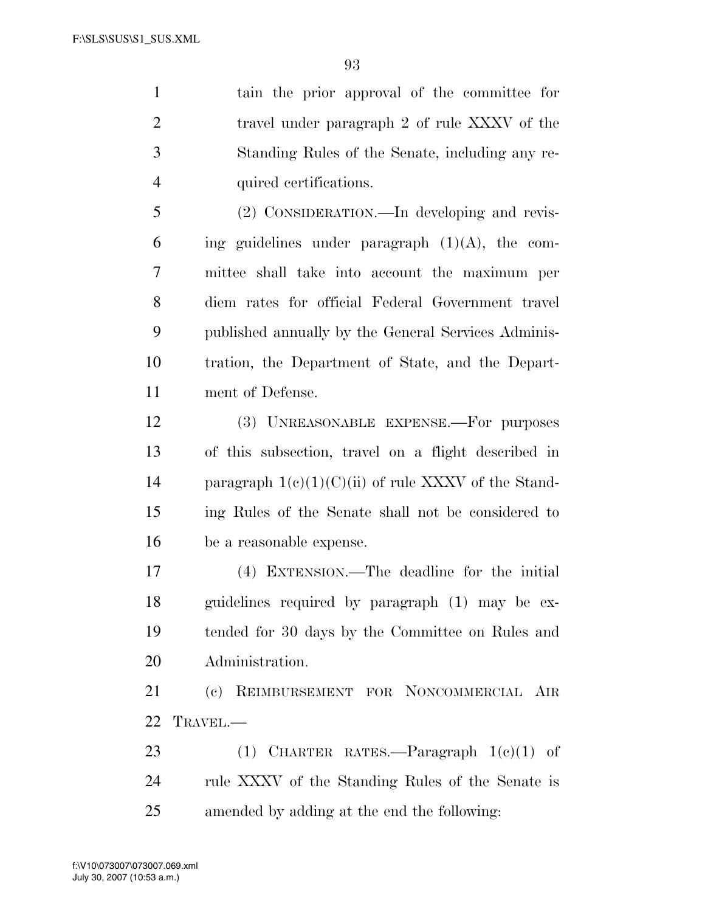tain the prior approval of the committee for travel under paragraph 2 of rule XXXV of the Standing Rules of the Senate, including any required certifications.

(2) CONSIDERATION.—In developing and revising guidelines under paragraph (1)(A), the committee shall take into account the maximum per diem rates for official Federal Government travel published annually by the General Services Administration, the Department of State, and the Department of Defense.

(3) UNREASONABLE EXPENSE.—For purposes of this subsection, travel on a flight described in paragraph 1(c)(1)(C)(ii) of rule XXXV of the Standing Rules of the Senate shall not be considered to be a reasonable expense.

(4) EXTENSION.—The deadline for the initial guidelines required by paragraph (1) may be extended for 30 days by the Committee on Rules and Administration.

(c) REIMBURSEMENT FOR NONCOMMERCIAL AIR TRAVEL.—

(1) CHARTER RATES.—Paragraph 1(c)(1) of rule XXXV of the Standing Rules of the Senate is amended by adding at the end the following: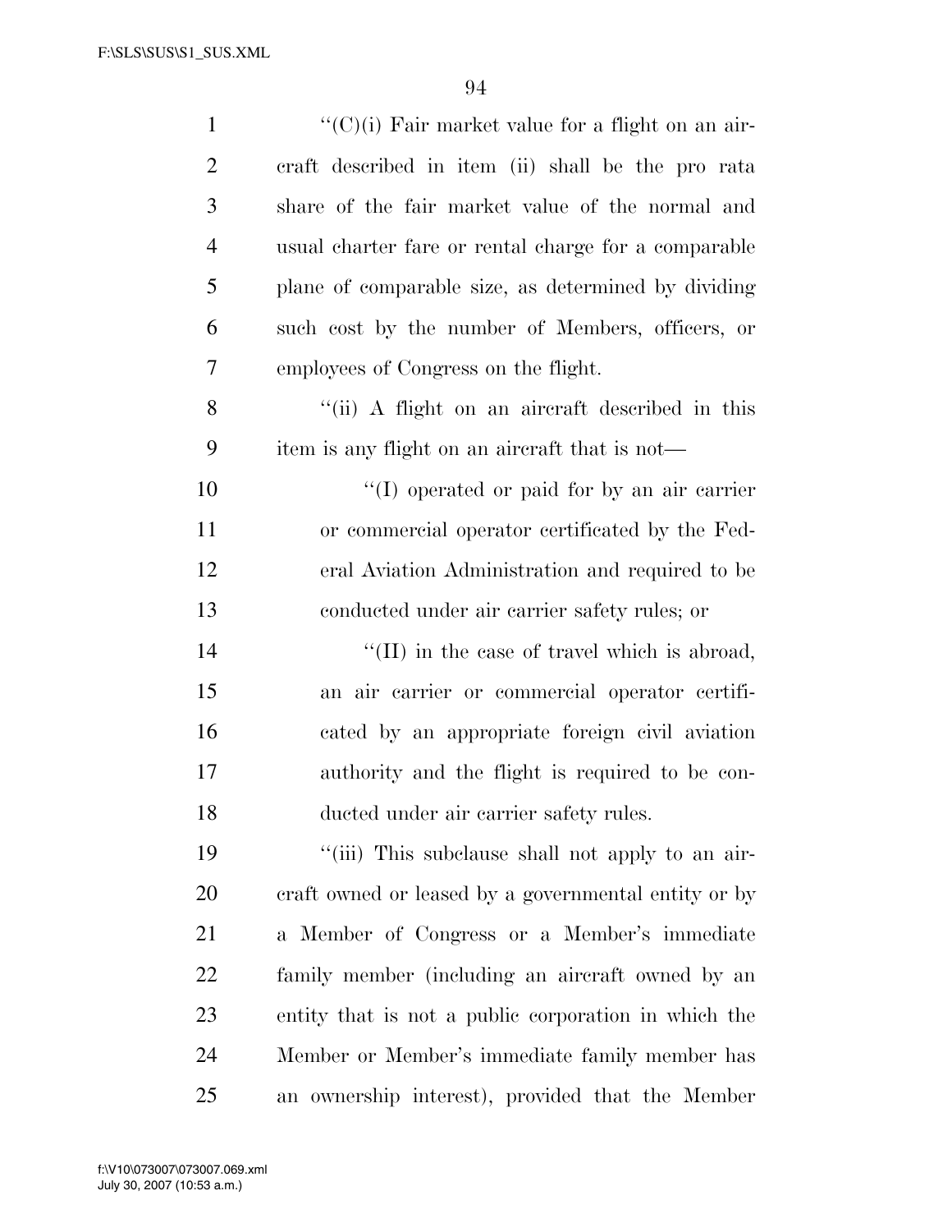''(C)(i) Fair market value for a flight on an aircraft described in item (ii) shall be the pro rata share of the fair market value of the normal and usual charter fare or rental charge for a comparable plane of comparable size, as determined by dividing such cost by the number of Members, officers, or employees of Congress on the flight.

''(ii) A flight on an aircraft described in this item is any flight on an aircraft that is not—

''(I) operated or paid for by an air carrier or commercial operator certificated by the Federal Aviation Administration and required to be conducted under air carrier safety rules; or

''(II) in the case of travel which is abroad, an air carrier or commercial operator certificated by an appropriate foreign civil aviation authority and the flight is required to be conducted under air carrier safety rules.

''(iii) This subclause shall not apply to an aircraft owned or leased by a governmental entity or by a Member of Congress or a Member's immediate family member (including an aircraft owned by an entity that is not a public corporation in which the Member or Member's immediate family member has an ownership interest), provided that the Member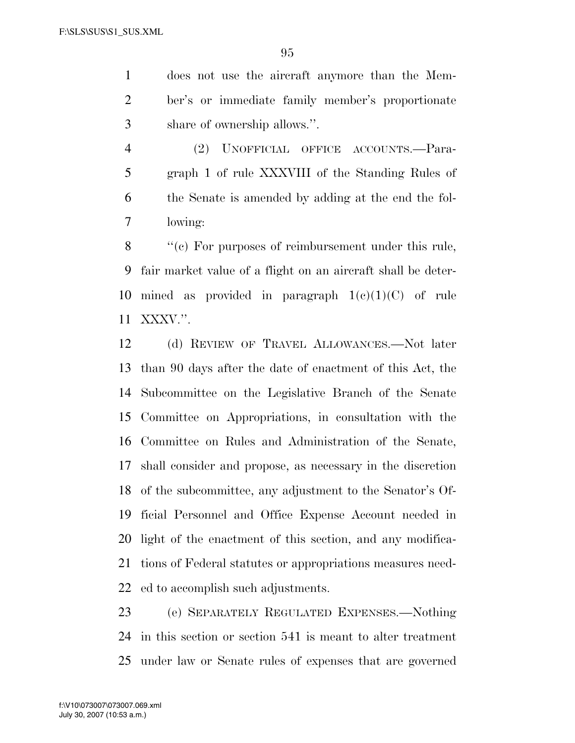does not use the aircraft anymore than the Member's or immediate family member's proportionate share of ownership allows.''.

(2) UNOFFICIAL OFFICE ACCOUNTS.—Paragraph 1 of rule XXXVIII of the Standing Rules of the Senate is amended by adding at the end the following:

''(c) For purposes of reimbursement under this rule, fair market value of a flight on an aircraft shall be determined as provided in paragraph 1(c)(1)(C) of rule XXXV.''.

(d) REVIEW OF TRAVEL ALLOWANCES.—Not later than 90 days after the date of enactment of this Act, the Subcommittee on the Legislative Branch of the Senate Committee on Appropriations, in consultation with the Committee on Rules and Administration of the Senate, shall consider and propose, as necessary in the discretion of the subcommittee, any adjustment to the Senator's Official Personnel and Office Expense Account needed in light of the enactment of this section, and any modifications of Federal statutes or appropriations measures needed to accomplish such adjustments.

(e) SEPARATELY REGULATED EXPENSES.—Nothing in this section or section 541 is meant to alter treatment under law or Senate rules of expenses that are governed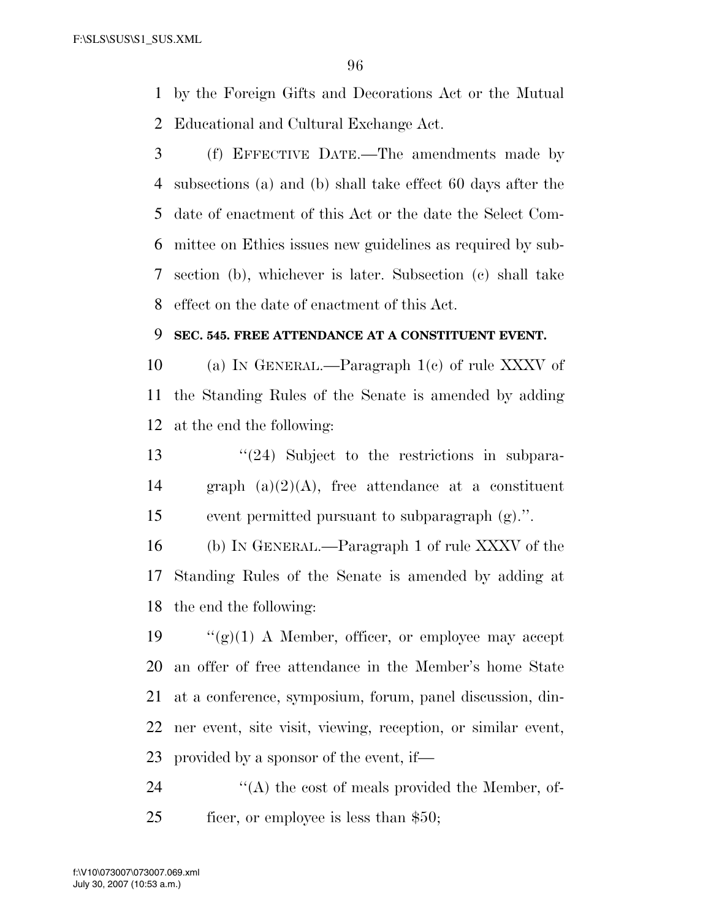by the Foreign Gifts and Decorations Act or the Mutual Educational and Cultural Exchange Act.

(f) EFFECTIVE DATE.—The amendments made by subsections (a) and (b) shall take effect 60 days after the date of enactment of this Act or the date the Select Committee on Ethics issues new guidelines as required by subsection (b), whichever is later. Subsection (c) shall take effect on the date of enactment of this Act.

**SEC. 545. FREE ATTENDANCE AT A CONSTITUENT EVENT.**

(a) IN GENERAL.—Paragraph 1(c) of rule XXXV of the Standing Rules of the Senate is amended by adding at the end the following:

"(24) Subject to the restrictions in subparagraph (a)(2)(A), free attendance at a constituent event permitted pursuant to subparagraph (g).".

(b) IN GENERAL.—Paragraph 1 of rule XXXV of the Standing Rules of the Senate is amended by adding at the end the following:

"(g)(1) A Member, officer, or employee may accept an offer of free attendance in the Member's home State at a conference, symposium, forum, panel discussion, dinner event, site visit, viewing, reception, or similar event, provided by a sponsor of the event, if—

"(A) the cost of meals provided the Member, officer, or employee is less than $50;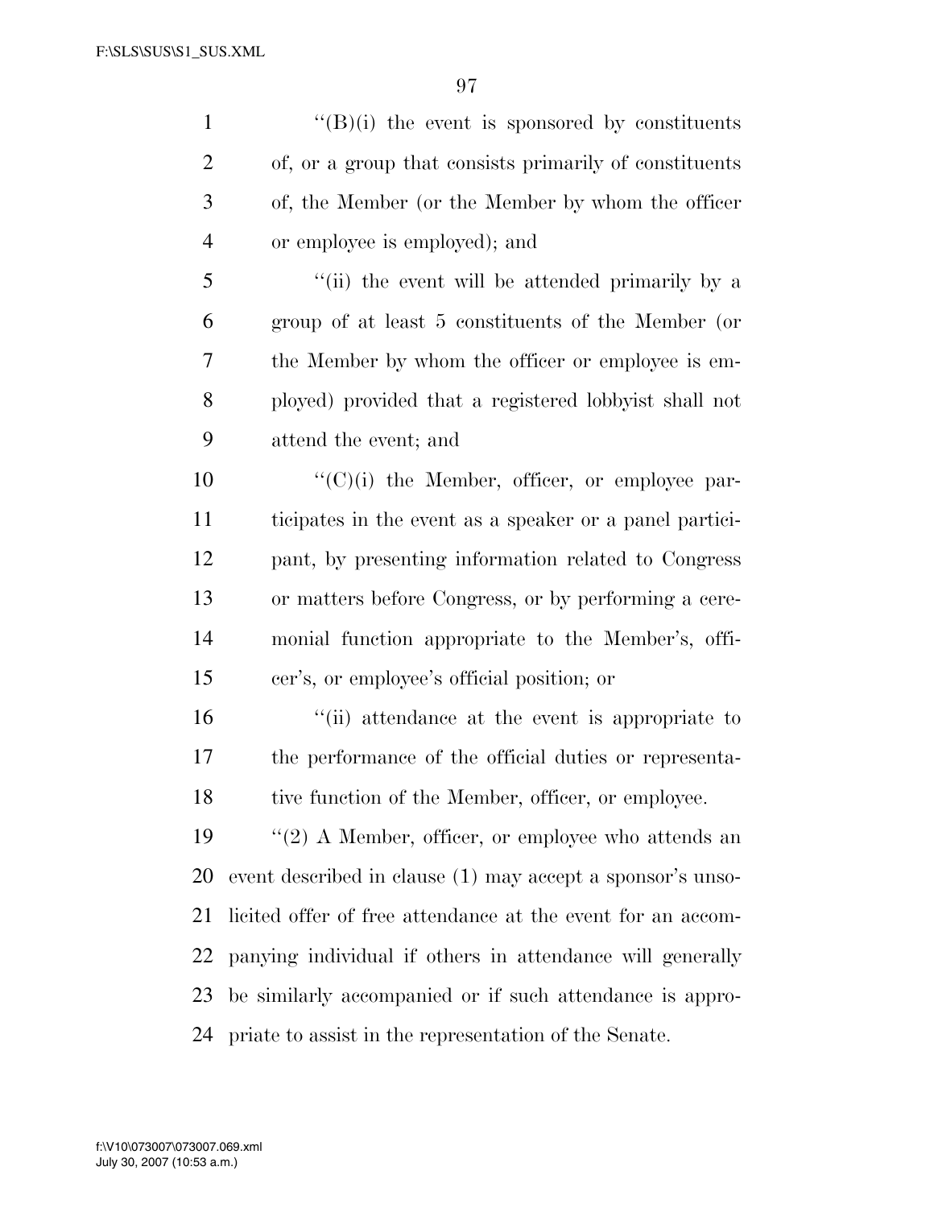''(B)(i) the event is sponsored by constituents of, or a group that consists primarily of constituents of, the Member (or the Member by whom the officer or employee is employed); and

''(ii) the event will be attended primarily by a group of at least 5 constituents of the Member (or the Member by whom the officer or employee is employed) provided that a registered lobbyist shall not attend the event; and

''(C)(i) the Member, officer, or employee participates in the event as a speaker or a panel participant, by presenting information related to Congress or matters before Congress, or by performing a ceremonial function appropriate to the Member's, officer's, or employee's official position; or

''(ii) attendance at the event is appropriate to the performance of the official duties or representative function of the Member, officer, or employee.

''(2) A Member, officer, or employee who attends an event described in clause (1) may accept a sponsor's unsolicited offer of free attendance at the event for an accompanying individual if others in attendance will generally be similarly accompanied or if such attendance is appropriate to assist in the representation of the Senate.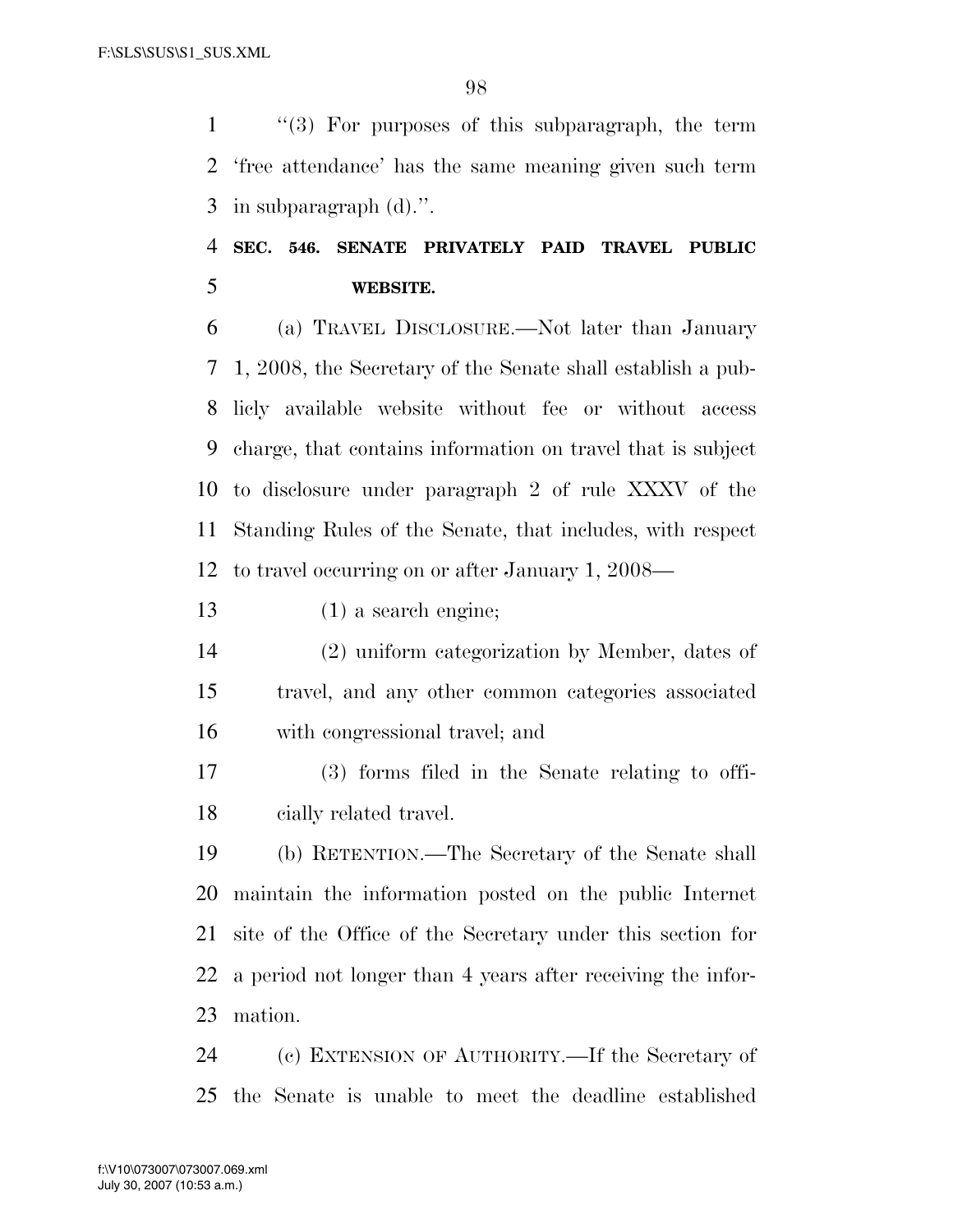"(3) For purposes of this subparagraph, the term 'free attendance' has the same meaning given such term in subparagraph (d).".

**SEC. 546. SENATE PRIVATELY PAID TRAVEL PUBLIC WEBSITE.**

(a) TRAVEL DISCLOSURE.—Not later than January 1, 2008, the Secretary of the Senate shall establish a publicly available website without fee or without access charge, that contains information on travel that is subject to disclosure under paragraph 2 of rule XXXV of the Standing Rules of the Senate, that includes, with respect to travel occurring on or after January 1, 2008—

(1) a search engine;

(2) uniform categorization by Member, dates of travel, and any other common categories associated with congressional travel; and

(3) forms filed in the Senate relating to officially related travel.

(b) RETENTION.—The Secretary of the Senate shall maintain the information posted on the public Internet site of the Office of the Secretary under this section for a period not longer than 4 years after receiving the information.

(c) EXTENSION OF AUTHORITY.—If the Secretary of the Senate is unable to meet the deadline established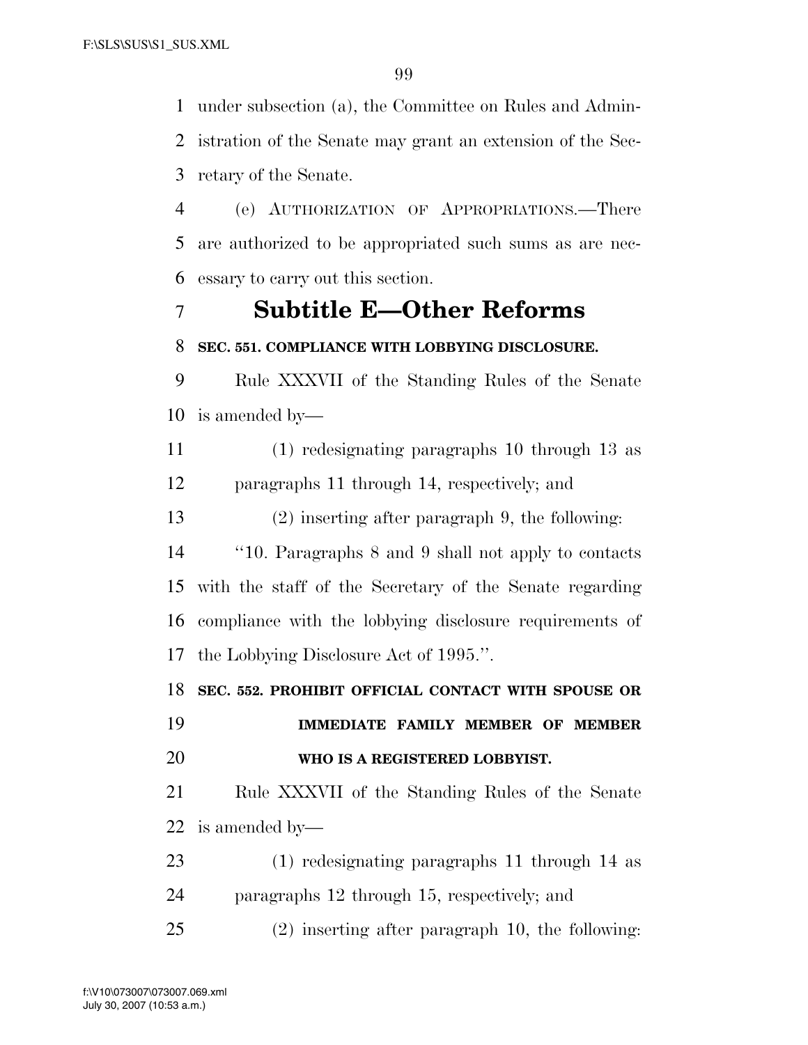under subsection (a), the Committee on Rules and Administration of the Senate may grant an extension of the Secretary of the Senate.

(e) AUTHORIZATION OF APPROPRIATIONS.—There are authorized to be appropriated such sums as are necessary to carry out this section.

## Subtitle E—Other Reforms

### SEC. 551. COMPLIANCE WITH LOBBYING DISCLOSURE.

Rule XXXVII of the Standing Rules of the Senate is amended by—

(1) redesignating paragraphs 10 through 13 as paragraphs 11 through 14, respectively; and

(2) inserting after paragraph 9, the following:

"10. Paragraphs 8 and 9 shall not apply to contacts with the staff of the Secretary of the Senate regarding compliance with the lobbying disclosure requirements of the Lobbying Disclosure Act of 1995.".

### SEC. 552. PROHIBIT OFFICIAL CONTACT WITH SPOUSE OR IMMEDIATE FAMILY MEMBER OF MEMBER WHO IS A REGISTERED LOBBYIST.

Rule XXXVII of the Standing Rules of the Senate is amended by—

(1) redesignating paragraphs 11 through 14 as paragraphs 12 through 15, respectively; and

(2) inserting after paragraph 10, the following: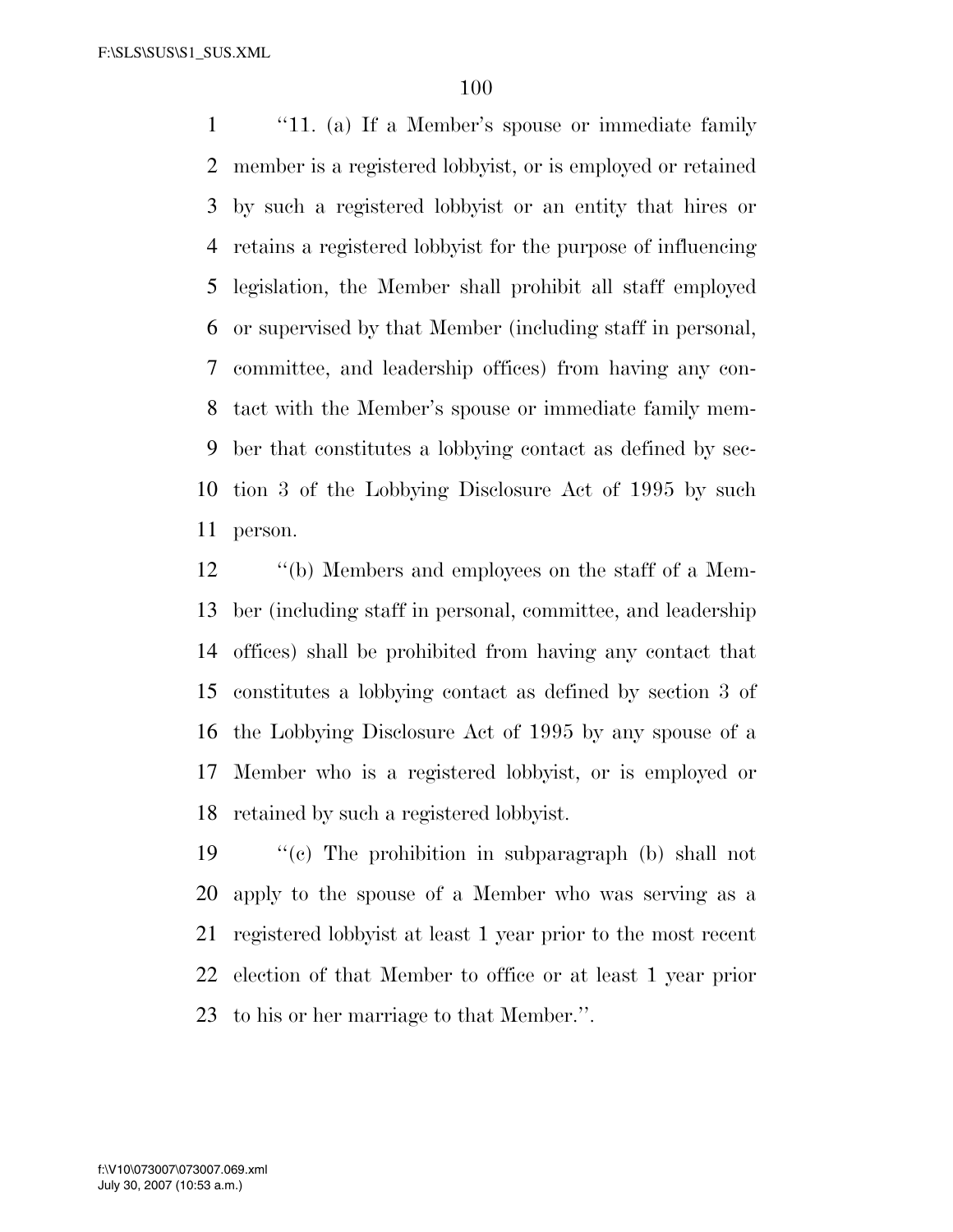"11. (a) If a Member's spouse or immediate family member is a registered lobbyist, or is employed or retained by such a registered lobbyist or an entity that hires or retains a registered lobbyist for the purpose of influencing legislation, the Member shall prohibit all staff employed or supervised by that Member (including staff in personal, committee, and leadership offices) from having any contact with the Member's spouse or immediate family member that constitutes a lobbying contact as defined by section 3 of the Lobbying Disclosure Act of 1995 by such person.

"(b) Members and employees on the staff of a Member (including staff in personal, committee, and leadership offices) shall be prohibited from having any contact that constitutes a lobbying contact as defined by section 3 of the Lobbying Disclosure Act of 1995 by any spouse of a Member who is a registered lobbyist, or is employed or retained by such a registered lobbyist.

"(c) The prohibition in subparagraph (b) shall not apply to the spouse of a Member who was serving as a registered lobbyist at least 1 year prior to the most recent election of that Member to office or at least 1 year prior to his or her marriage to that Member.".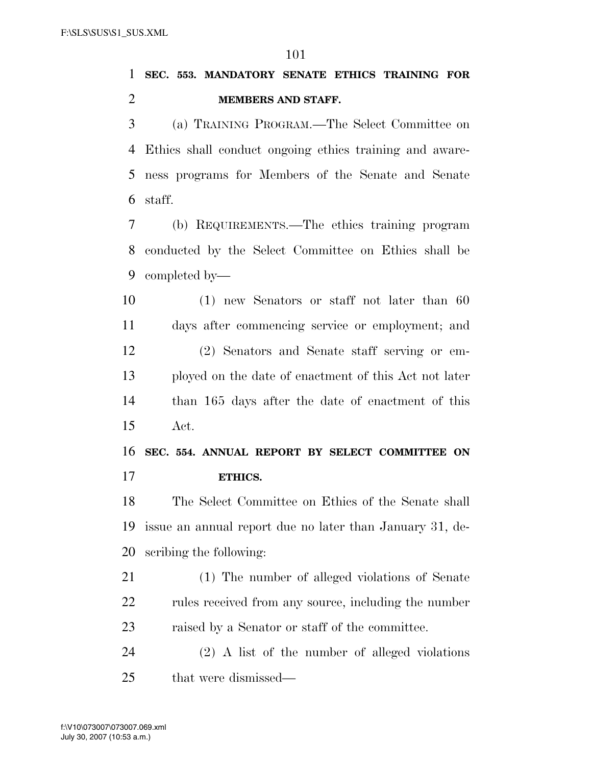**SEC. 553. MANDATORY SENATE ETHICS TRAINING FOR MEMBERS AND STAFF.**

(a) TRAINING PROGRAM.—The Select Committee on Ethics shall conduct ongoing ethics training and awareness programs for Members of the Senate and Senate staff.

(b) REQUIREMENTS.—The ethics training program conducted by the Select Committee on Ethics shall be completed by—

(1) new Senators or staff not later than 60 days after commencing service or employment; and

(2) Senators and Senate staff serving or employed on the date of enactment of this Act not later than 165 days after the date of enactment of this Act.

**SEC. 554. ANNUAL REPORT BY SELECT COMMITTEE ON ETHICS.**

The Select Committee on Ethics of the Senate shall issue an annual report due no later than January 31, describing the following:

(1) The number of alleged violations of Senate rules received from any source, including the number raised by a Senator or staff of the committee.

(2) A list of the number of alleged violations that were dismissed—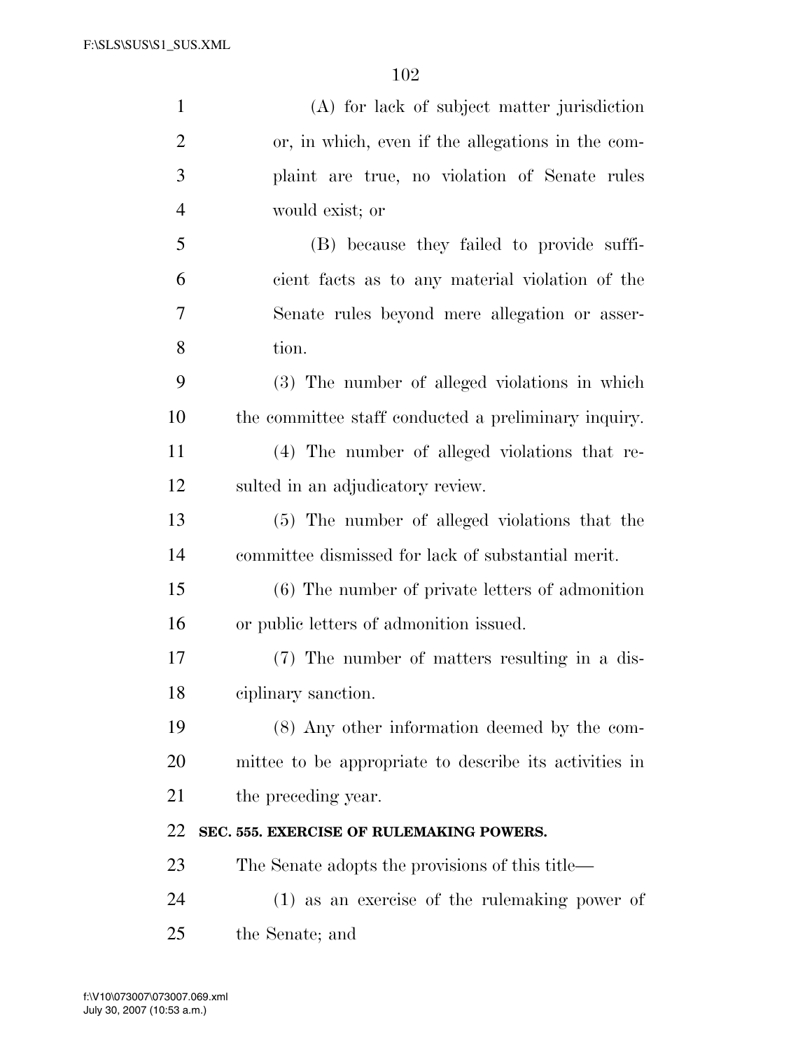(A) for lack of subject matter jurisdiction or, in which, even if the allegations in the complaint are true, no violation of Senate rules would exist; or

(B) because they failed to provide sufficient facts as to any material violation of the Senate rules beyond mere allegation or assertion.

(3) The number of alleged violations in which the committee staff conducted a preliminary inquiry.

(4) The number of alleged violations that resulted in an adjudicatory review.

(5) The number of alleged violations that the committee dismissed for lack of substantial merit.

(6) The number of private letters of admonition or public letters of admonition issued.

(7) The number of matters resulting in a disciplinary sanction.

(8) Any other information deemed by the committee to be appropriate to describe its activities in the preceding year.

**SEC. 555. EXERCISE OF RULEMAKING POWERS.**

The Senate adopts the provisions of this title—

(1) as an exercise of the rulemaking power of the Senate; and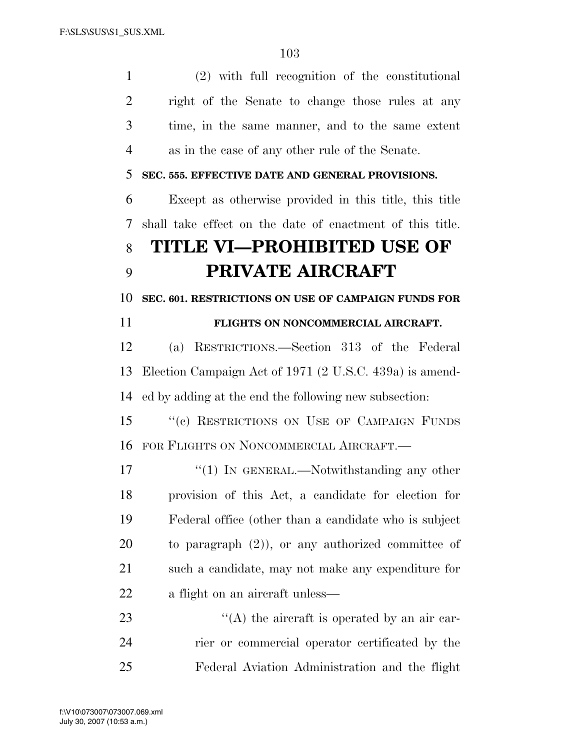(2) with full recognition of the constitutional right of the Senate to change those rules at any time, in the same manner, and to the same extent as in the case of any other rule of the Senate.

**SEC. 555. EFFECTIVE DATE AND GENERAL PROVISIONS.**

Except as otherwise provided in this title, this title shall take effect on the date of enactment of this title.

# TITLE VI—PROHIBITED USE OF PRIVATE AIRCRAFT

**SEC. 601. RESTRICTIONS ON USE OF CAMPAIGN FUNDS FOR FLIGHTS ON NONCOMMERCIAL AIRCRAFT.**

(a) RESTRICTIONS.—Section 313 of the Federal Election Campaign Act of 1971 (2 U.S.C. 439a) is amended by adding at the end the following new subsection:

"(c) RESTRICTIONS ON USE OF CAMPAIGN FUNDS FOR FLIGHTS ON NONCOMMERCIAL AIRCRAFT.—

"(1) IN GENERAL.—Notwithstanding any other provision of this Act, a candidate for election for Federal office (other than a candidate who is subject to paragraph (2)), or any authorized committee of such a candidate, may not make any expenditure for a flight on an aircraft unless—

"(A) the aircraft is operated by an air carrier or commercial operator certificated by the Federal Aviation Administration and the flight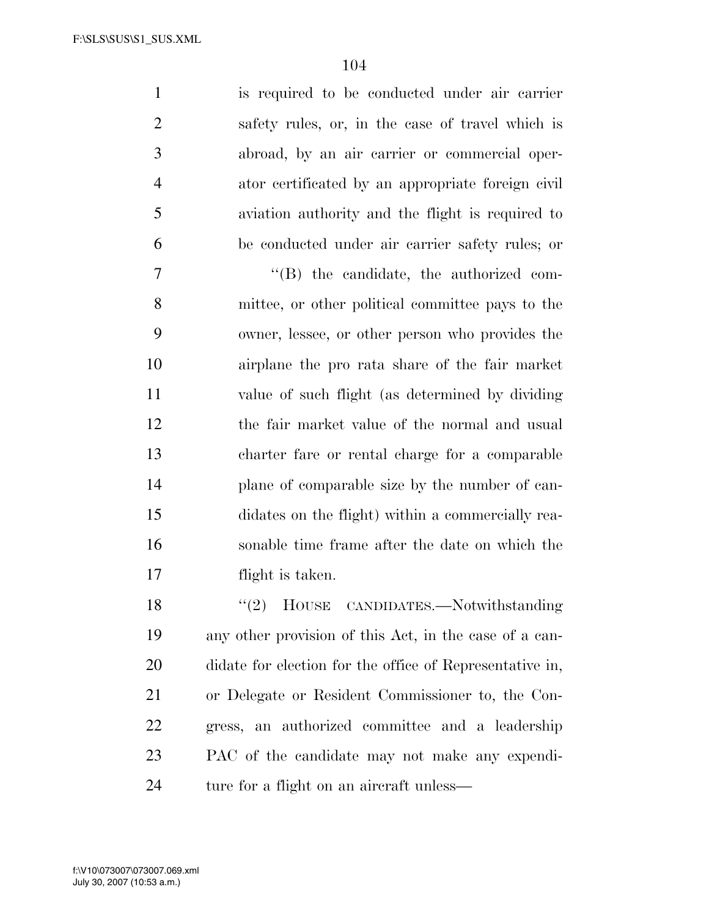is required to be conducted under air carrier safety rules, or, in the case of travel which is abroad, by an air carrier or commercial operator certificated by an appropriate foreign civil aviation authority and the flight is required to be conducted under air carrier safety rules; or

"(B) the candidate, the authorized committee, or other political committee pays to the owner, lessee, or other person who provides the airplane the pro rata share of the fair market value of such flight (as determined by dividing the fair market value of the normal and usual charter fare or rental charge for a comparable plane of comparable size by the number of candidates on the flight) within a commercially reasonable time frame after the date on which the flight is taken.

"(2) HOUSE CANDIDATES.—Notwithstanding any other provision of this Act, in the case of a candidate for election for the office of Representative in, or Delegate or Resident Commissioner to, the Congress, an authorized committee and a leadership PAC of the candidate may not make any expenditure for a flight on an aircraft unless—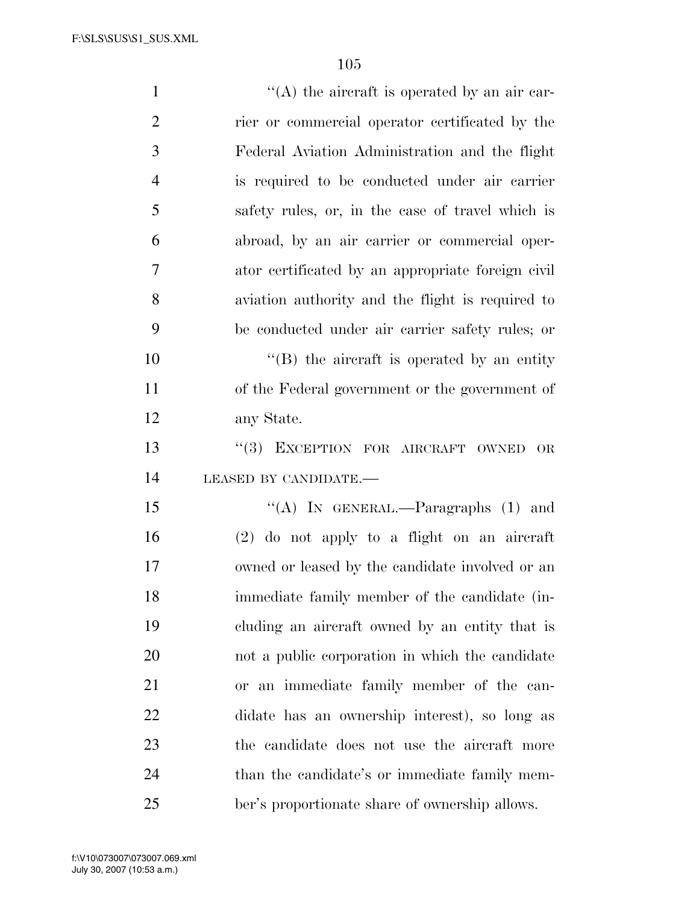''(A) the aircraft is operated by an air carrier or commercial operator certificated by the Federal Aviation Administration and the flight is required to be conducted under air carrier safety rules, or, in the case of travel which is abroad, by an air carrier or commercial operator certificated by an appropriate foreign civil aviation authority and the flight is required to be conducted under air carrier safety rules; or

''(B) the aircraft is operated by an entity of the Federal government or the government of any State.

''(3) EXCEPTION FOR AIRCRAFT OWNED OR LEASED BY CANDIDATE.—

''(A) IN GENERAL.—Paragraphs (1) and (2) do not apply to a flight on an aircraft owned or leased by the candidate involved or an immediate family member of the candidate (including an aircraft owned by an entity that is not a public corporation in which the candidate or an immediate family member of the candidate has an ownership interest), so long as the candidate does not use the aircraft more than the candidate's or immediate family member's proportionate share of ownership allows.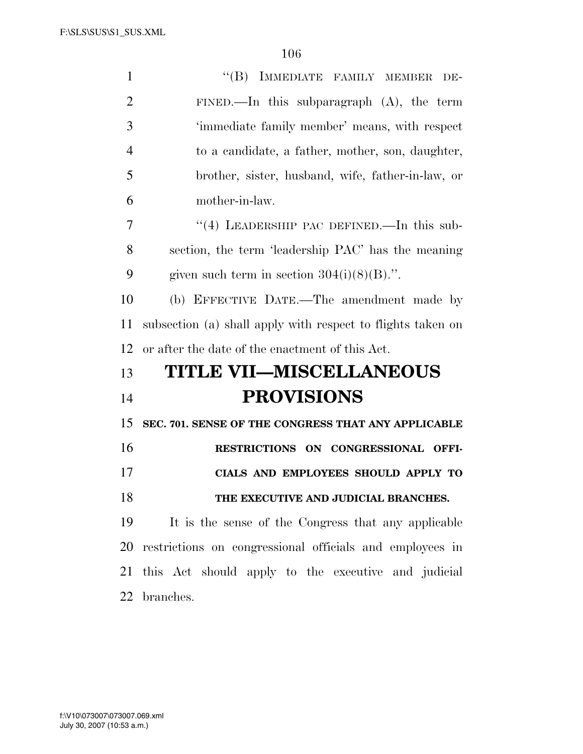"(B) IMMEDIATE FAMILY MEMBER DEFINED.—In this subparagraph (A), the term 'immediate family member' means, with respect to a candidate, a father, mother, son, daughter, brother, sister, husband, wife, father-in-law, or mother-in-law.

"(4) LEADERSHIP PAC DEFINED.—In this subsection, the term 'leadership PAC' has the meaning given such term in section 304(i)(8)(B).".

(b) EFFECTIVE DATE.—The amendment made by subsection (a) shall apply with respect to flights taken on or after the date of the enactment of this Act.

# TITLE VII—MISCELLANEOUS PROVISIONS

### SEC. 701. SENSE OF THE CONGRESS THAT ANY APPLICABLE RESTRICTIONS ON CONGRESSIONAL OFFICIALS AND EMPLOYEES SHOULD APPLY TO THE EXECUTIVE AND JUDICIAL BRANCHES.

It is the sense of the Congress that any applicable restrictions on congressional officials and employees in this Act should apply to the executive and judicial branches.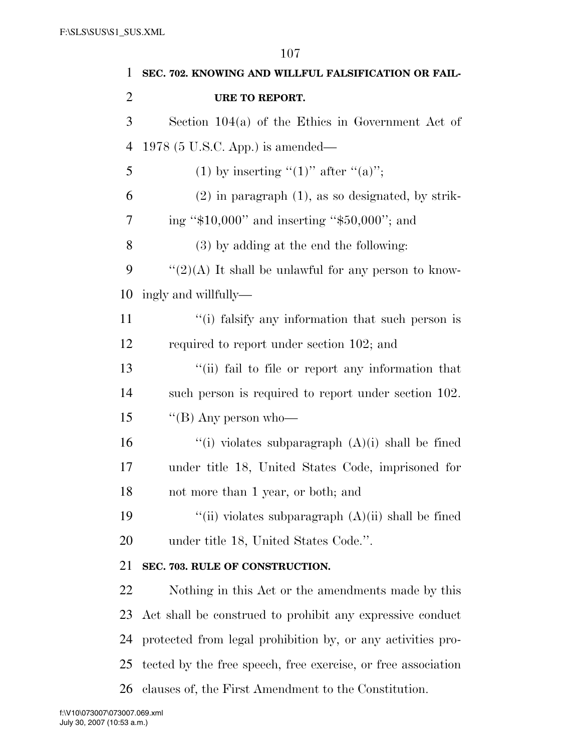**SEC. 702. KNOWING AND WILLFUL FALSIFICATION OR FAILURE TO REPORT.**

Section 104(a) of the Ethics in Government Act of 1978 (5 U.S.C. App.) is amended—

(1) by inserting ''(1)'' after ''(a)'';

(2) in paragraph (1), as so designated, by striking ''$10,000'' and inserting ''$50,000''; and

(3) by adding at the end the following:

''(2)(A) It shall be unlawful for any person to knowingly and willfully—

''(i) falsify any information that such person is required to report under section 102; and

''(ii) fail to file or report any information that such person is required to report under section 102.

''(B) Any person who—

''(i) violates subparagraph (A)(i) shall be fined under title 18, United States Code, imprisoned for not more than 1 year, or both; and

''(ii) violates subparagraph (A)(ii) shall be fined under title 18, United States Code.''.

**SEC. 703. RULE OF CONSTRUCTION.**

Nothing in this Act or the amendments made by this Act shall be construed to prohibit any expressive conduct protected from legal prohibition by, or any activities protected by the free speech, free exercise, or free association clauses of, the First Amendment to the Constitution.